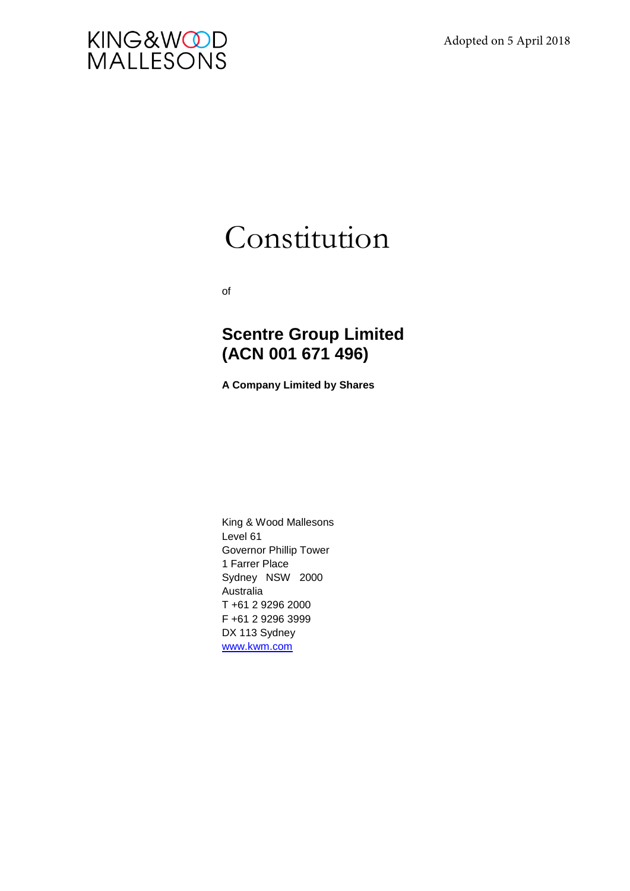KING&WOOD MALLESONS

Adopted on 5 April 2018

# Constitution

of

## Scentre Group Limited (ACN 001 671 496)

**A Company Limited by Shares**

King & Wood Mallesons
Level 61
Governor Phillip Tower
1 Farrer Place
Sydney NSW 2000
Australia
T +61 2 9296 2000
F +61 2 9296 3999
DX 113 Sydney
www.kwm.com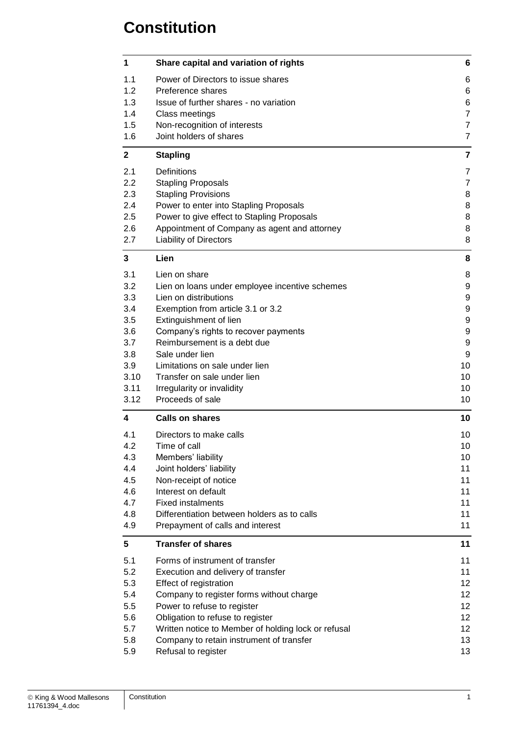# Constitution

| | | |
|---|---|---|
| **1** | **Share capital and variation of rights** | **6** |
| 1.1 | Power of Directors to issue shares | 6 |
| 1.2 | Preference shares | 6 |
| 1.3 | Issue of further shares - no variation | 6 |
| 1.4 | Class meetings | 7 |
| 1.5 | Non-recognition of interests | 7 |
| 1.6 | Joint holders of shares | 7 |
| **2** | **Stapling** | **7** |
| 2.1 | Definitions | 7 |
| 2.2 | Stapling Proposals | 7 |
| 2.3 | Stapling Provisions | 8 |
| 2.4 | Power to enter into Stapling Proposals | 8 |
| 2.5 | Power to give effect to Stapling Proposals | 8 |
| 2.6 | Appointment of Company as agent and attorney | 8 |
| 2.7 | Liability of Directors | 8 |
| **3** | **Lien** | **8** |
| 3.1 | Lien on share | 8 |
| 3.2 | Lien on loans under employee incentive schemes | 9 |
| 3.3 | Lien on distributions | 9 |
| 3.4 | Exemption from article 3.1 or 3.2 | 9 |
| 3.5 | Extinguishment of lien | 9 |
| 3.6 | Company's rights to recover payments | 9 |
| 3.7 | Reimbursement is a debt due | 9 |
| 3.8 | Sale under lien | 9 |
| 3.9 | Limitations on sale under lien | 10 |
| 3.10 | Transfer on sale under lien | 10 |
| 3.11 | Irregularity or invalidity | 10 |
| 3.12 | Proceeds of sale | 10 |
| **4** | **Calls on shares** | **10** |
| 4.1 | Directors to make calls | 10 |
| 4.2 | Time of call | 10 |
| 4.3 | Members' liability | 10 |
| 4.4 | Joint holders' liability | 11 |
| 4.5 | Non-receipt of notice | 11 |
| 4.6 | Interest on default | 11 |
| 4.7 | Fixed instalments | 11 |
| 4.8 | Differentiation between holders as to calls | 11 |
| 4.9 | Prepayment of calls and interest | 11 |
| **5** | **Transfer of shares** | **11** |
| 5.1 | Forms of instrument of transfer | 11 |
| 5.2 | Execution and delivery of transfer | 11 |
| 5.3 | Effect of registration | 12 |
| 5.4 | Company to register forms without charge | 12 |
| 5.5 | Power to refuse to register | 12 |
| 5.6 | Obligation to refuse to register | 12 |
| 5.7 | Written notice to Member of holding lock or refusal | 12 |
| 5.8 | Company to retain instrument of transfer | 13 |
| 5.9 | Refusal to register | 13 |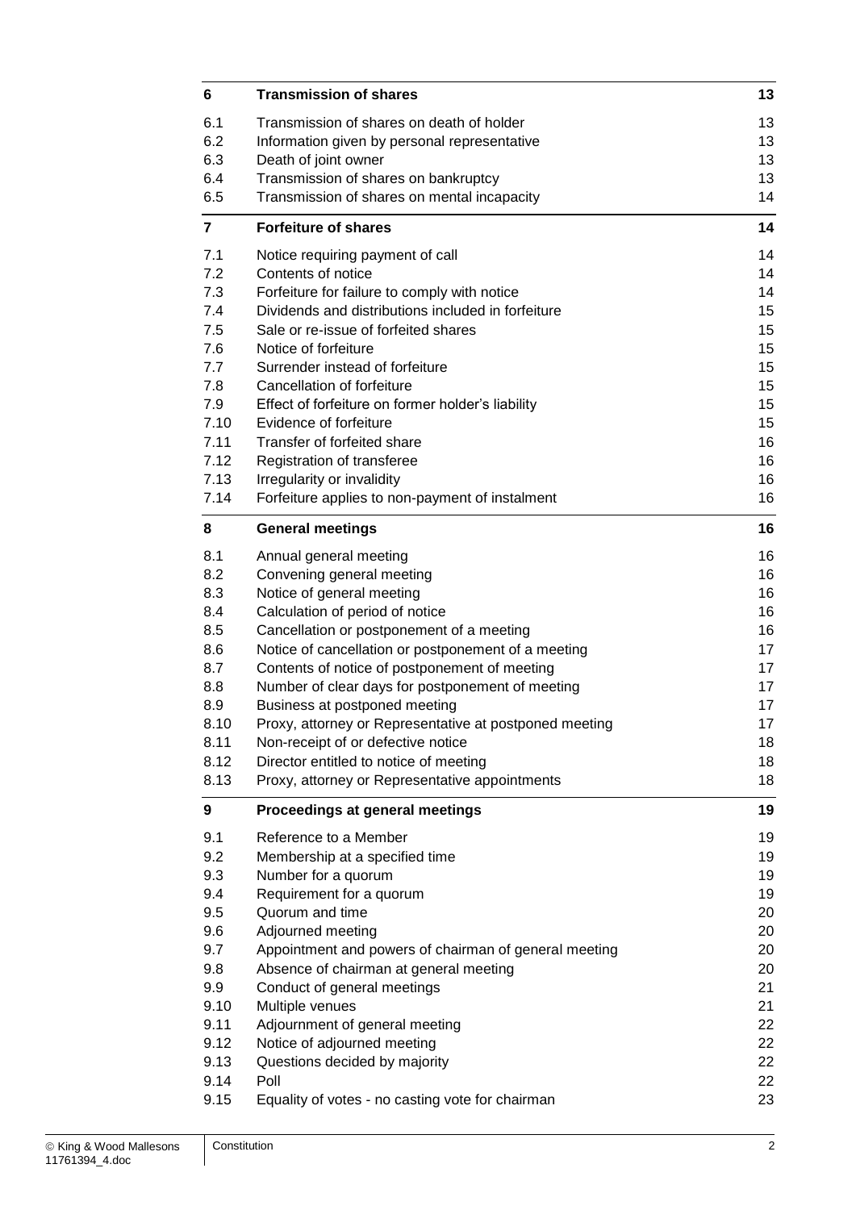| | | |
|---|---|---|
| **6** | **Transmission of shares** | **13** |
| 6.1 | Transmission of shares on death of holder | 13 |
| 6.2 | Information given by personal representative | 13 |
| 6.3 | Death of joint owner | 13 |
| 6.4 | Transmission of shares on bankruptcy | 13 |
| 6.5 | Transmission of shares on mental incapacity | 14 |
| **7** | **Forfeiture of shares** | **14** |
| 7.1 | Notice requiring payment of call | 14 |
| 7.2 | Contents of notice | 14 |
| 7.3 | Forfeiture for failure to comply with notice | 14 |
| 7.4 | Dividends and distributions included in forfeiture | 15 |
| 7.5 | Sale or re-issue of forfeited shares | 15 |
| 7.6 | Notice of forfeiture | 15 |
| 7.7 | Surrender instead of forfeiture | 15 |
| 7.8 | Cancellation of forfeiture | 15 |
| 7.9 | Effect of forfeiture on former holder's liability | 15 |
| 7.10 | Evidence of forfeiture | 15 |
| 7.11 | Transfer of forfeited share | 16 |
| 7.12 | Registration of transferee | 16 |
| 7.13 | Irregularity or invalidity | 16 |
| 7.14 | Forfeiture applies to non-payment of instalment | 16 |
| **8** | **General meetings** | **16** |
| 8.1 | Annual general meeting | 16 |
| 8.2 | Convening general meeting | 16 |
| 8.3 | Notice of general meeting | 16 |
| 8.4 | Calculation of period of notice | 16 |
| 8.5 | Cancellation or postponement of a meeting | 16 |
| 8.6 | Notice of cancellation or postponement of a meeting | 17 |
| 8.7 | Contents of notice of postponement of meeting | 17 |
| 8.8 | Number of clear days for postponement of meeting | 17 |
| 8.9 | Business at postponed meeting | 17 |
| 8.10 | Proxy, attorney or Representative at postponed meeting | 17 |
| 8.11 | Non-receipt of or defective notice | 18 |
| 8.12 | Director entitled to notice of meeting | 18 |
| 8.13 | Proxy, attorney or Representative appointments | 18 |
| **9** | **Proceedings at general meetings** | **19** |
| 9.1 | Reference to a Member | 19 |
| 9.2 | Membership at a specified time | 19 |
| 9.3 | Number for a quorum | 19 |
| 9.4 | Requirement for a quorum | 19 |
| 9.5 | Quorum and time | 20 |
| 9.6 | Adjourned meeting | 20 |
| 9.7 | Appointment and powers of chairman of general meeting | 20 |
| 9.8 | Absence of chairman at general meeting | 20 |
| 9.9 | Conduct of general meetings | 21 |
| 9.10 | Multiple venues | 21 |
| 9.11 | Adjournment of general meeting | 22 |
| 9.12 | Notice of adjourned meeting | 22 |
| 9.13 | Questions decided by majority | 22 |
| 9.14 | Poll | 22 |
| 9.15 | Equality of votes - no casting vote for chairman | 23 |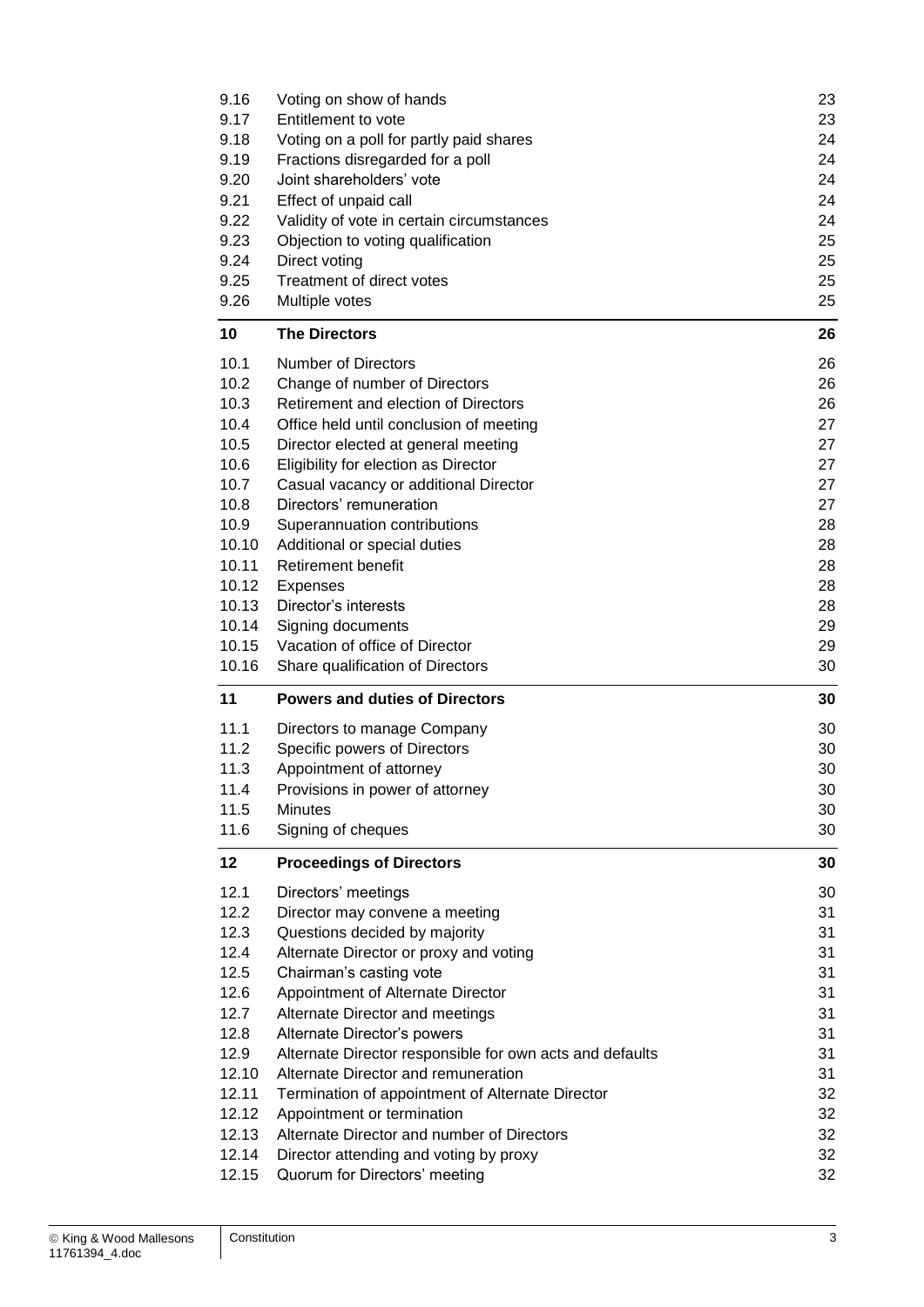| | | |
|---|---|---|
| 9.16 | Voting on show of hands | 23 |
| 9.17 | Entitlement to vote | 23 |
| 9.18 | Voting on a poll for partly paid shares | 24 |
| 9.19 | Fractions disregarded for a poll | 24 |
| 9.20 | Joint shareholders' vote | 24 |
| 9.21 | Effect of unpaid call | 24 |
| 9.22 | Validity of vote in certain circumstances | 24 |
| 9.23 | Objection to voting qualification | 25 |
| 9.24 | Direct voting | 25 |
| 9.25 | Treatment of direct votes | 25 |
| 9.26 | Multiple votes | 25 |
| **10** | **The Directors** | **26** |
| 10.1 | Number of Directors | 26 |
| 10.2 | Change of number of Directors | 26 |
| 10.3 | Retirement and election of Directors | 26 |
| 10.4 | Office held until conclusion of meeting | 27 |
| 10.5 | Director elected at general meeting | 27 |
| 10.6 | Eligibility for election as Director | 27 |
| 10.7 | Casual vacancy or additional Director | 27 |
| 10.8 | Directors' remuneration | 27 |
| 10.9 | Superannuation contributions | 28 |
| 10.10 | Additional or special duties | 28 |
| 10.11 | Retirement benefit | 28 |
| 10.12 | Expenses | 28 |
| 10.13 | Director's interests | 28 |
| 10.14 | Signing documents | 29 |
| 10.15 | Vacation of office of Director | 29 |
| 10.16 | Share qualification of Directors | 30 |
| **11** | **Powers and duties of Directors** | **30** |
| 11.1 | Directors to manage Company | 30 |
| 11.2 | Specific powers of Directors | 30 |
| 11.3 | Appointment of attorney | 30 |
| 11.4 | Provisions in power of attorney | 30 |
| 11.5 | Minutes | 30 |
| 11.6 | Signing of cheques | 30 |
| **12** | **Proceedings of Directors** | **30** |
| 12.1 | Directors' meetings | 30 |
| 12.2 | Director may convene a meeting | 31 |
| 12.3 | Questions decided by majority | 31 |
| 12.4 | Alternate Director or proxy and voting | 31 |
| 12.5 | Chairman's casting vote | 31 |
| 12.6 | Appointment of Alternate Director | 31 |
| 12.7 | Alternate Director and meetings | 31 |
| 12.8 | Alternate Director's powers | 31 |
| 12.9 | Alternate Director responsible for own acts and defaults | 31 |
| 12.10 | Alternate Director and remuneration | 31 |
| 12.11 | Termination of appointment of Alternate Director | 32 |
| 12.12 | Appointment or termination | 32 |
| 12.13 | Alternate Director and number of Directors | 32 |
| 12.14 | Director attending and voting by proxy | 32 |
| 12.15 | Quorum for Directors' meeting | 32 |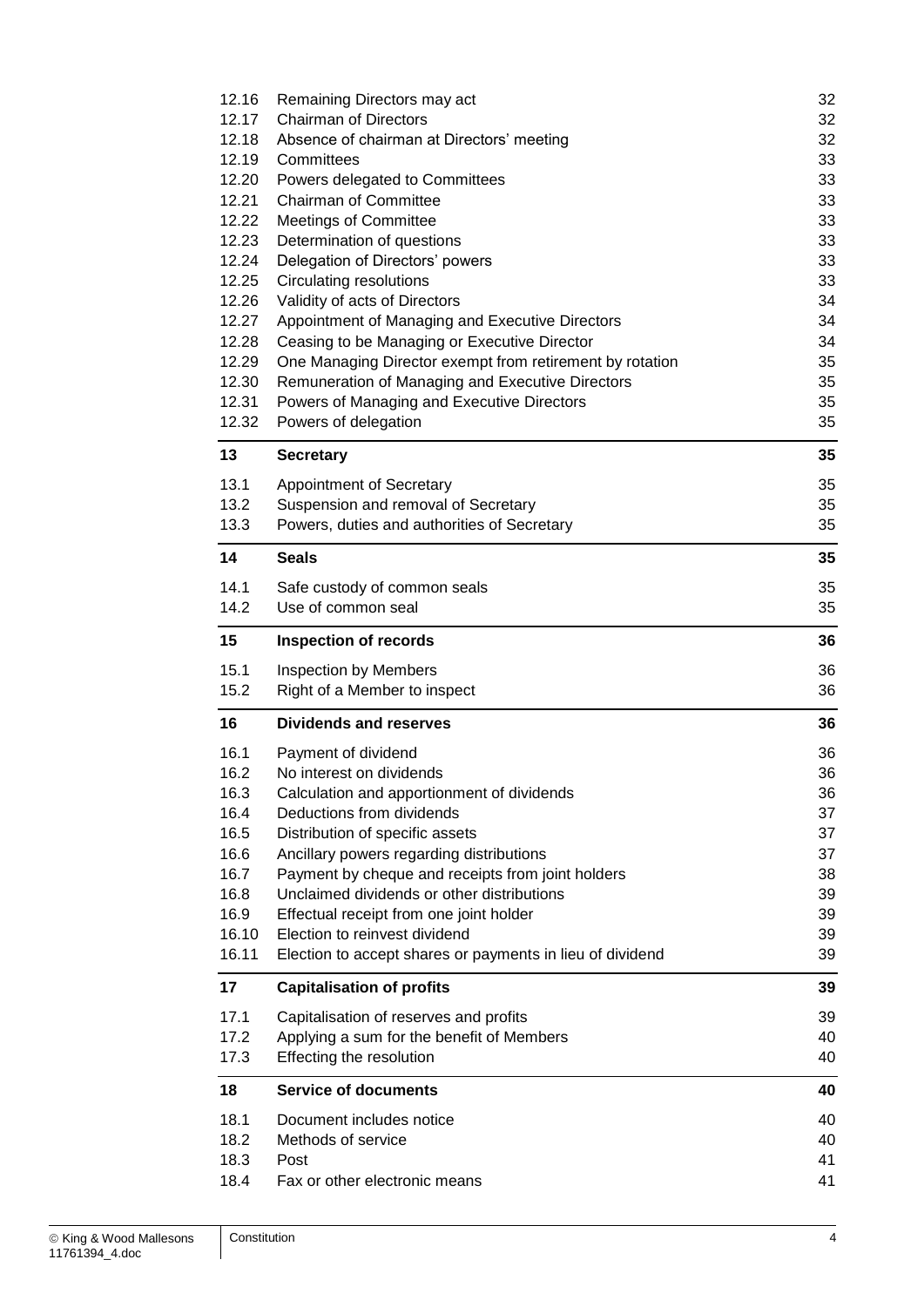| | | |
|---|---|---|
| 12.16 | Remaining Directors may act | 32 |
| 12.17 | Chairman of Directors | 32 |
| 12.18 | Absence of chairman at Directors' meeting | 32 |
| 12.19 | Committees | 33 |
| 12.20 | Powers delegated to Committees | 33 |
| 12.21 | Chairman of Committee | 33 |
| 12.22 | Meetings of Committee | 33 |
| 12.23 | Determination of questions | 33 |
| 12.24 | Delegation of Directors' powers | 33 |
| 12.25 | Circulating resolutions | 33 |
| 12.26 | Validity of acts of Directors | 34 |
| 12.27 | Appointment of Managing and Executive Directors | 34 |
| 12.28 | Ceasing to be Managing or Executive Director | 34 |
| 12.29 | One Managing Director exempt from retirement by rotation | 35 |
| 12.30 | Remuneration of Managing and Executive Directors | 35 |
| 12.31 | Powers of Managing and Executive Directors | 35 |
| 12.32 | Powers of delegation | 35 |
| **13** | **Secretary** | **35** |
| 13.1 | Appointment of Secretary | 35 |
| 13.2 | Suspension and removal of Secretary | 35 |
| 13.3 | Powers, duties and authorities of Secretary | 35 |
| **14** | **Seals** | **35** |
| 14.1 | Safe custody of common seals | 35 |
| 14.2 | Use of common seal | 35 |
| **15** | **Inspection of records** | **36** |
| 15.1 | Inspection by Members | 36 |
| 15.2 | Right of a Member to inspect | 36 |
| **16** | **Dividends and reserves** | **36** |
| 16.1 | Payment of dividend | 36 |
| 16.2 | No interest on dividends | 36 |
| 16.3 | Calculation and apportionment of dividends | 36 |
| 16.4 | Deductions from dividends | 37 |
| 16.5 | Distribution of specific assets | 37 |
| 16.6 | Ancillary powers regarding distributions | 37 |
| 16.7 | Payment by cheque and receipts from joint holders | 38 |
| 16.8 | Unclaimed dividends or other distributions | 39 |
| 16.9 | Effectual receipt from one joint holder | 39 |
| 16.10 | Election to reinvest dividend | 39 |
| 16.11 | Election to accept shares or payments in lieu of dividend | 39 |
| **17** | **Capitalisation of profits** | **39** |
| 17.1 | Capitalisation of reserves and profits | 39 |
| 17.2 | Applying a sum for the benefit of Members | 40 |
| 17.3 | Effecting the resolution | 40 |
| **18** | **Service of documents** | **40** |
| 18.1 | Document includes notice | 40 |
| 18.2 | Methods of service | 40 |
| 18.3 | Post | 41 |
| 18.4 | Fax or other electronic means | 41 |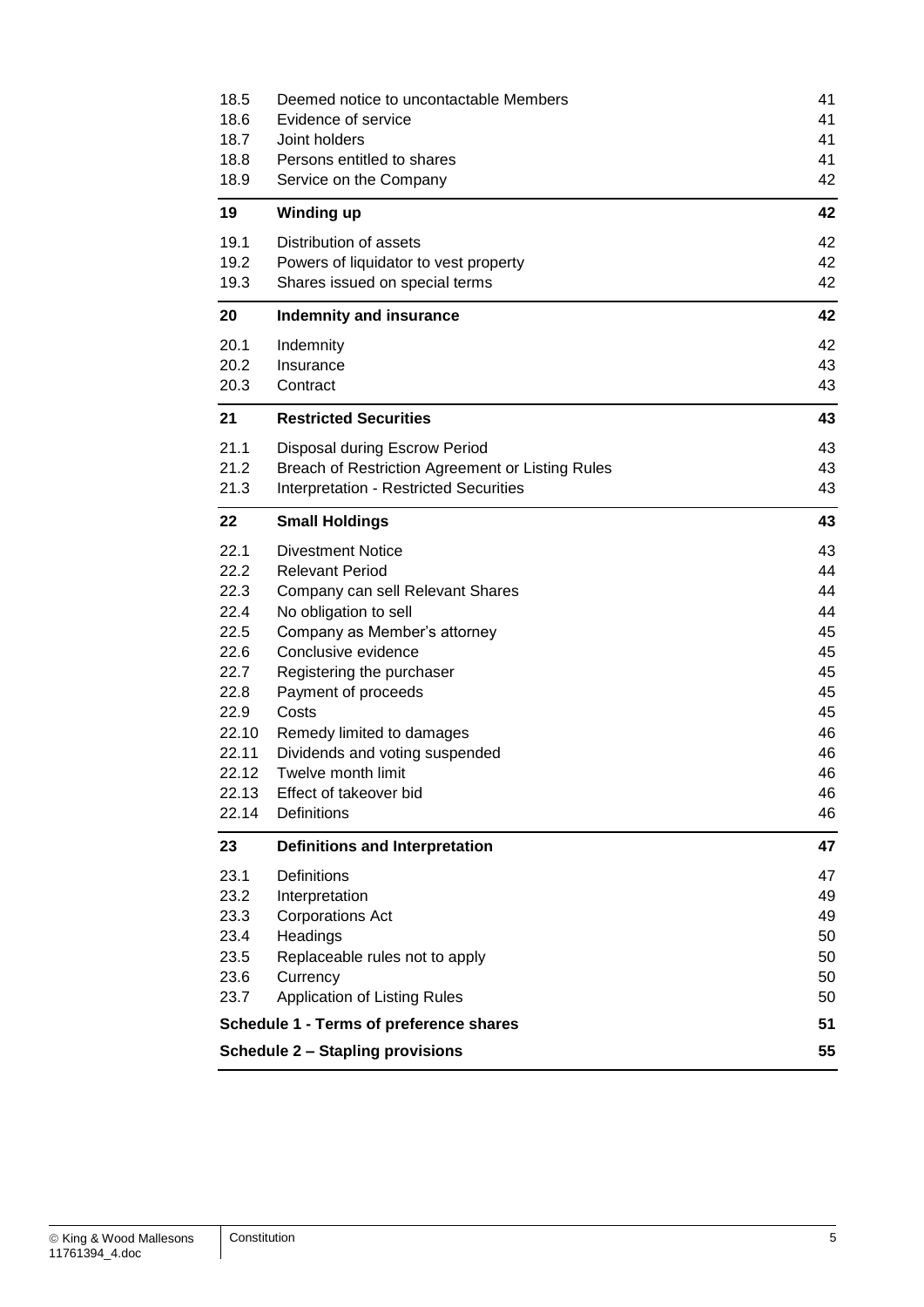| | | |
|---|---|---|
| 18.5 | Deemed notice to uncontactable Members | 41 |
| 18.6 | Evidence of service | 41 |
| 18.7 | Joint holders | 41 |
| 18.8 | Persons entitled to shares | 41 |
| 18.9 | Service on the Company | 42 |
| **19** | **Winding up** | **42** |
| 19.1 | Distribution of assets | 42 |
| 19.2 | Powers of liquidator to vest property | 42 |
| 19.3 | Shares issued on special terms | 42 |
| **20** | **Indemnity and insurance** | **42** |
| 20.1 | Indemnity | 42 |
| 20.2 | Insurance | 43 |
| 20.3 | Contract | 43 |
| **21** | **Restricted Securities** | **43** |
| 21.1 | Disposal during Escrow Period | 43 |
| 21.2 | Breach of Restriction Agreement or Listing Rules | 43 |
| 21.3 | Interpretation - Restricted Securities | 43 |
| **22** | **Small Holdings** | **43** |
| 22.1 | Divestment Notice | 43 |
| 22.2 | Relevant Period | 44 |
| 22.3 | Company can sell Relevant Shares | 44 |
| 22.4 | No obligation to sell | 44 |
| 22.5 | Company as Member's attorney | 45 |
| 22.6 | Conclusive evidence | 45 |
| 22.7 | Registering the purchaser | 45 |
| 22.8 | Payment of proceeds | 45 |
| 22.9 | Costs | 45 |
| 22.10 | Remedy limited to damages | 46 |
| 22.11 | Dividends and voting suspended | 46 |
| 22.12 | Twelve month limit | 46 |
| 22.13 | Effect of takeover bid | 46 |
| 22.14 | Definitions | 46 |
| **23** | **Definitions and Interpretation** | **47** |
| 23.1 | Definitions | 47 |
| 23.2 | Interpretation | 49 |
| 23.3 | Corporations Act | 49 |
| 23.4 | Headings | 50 |
| 23.5 | Replaceable rules not to apply | 50 |
| 23.6 | Currency | 50 |
| 23.7 | Application of Listing Rules | 50 |
| **Schedule 1 - Terms of preference shares** | | **51** |
| **Schedule 2 – Stapling provisions** | | **55** |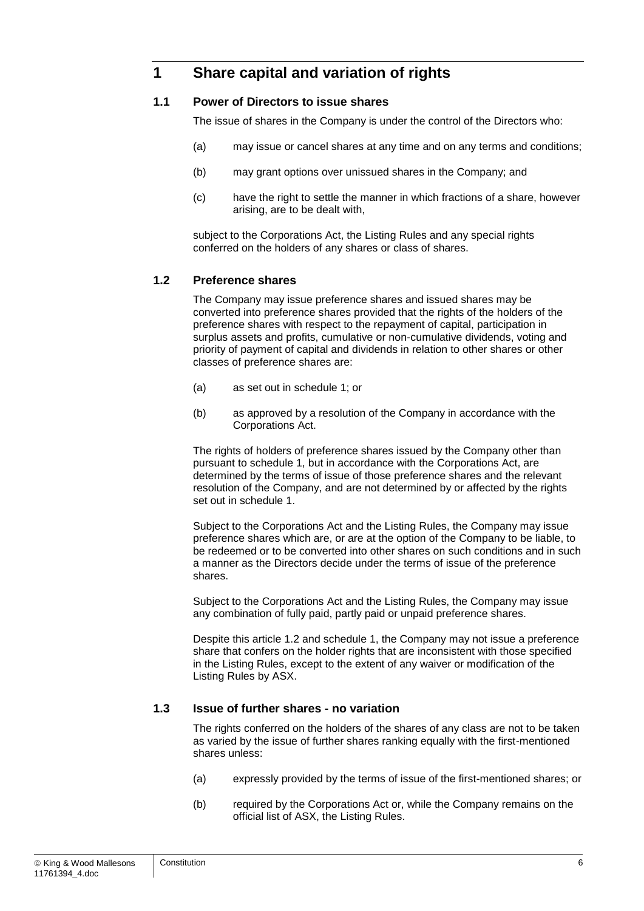# 1 Share capital and variation of rights

## 1.1 Power of Directors to issue shares

The issue of shares in the Company is under the control of the Directors who:

(a) may issue or cancel shares at any time and on any terms and conditions;

(b) may grant options over unissued shares in the Company; and

(c) have the right to settle the manner in which fractions of a share, however arising, are to be dealt with,

subject to the Corporations Act, the Listing Rules and any special rights conferred on the holders of any shares or class of shares.

## 1.2 Preference shares

The Company may issue preference shares and issued shares may be converted into preference shares provided that the rights of the holders of the preference shares with respect to the repayment of capital, participation in surplus assets and profits, cumulative or non-cumulative dividends, voting and priority of payment of capital and dividends in relation to other shares or other classes of preference shares are:

(a) as set out in schedule 1; or

(b) as approved by a resolution of the Company in accordance with the Corporations Act.

The rights of holders of preference shares issued by the Company other than pursuant to schedule 1, but in accordance with the Corporations Act, are determined by the terms of issue of those preference shares and the relevant resolution of the Company, and are not determined by or affected by the rights set out in schedule 1.

Subject to the Corporations Act and the Listing Rules, the Company may issue preference shares which are, or are at the option of the Company to be liable, to be redeemed or to be converted into other shares on such conditions and in such a manner as the Directors decide under the terms of issue of the preference shares.

Subject to the Corporations Act and the Listing Rules, the Company may issue any combination of fully paid, partly paid or unpaid preference shares.

Despite this article 1.2 and schedule 1, the Company may not issue a preference share that confers on the holder rights that are inconsistent with those specified in the Listing Rules, except to the extent of any waiver or modification of the Listing Rules by ASX.

## 1.3 Issue of further shares - no variation

The rights conferred on the holders of the shares of any class are not to be taken as varied by the issue of further shares ranking equally with the first-mentioned shares unless:

(a) expressly provided by the terms of issue of the first-mentioned shares; or

(b) required by the Corporations Act or, while the Company remains on the official list of ASX, the Listing Rules.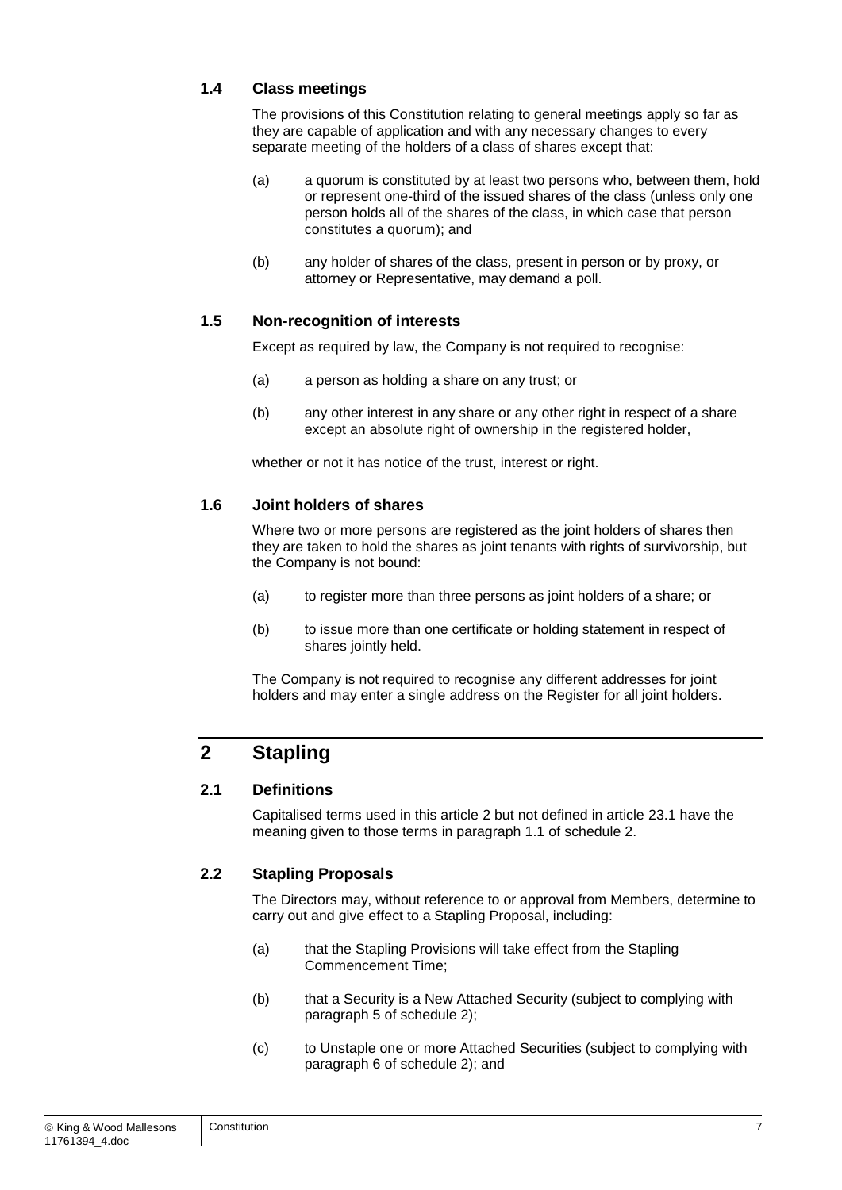### 1.4 Class meetings

The provisions of this Constitution relating to general meetings apply so far as they are capable of application and with any necessary changes to every separate meeting of the holders of a class of shares except that:

(a) a quorum is constituted by at least two persons who, between them, hold or represent one-third of the issued shares of the class (unless only one person holds all of the shares of the class, in which case that person constitutes a quorum); and

(b) any holder of shares of the class, present in person or by proxy, or attorney or Representative, may demand a poll.

### 1.5 Non-recognition of interests

Except as required by law, the Company is not required to recognise:

(a) a person as holding a share on any trust; or

(b) any other interest in any share or any other right in respect of a share except an absolute right of ownership in the registered holder,

whether or not it has notice of the trust, interest or right.

### 1.6 Joint holders of shares

Where two or more persons are registered as the joint holders of shares then they are taken to hold the shares as joint tenants with rights of survivorship, but the Company is not bound:

(a) to register more than three persons as joint holders of a share; or

(b) to issue more than one certificate or holding statement in respect of shares jointly held.

The Company is not required to recognise any different addresses for joint holders and may enter a single address on the Register for all joint holders.

## 2 Stapling

### 2.1 Definitions

Capitalised terms used in this article 2 but not defined in article 23.1 have the meaning given to those terms in paragraph 1.1 of schedule 2.

### 2.2 Stapling Proposals

The Directors may, without reference to or approval from Members, determine to carry out and give effect to a Stapling Proposal, including:

(a) that the Stapling Provisions will take effect from the Stapling Commencement Time;

(b) that a Security is a New Attached Security (subject to complying with paragraph 5 of schedule 2);

(c) to Unstaple one or more Attached Securities (subject to complying with paragraph 6 of schedule 2); and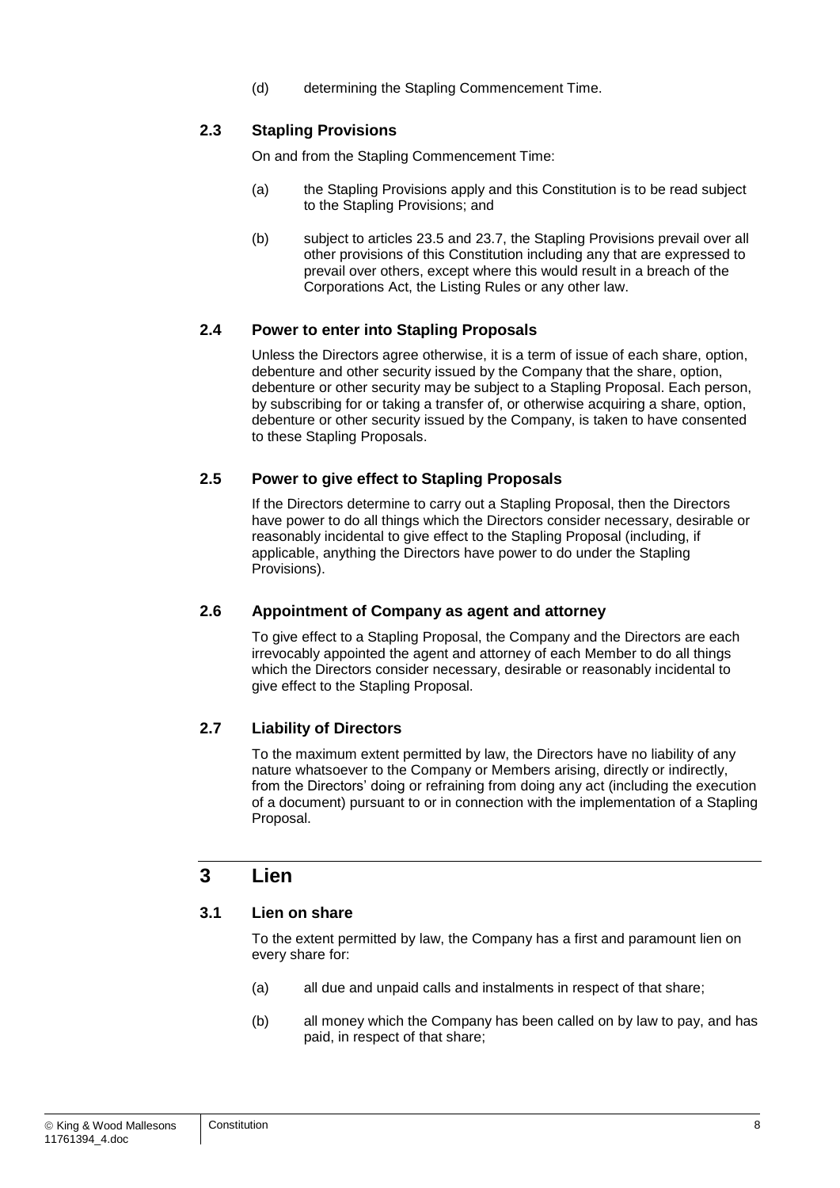(d) determining the Stapling Commencement Time.

### 2.3 Stapling Provisions

On and from the Stapling Commencement Time:

(a) the Stapling Provisions apply and this Constitution is to be read subject to the Stapling Provisions; and

(b) subject to articles 23.5 and 23.7, the Stapling Provisions prevail over all other provisions of this Constitution including any that are expressed to prevail over others, except where this would result in a breach of the Corporations Act, the Listing Rules or any other law.

### 2.4 Power to enter into Stapling Proposals

Unless the Directors agree otherwise, it is a term of issue of each share, option, debenture and other security issued by the Company that the share, option, debenture or other security may be subject to a Stapling Proposal. Each person, by subscribing for or taking a transfer of, or otherwise acquiring a share, option, debenture or other security issued by the Company, is taken to have consented to these Stapling Proposals.

### 2.5 Power to give effect to Stapling Proposals

If the Directors determine to carry out a Stapling Proposal, then the Directors have power to do all things which the Directors consider necessary, desirable or reasonably incidental to give effect to the Stapling Proposal (including, if applicable, anything the Directors have power to do under the Stapling Provisions).

### 2.6 Appointment of Company as agent and attorney

To give effect to a Stapling Proposal, the Company and the Directors are each irrevocably appointed the agent and attorney of each Member to do all things which the Directors consider necessary, desirable or reasonably incidental to give effect to the Stapling Proposal.

### 2.7 Liability of Directors

To the maximum extent permitted by law, the Directors have no liability of any nature whatsoever to the Company or Members arising, directly or indirectly, from the Directors' doing or refraining from doing any act (including the execution of a document) pursuant to or in connection with the implementation of a Stapling Proposal.

## 3 Lien

### 3.1 Lien on share

To the extent permitted by law, the Company has a first and paramount lien on every share for:

(a) all due and unpaid calls and instalments in respect of that share;

(b) all money which the Company has been called on by law to pay, and has paid, in respect of that share;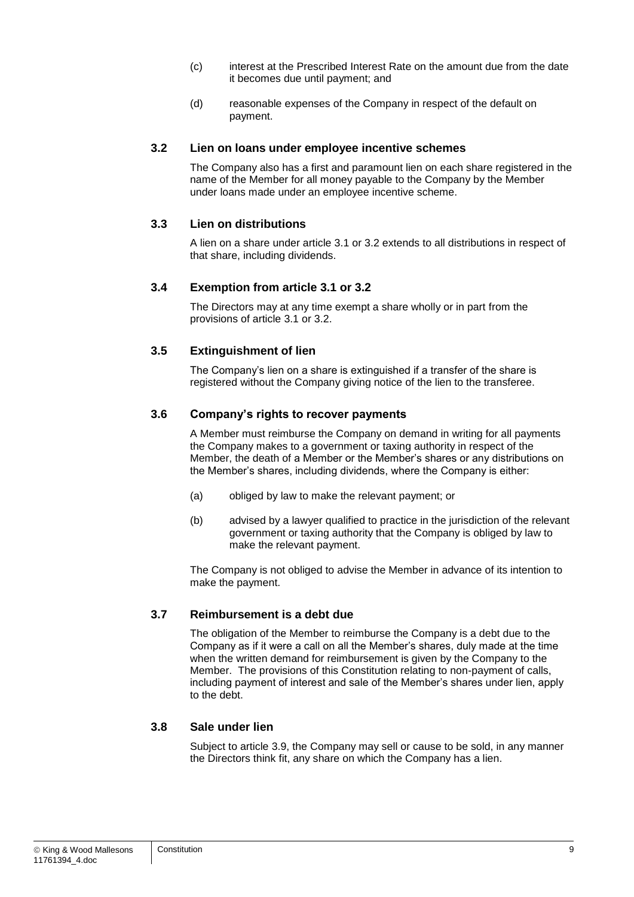(c) interest at the Prescribed Interest Rate on the amount due from the date it becomes due until payment; and

(d) reasonable expenses of the Company in respect of the default on payment.

### 3.2 Lien on loans under employee incentive schemes

The Company also has a first and paramount lien on each share registered in the name of the Member for all money payable to the Company by the Member under loans made under an employee incentive scheme.

### 3.3 Lien on distributions

A lien on a share under article 3.1 or 3.2 extends to all distributions in respect of that share, including dividends.

### 3.4 Exemption from article 3.1 or 3.2

The Directors may at any time exempt a share wholly or in part from the provisions of article 3.1 or 3.2.

### 3.5 Extinguishment of lien

The Company's lien on a share is extinguished if a transfer of the share is registered without the Company giving notice of the lien to the transferee.

### 3.6 Company's rights to recover payments

A Member must reimburse the Company on demand in writing for all payments the Company makes to a government or taxing authority in respect of the Member, the death of a Member or the Member's shares or any distributions on the Member's shares, including dividends, where the Company is either:

(a) obliged by law to make the relevant payment; or

(b) advised by a lawyer qualified to practice in the jurisdiction of the relevant government or taxing authority that the Company is obliged by law to make the relevant payment.

The Company is not obliged to advise the Member in advance of its intention to make the payment.

### 3.7 Reimbursement is a debt due

The obligation of the Member to reimburse the Company is a debt due to the Company as if it were a call on all the Member's shares, duly made at the time when the written demand for reimbursement is given by the Company to the Member. The provisions of this Constitution relating to non-payment of calls, including payment of interest and sale of the Member's shares under lien, apply to the debt.

### 3.8 Sale under lien

Subject to article 3.9, the Company may sell or cause to be sold, in any manner the Directors think fit, any share on which the Company has a lien.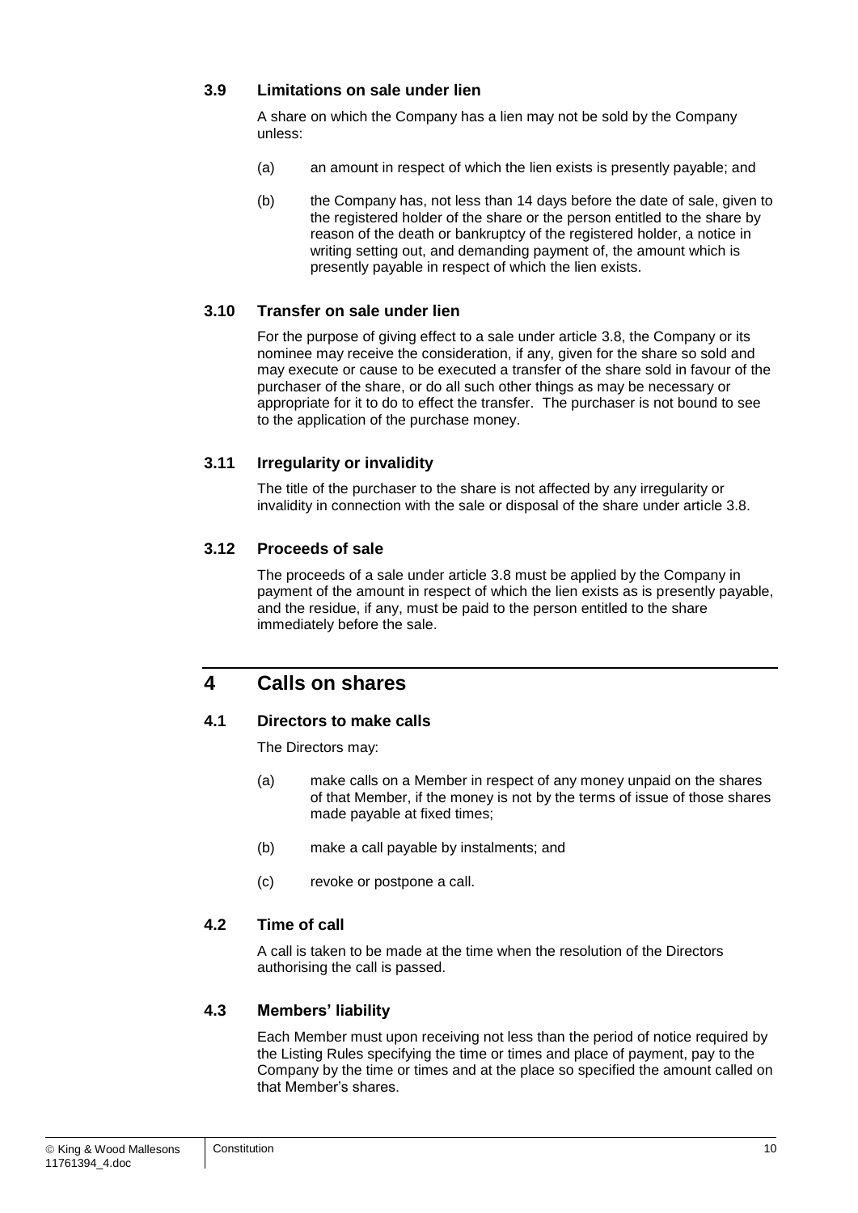### 3.9 Limitations on sale under lien

A share on which the Company has a lien may not be sold by the Company unless:

(a) an amount in respect of which the lien exists is presently payable; and

(b) the Company has, not less than 14 days before the date of sale, given to the registered holder of the share or the person entitled to the share by reason of the death or bankruptcy of the registered holder, a notice in writing setting out, and demanding payment of, the amount which is presently payable in respect of which the lien exists.

### 3.10 Transfer on sale under lien

For the purpose of giving effect to a sale under article 3.8, the Company or its nominee may receive the consideration, if any, given for the share so sold and may execute or cause to be executed a transfer of the share sold in favour of the purchaser of the share, or do all such other things as may be necessary or appropriate for it to do to effect the transfer. The purchaser is not bound to see to the application of the purchase money.

### 3.11 Irregularity or invalidity

The title of the purchaser to the share is not affected by any irregularity or invalidity in connection with the sale or disposal of the share under article 3.8.

### 3.12 Proceeds of sale

The proceeds of a sale under article 3.8 must be applied by the Company in payment of the amount in respect of which the lien exists as is presently payable, and the residue, if any, must be paid to the person entitled to the share immediately before the sale.

## 4 Calls on shares

### 4.1 Directors to make calls

The Directors may:

(a) make calls on a Member in respect of any money unpaid on the shares of that Member, if the money is not by the terms of issue of those shares made payable at fixed times;

(b) make a call payable by instalments; and

(c) revoke or postpone a call.

### 4.2 Time of call

A call is taken to be made at the time when the resolution of the Directors authorising the call is passed.

### 4.3 Members' liability

Each Member must upon receiving not less than the period of notice required by the Listing Rules specifying the time or times and place of payment, pay to the Company by the time or times and at the place so specified the amount called on that Member's shares.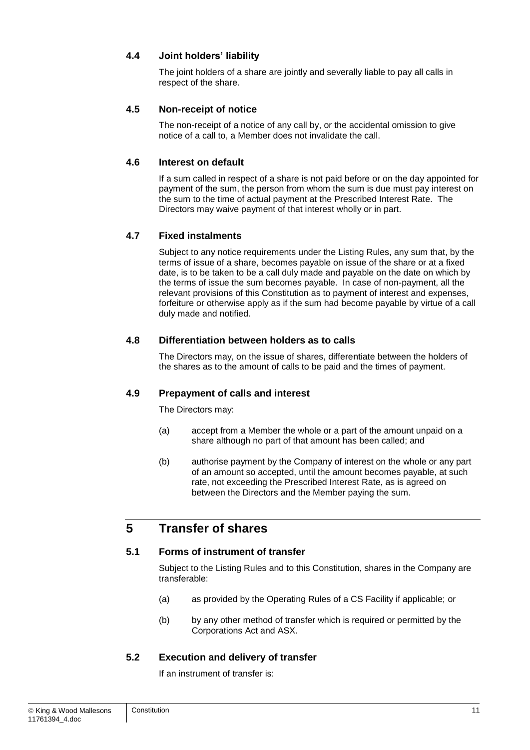### 4.4 Joint holders' liability

The joint holders of a share are jointly and severally liable to pay all calls in respect of the share.

### 4.5 Non-receipt of notice

The non-receipt of a notice of any call by, or the accidental omission to give notice of a call to, a Member does not invalidate the call.

### 4.6 Interest on default

If a sum called in respect of a share is not paid before or on the day appointed for payment of the sum, the person from whom the sum is due must pay interest on the sum to the time of actual payment at the Prescribed Interest Rate. The Directors may waive payment of that interest wholly or in part.

### 4.7 Fixed instalments

Subject to any notice requirements under the Listing Rules, any sum that, by the terms of issue of a share, becomes payable on issue of the share or at a fixed date, is to be taken to be a call duly made and payable on the date on which by the terms of issue the sum becomes payable. In case of non-payment, all the relevant provisions of this Constitution as to payment of interest and expenses, forfeiture or otherwise apply as if the sum had become payable by virtue of a call duly made and notified.

### 4.8 Differentiation between holders as to calls

The Directors may, on the issue of shares, differentiate between the holders of the shares as to the amount of calls to be paid and the times of payment.

### 4.9 Prepayment of calls and interest

The Directors may:

(a) accept from a Member the whole or a part of the amount unpaid on a share although no part of that amount has been called; and

(b) authorise payment by the Company of interest on the whole or any part of an amount so accepted, until the amount becomes payable, at such rate, not exceeding the Prescribed Interest Rate, as is agreed on between the Directors and the Member paying the sum.

## 5 Transfer of shares

### 5.1 Forms of instrument of transfer

Subject to the Listing Rules and to this Constitution, shares in the Company are transferable:

(a) as provided by the Operating Rules of a CS Facility if applicable; or

(b) by any other method of transfer which is required or permitted by the Corporations Act and ASX.

### 5.2 Execution and delivery of transfer

If an instrument of transfer is: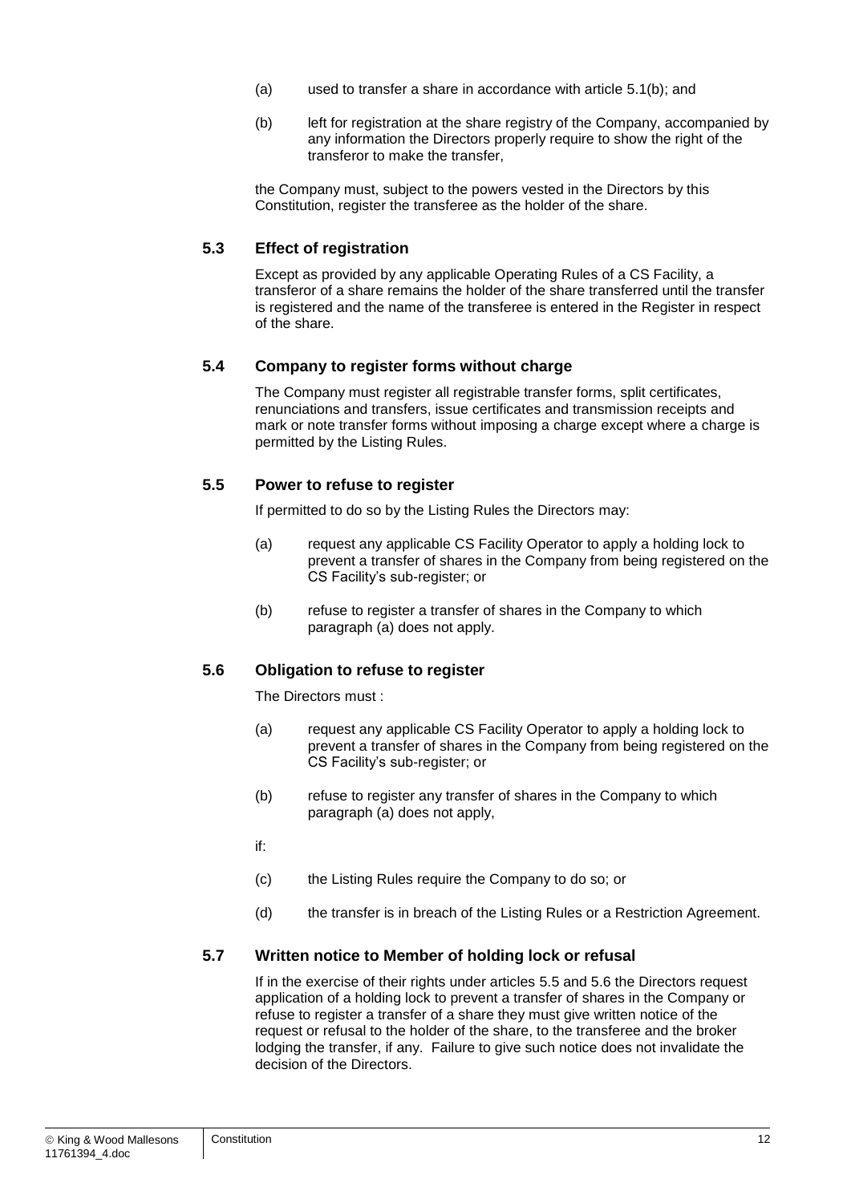(a) used to transfer a share in accordance with article 5.1(b); and

(b) left for registration at the share registry of the Company, accompanied by any information the Directors properly require to show the right of the transferor to make the transfer,

the Company must, subject to the powers vested in the Directors by this Constitution, register the transferee as the holder of the share.

### 5.3 Effect of registration

Except as provided by any applicable Operating Rules of a CS Facility, a transferor of a share remains the holder of the share transferred until the transfer is registered and the name of the transferee is entered in the Register in respect of the share.

### 5.4 Company to register forms without charge

The Company must register all registrable transfer forms, split certificates, renunciations and transfers, issue certificates and transmission receipts and mark or note transfer forms without imposing a charge except where a charge is permitted by the Listing Rules.

### 5.5 Power to refuse to register

If permitted to do so by the Listing Rules the Directors may:

(a) request any applicable CS Facility Operator to apply a holding lock to prevent a transfer of shares in the Company from being registered on the CS Facility's sub-register; or

(b) refuse to register a transfer of shares in the Company to which paragraph (a) does not apply.

### 5.6 Obligation to refuse to register

The Directors must :

(a) request any applicable CS Facility Operator to apply a holding lock to prevent a transfer of shares in the Company from being registered on the CS Facility's sub-register; or

(b) refuse to register any transfer of shares in the Company to which paragraph (a) does not apply,

if:

(c) the Listing Rules require the Company to do so; or

(d) the transfer is in breach of the Listing Rules or a Restriction Agreement.

### 5.7 Written notice to Member of holding lock or refusal

If in the exercise of their rights under articles 5.5 and 5.6 the Directors request application of a holding lock to prevent a transfer of shares in the Company or refuse to register a transfer of a share they must give written notice of the request or refusal to the holder of the share, to the transferee and the broker lodging the transfer, if any. Failure to give such notice does not invalidate the decision of the Directors.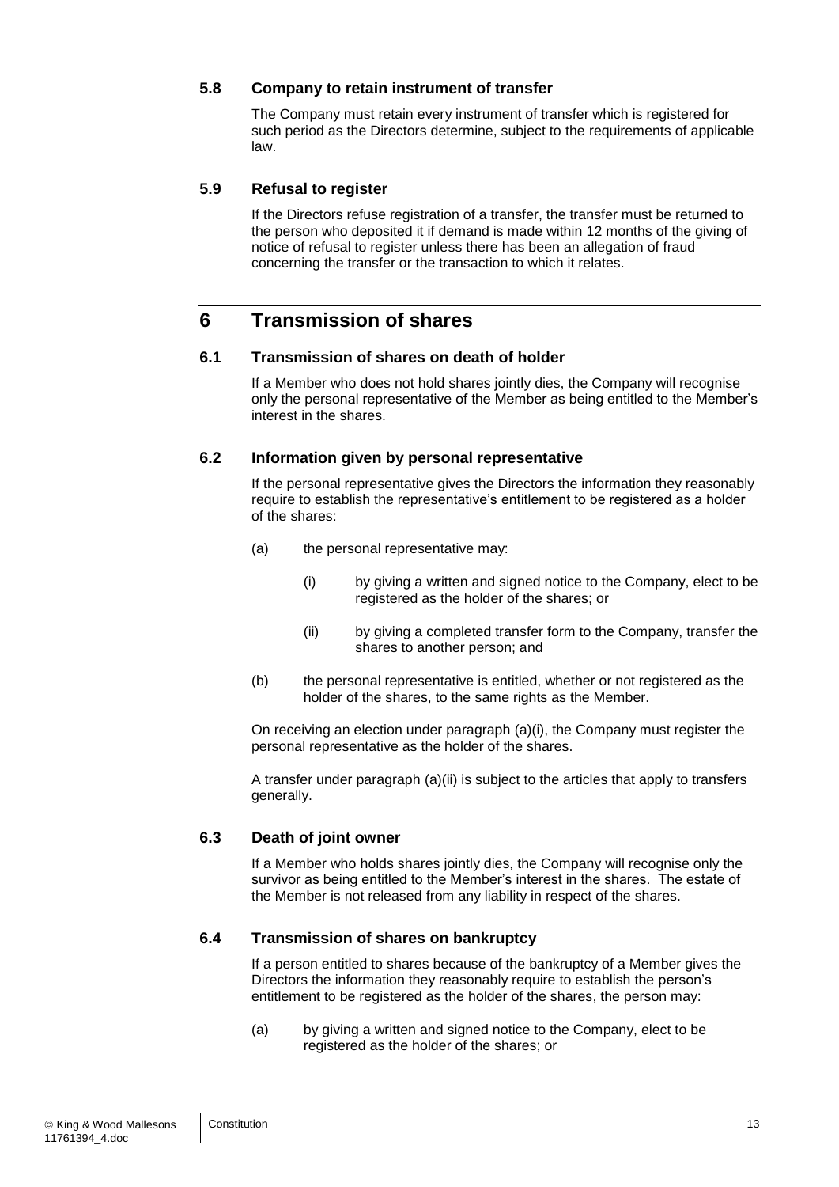### 5.8 Company to retain instrument of transfer

The Company must retain every instrument of transfer which is registered for such period as the Directors determine, subject to the requirements of applicable law.

### 5.9 Refusal to register

If the Directors refuse registration of a transfer, the transfer must be returned to the person who deposited it if demand is made within 12 months of the giving of notice of refusal to register unless there has been an allegation of fraud concerning the transfer or the transaction to which it relates.

## 6 Transmission of shares

### 6.1 Transmission of shares on death of holder

If a Member who does not hold shares jointly dies, the Company will recognise only the personal representative of the Member as being entitled to the Member's interest in the shares.

### 6.2 Information given by personal representative

If the personal representative gives the Directors the information they reasonably require to establish the representative's entitlement to be registered as a holder of the shares:

(a) the personal representative may:

(i) by giving a written and signed notice to the Company, elect to be registered as the holder of the shares; or

(ii) by giving a completed transfer form to the Company, transfer the shares to another person; and

(b) the personal representative is entitled, whether or not registered as the holder of the shares, to the same rights as the Member.

On receiving an election under paragraph (a)(i), the Company must register the personal representative as the holder of the shares.

A transfer under paragraph (a)(ii) is subject to the articles that apply to transfers generally.

### 6.3 Death of joint owner

If a Member who holds shares jointly dies, the Company will recognise only the survivor as being entitled to the Member's interest in the shares. The estate of the Member is not released from any liability in respect of the shares.

### 6.4 Transmission of shares on bankruptcy

If a person entitled to shares because of the bankruptcy of a Member gives the Directors the information they reasonably require to establish the person's entitlement to be registered as the holder of the shares, the person may:

(a) by giving a written and signed notice to the Company, elect to be registered as the holder of the shares; or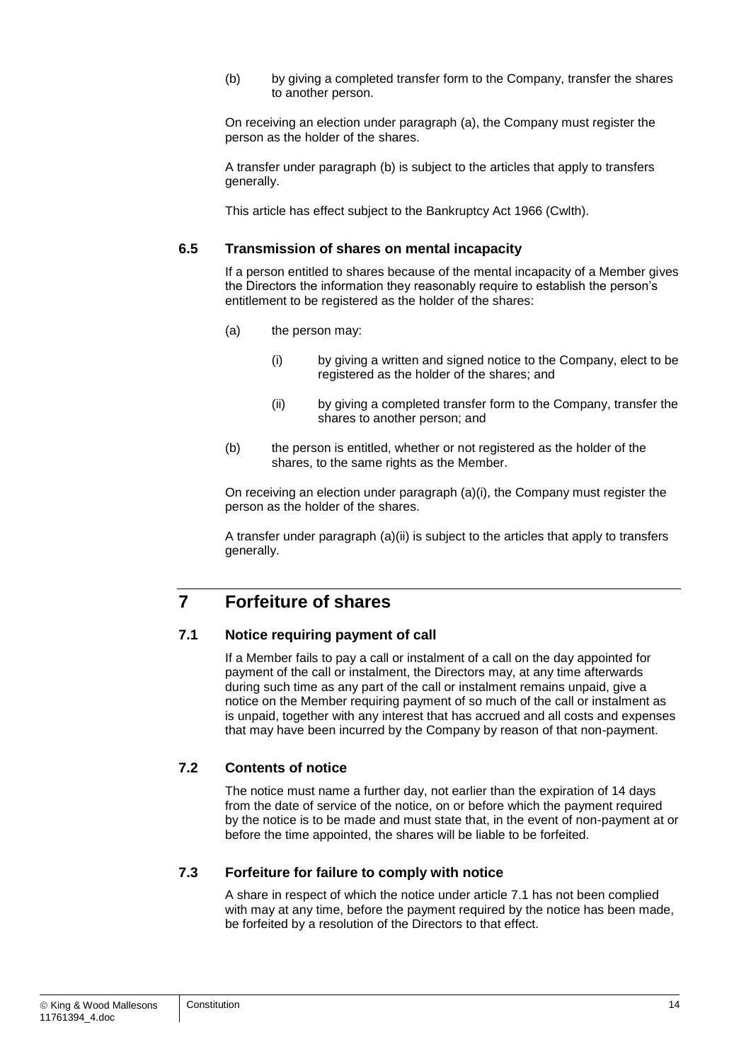(b) by giving a completed transfer form to the Company, transfer the shares to another person.

On receiving an election under paragraph (a), the Company must register the person as the holder of the shares.

A transfer under paragraph (b) is subject to the articles that apply to transfers generally.

This article has effect subject to the Bankruptcy Act 1966 (Cwlth).

### 6.5 Transmission of shares on mental incapacity

If a person entitled to shares because of the mental incapacity of a Member gives the Directors the information they reasonably require to establish the person's entitlement to be registered as the holder of the shares:

(a) the person may:

(i) by giving a written and signed notice to the Company, elect to be registered as the holder of the shares; and

(ii) by giving a completed transfer form to the Company, transfer the shares to another person; and

(b) the person is entitled, whether or not registered as the holder of the shares, to the same rights as the Member.

On receiving an election under paragraph (a)(i), the Company must register the person as the holder of the shares.

A transfer under paragraph (a)(ii) is subject to the articles that apply to transfers generally.

## 7 Forfeiture of shares

### 7.1 Notice requiring payment of call

If a Member fails to pay a call or instalment of a call on the day appointed for payment of the call or instalment, the Directors may, at any time afterwards during such time as any part of the call or instalment remains unpaid, give a notice on the Member requiring payment of so much of the call or instalment as is unpaid, together with any interest that has accrued and all costs and expenses that may have been incurred by the Company by reason of that non-payment.

### 7.2 Contents of notice

The notice must name a further day, not earlier than the expiration of 14 days from the date of service of the notice, on or before which the payment required by the notice is to be made and must state that, in the event of non-payment at or before the time appointed, the shares will be liable to be forfeited.

### 7.3 Forfeiture for failure to comply with notice

A share in respect of which the notice under article 7.1 has not been complied with may at any time, before the payment required by the notice has been made, be forfeited by a resolution of the Directors to that effect.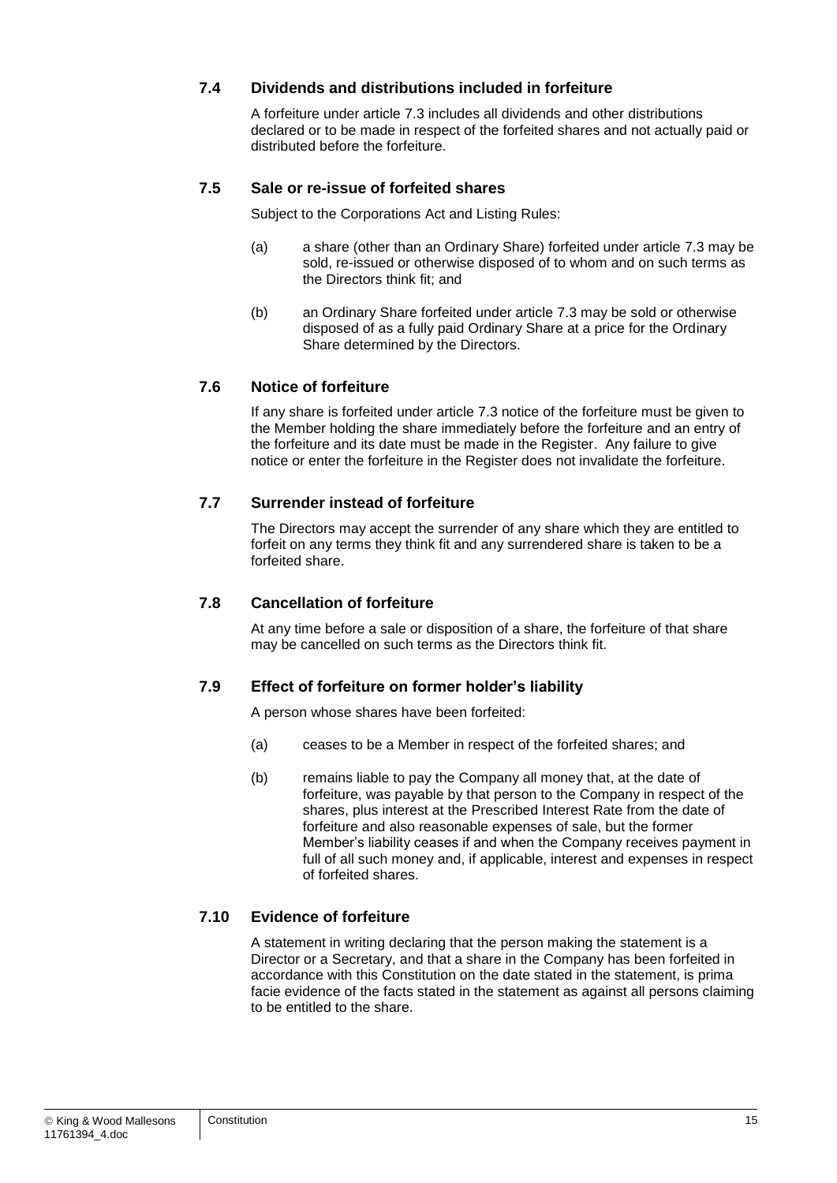### 7.4 Dividends and distributions included in forfeiture

A forfeiture under article 7.3 includes all dividends and other distributions declared or to be made in respect of the forfeited shares and not actually paid or distributed before the forfeiture.

### 7.5 Sale or re-issue of forfeited shares

Subject to the Corporations Act and Listing Rules:

(a) a share (other than an Ordinary Share) forfeited under article 7.3 may be sold, re-issued or otherwise disposed of to whom and on such terms as the Directors think fit; and

(b) an Ordinary Share forfeited under article 7.3 may be sold or otherwise disposed of as a fully paid Ordinary Share at a price for the Ordinary Share determined by the Directors.

### 7.6 Notice of forfeiture

If any share is forfeited under article 7.3 notice of the forfeiture must be given to the Member holding the share immediately before the forfeiture and an entry of the forfeiture and its date must be made in the Register. Any failure to give notice or enter the forfeiture in the Register does not invalidate the forfeiture.

### 7.7 Surrender instead of forfeiture

The Directors may accept the surrender of any share which they are entitled to forfeit on any terms they think fit and any surrendered share is taken to be a forfeited share.

### 7.8 Cancellation of forfeiture

At any time before a sale or disposition of a share, the forfeiture of that share may be cancelled on such terms as the Directors think fit.

### 7.9 Effect of forfeiture on former holder's liability

A person whose shares have been forfeited:

(a) ceases to be a Member in respect of the forfeited shares; and

(b) remains liable to pay the Company all money that, at the date of forfeiture, was payable by that person to the Company in respect of the shares, plus interest at the Prescribed Interest Rate from the date of forfeiture and also reasonable expenses of sale, but the former Member's liability ceases if and when the Company receives payment in full of all such money and, if applicable, interest and expenses in respect of forfeited shares.

### 7.10 Evidence of forfeiture

A statement in writing declaring that the person making the statement is a Director or a Secretary, and that a share in the Company has been forfeited in accordance with this Constitution on the date stated in the statement, is prima facie evidence of the facts stated in the statement as against all persons claiming to be entitled to the share.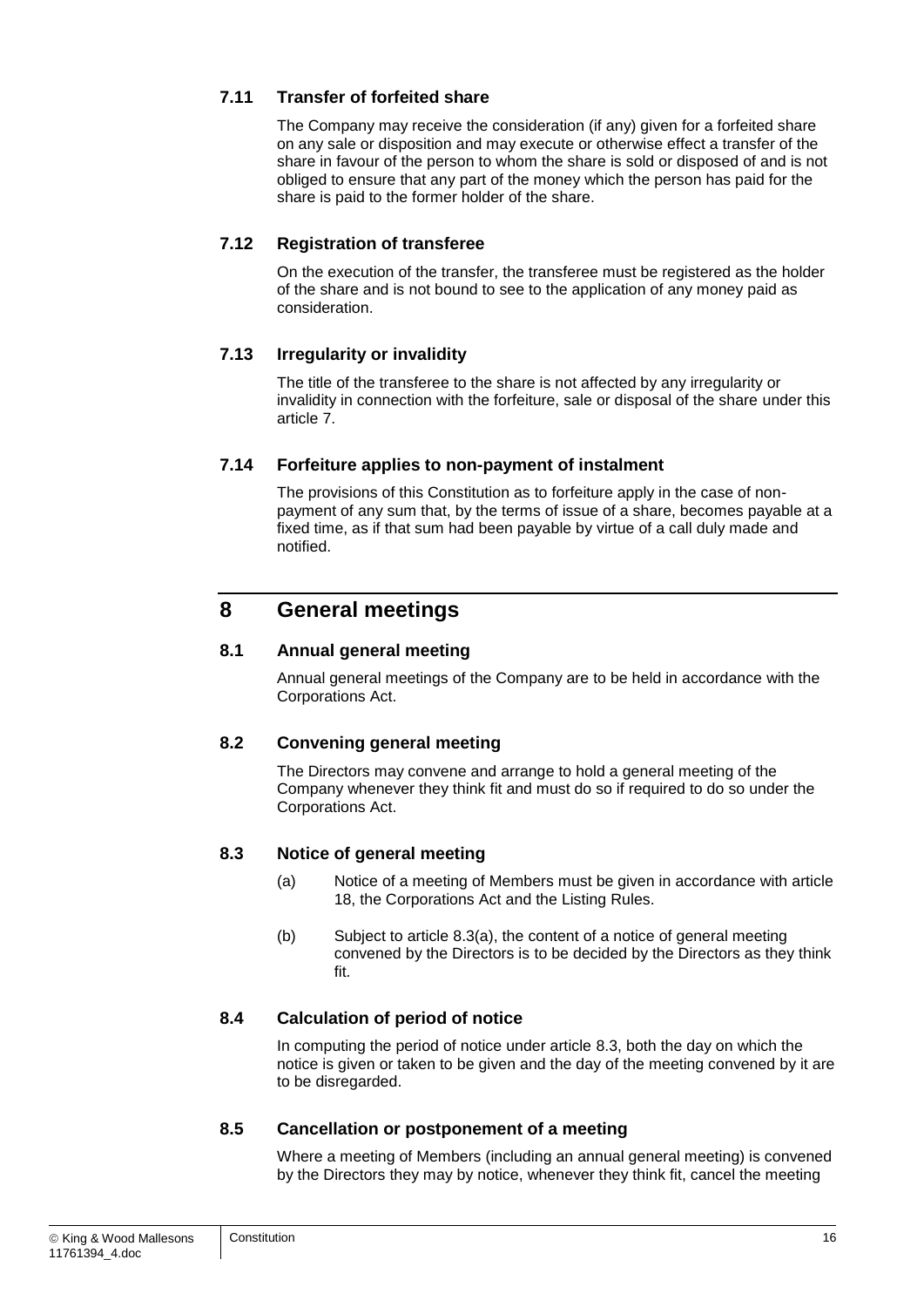### 7.11 Transfer of forfeited share

The Company may receive the consideration (if any) given for a forfeited share on any sale or disposition and may execute or otherwise effect a transfer of the share in favour of the person to whom the share is sold or disposed of and is not obliged to ensure that any part of the money which the person has paid for the share is paid to the former holder of the share.

### 7.12 Registration of transferee

On the execution of the transfer, the transferee must be registered as the holder of the share and is not bound to see to the application of any money paid as consideration.

### 7.13 Irregularity or invalidity

The title of the transferee to the share is not affected by any irregularity or invalidity in connection with the forfeiture, sale or disposal of the share under this article 7.

### 7.14 Forfeiture applies to non-payment of instalment

The provisions of this Constitution as to forfeiture apply in the case of non-payment of any sum that, by the terms of issue of a share, becomes payable at a fixed time, as if that sum had been payable by virtue of a call duly made and notified.

## 8 General meetings

### 8.1 Annual general meeting

Annual general meetings of the Company are to be held in accordance with the Corporations Act.

### 8.2 Convening general meeting

The Directors may convene and arrange to hold a general meeting of the Company whenever they think fit and must do so if required to do so under the Corporations Act.

### 8.3 Notice of general meeting

(a) Notice of a meeting of Members must be given in accordance with article 18, the Corporations Act and the Listing Rules.

(b) Subject to article 8.3(a), the content of a notice of general meeting convened by the Directors is to be decided by the Directors as they think fit.

### 8.4 Calculation of period of notice

In computing the period of notice under article 8.3, both the day on which the notice is given or taken to be given and the day of the meeting convened by it are to be disregarded.

### 8.5 Cancellation or postponement of a meeting

Where a meeting of Members (including an annual general meeting) is convened by the Directors they may by notice, whenever they think fit, cancel the meeting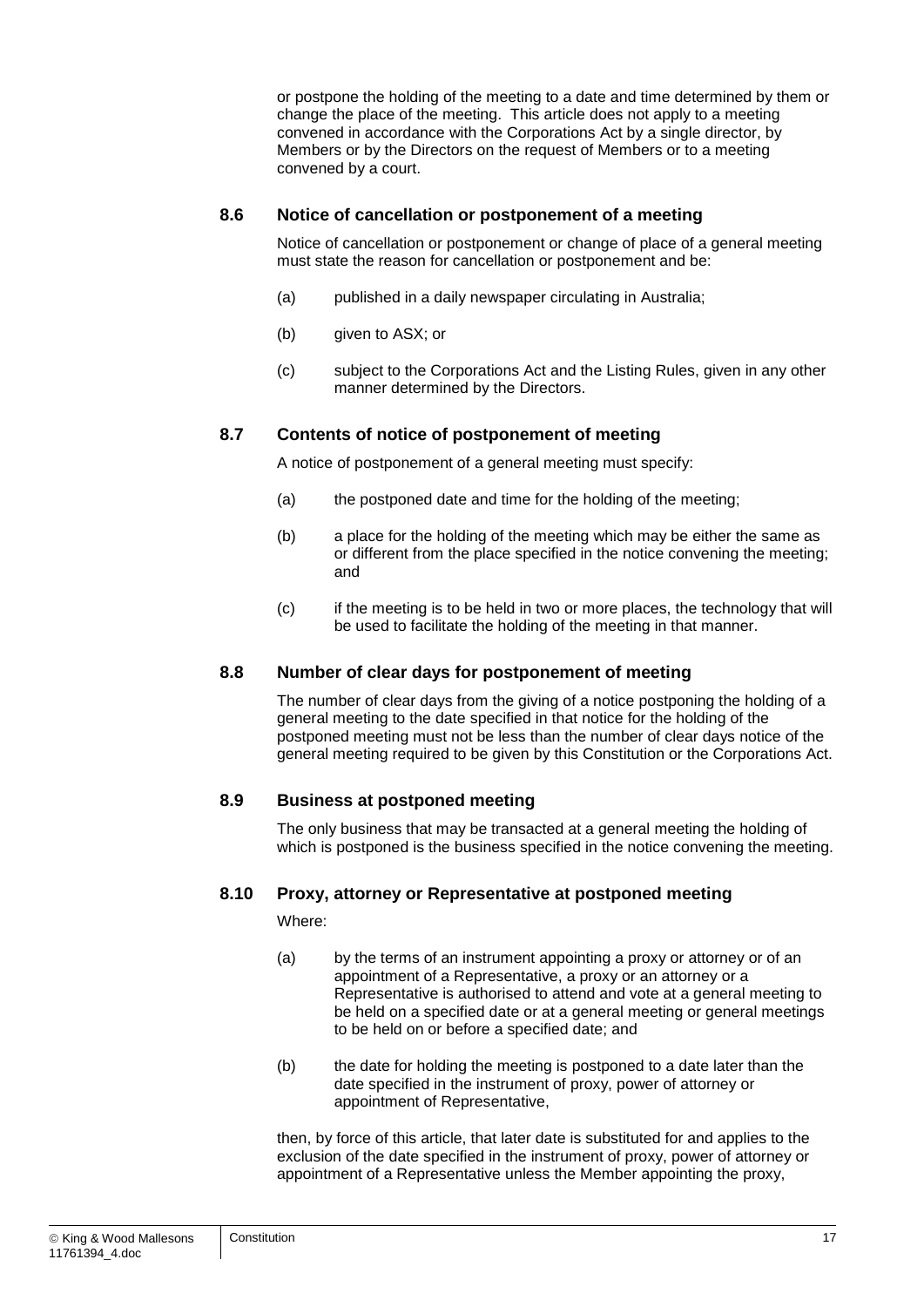or postpone the holding of the meeting to a date and time determined by them or change the place of the meeting. This article does not apply to a meeting convened in accordance with the Corporations Act by a single director, by Members or by the Directors on the request of Members or to a meeting convened by a court.

### 8.6 Notice of cancellation or postponement of a meeting

Notice of cancellation or postponement or change of place of a general meeting must state the reason for cancellation or postponement and be:

(a) published in a daily newspaper circulating in Australia;

(b) given to ASX; or

(c) subject to the Corporations Act and the Listing Rules, given in any other manner determined by the Directors.

### 8.7 Contents of notice of postponement of meeting

A notice of postponement of a general meeting must specify:

(a) the postponed date and time for the holding of the meeting;

(b) a place for the holding of the meeting which may be either the same as or different from the place specified in the notice convening the meeting; and

(c) if the meeting is to be held in two or more places, the technology that will be used to facilitate the holding of the meeting in that manner.

### 8.8 Number of clear days for postponement of meeting

The number of clear days from the giving of a notice postponing the holding of a general meeting to the date specified in that notice for the holding of the postponed meeting must not be less than the number of clear days notice of the general meeting required to be given by this Constitution or the Corporations Act.

### 8.9 Business at postponed meeting

The only business that may be transacted at a general meeting the holding of which is postponed is the business specified in the notice convening the meeting.

### 8.10 Proxy, attorney or Representative at postponed meeting

Where:

(a) by the terms of an instrument appointing a proxy or attorney or of an appointment of a Representative, a proxy or an attorney or a Representative is authorised to attend and vote at a general meeting to be held on a specified date or at a general meeting or general meetings to be held on or before a specified date; and

(b) the date for holding the meeting is postponed to a date later than the date specified in the instrument of proxy, power of attorney or appointment of Representative,

then, by force of this article, that later date is substituted for and applies to the exclusion of the date specified in the instrument of proxy, power of attorney or appointment of a Representative unless the Member appointing the proxy,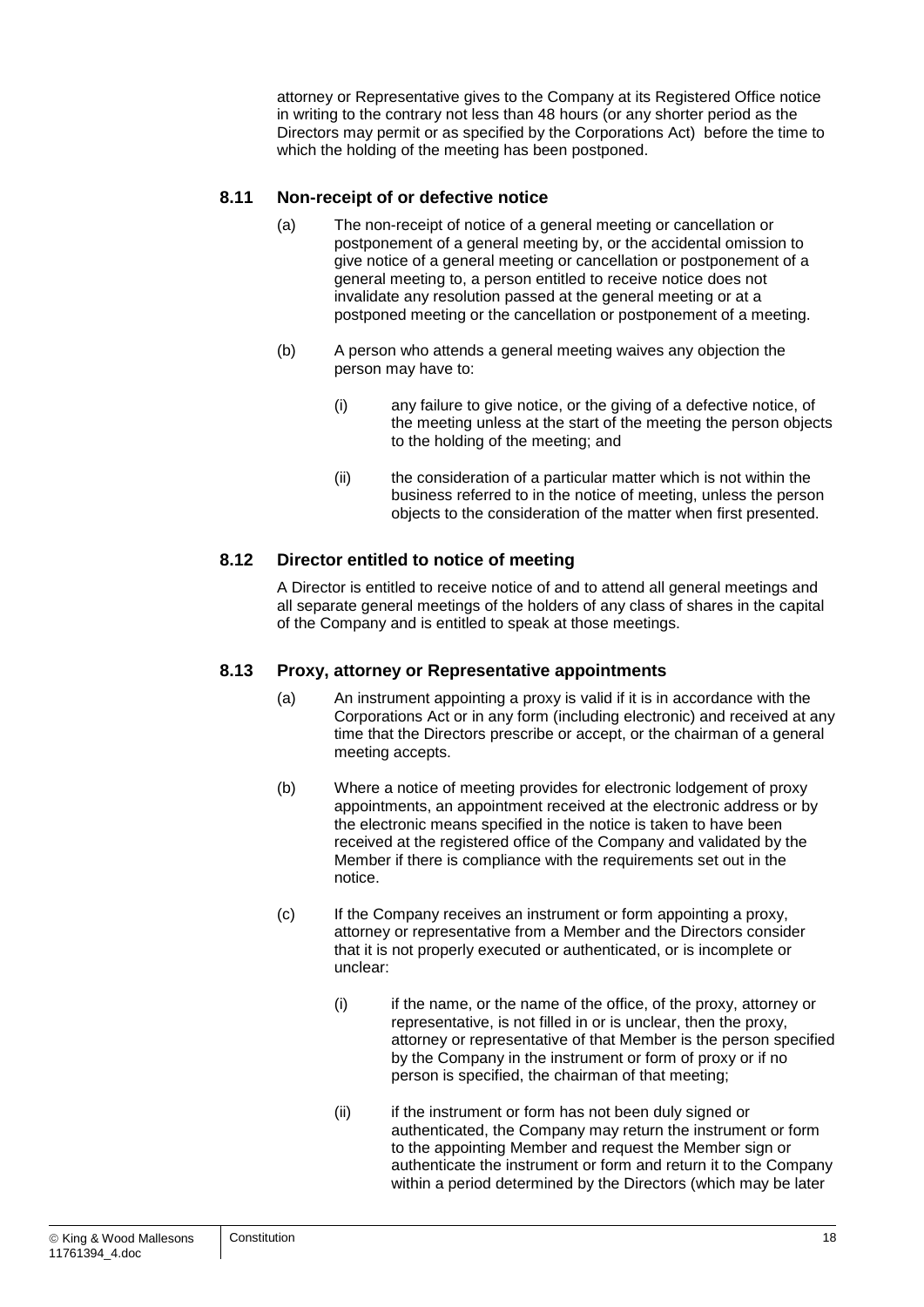attorney or Representative gives to the Company at its Registered Office notice in writing to the contrary not less than 48 hours (or any shorter period as the Directors may permit or as specified by the Corporations Act) before the time to which the holding of the meeting has been postponed.

### 8.11 Non-receipt of or defective notice

(a) The non-receipt of notice of a general meeting or cancellation or postponement of a general meeting by, or the accidental omission to give notice of a general meeting or cancellation or postponement of a general meeting to, a person entitled to receive notice does not invalidate any resolution passed at the general meeting or at a postponed meeting or the cancellation or postponement of a meeting.

(b) A person who attends a general meeting waives any objection the person may have to:

(i) any failure to give notice, or the giving of a defective notice, of the meeting unless at the start of the meeting the person objects to the holding of the meeting; and

(ii) the consideration of a particular matter which is not within the business referred to in the notice of meeting, unless the person objects to the consideration of the matter when first presented.

### 8.12 Director entitled to notice of meeting

A Director is entitled to receive notice of and to attend all general meetings and all separate general meetings of the holders of any class of shares in the capital of the Company and is entitled to speak at those meetings.

### 8.13 Proxy, attorney or Representative appointments

(a) An instrument appointing a proxy is valid if it is in accordance with the Corporations Act or in any form (including electronic) and received at any time that the Directors prescribe or accept, or the chairman of a general meeting accepts.

(b) Where a notice of meeting provides for electronic lodgement of proxy appointments, an appointment received at the electronic address or by the electronic means specified in the notice is taken to have been received at the registered office of the Company and validated by the Member if there is compliance with the requirements set out in the notice.

(c) If the Company receives an instrument or form appointing a proxy, attorney or representative from a Member and the Directors consider that it is not properly executed or authenticated, or is incomplete or unclear:

(i) if the name, or the name of the office, of the proxy, attorney or representative, is not filled in or is unclear, then the proxy, attorney or representative of that Member is the person specified by the Company in the instrument or form of proxy or if no person is specified, the chairman of that meeting;

(ii) if the instrument or form has not been duly signed or authenticated, the Company may return the instrument or form to the appointing Member and request the Member sign or authenticate the instrument or form and return it to the Company within a period determined by the Directors (which may be later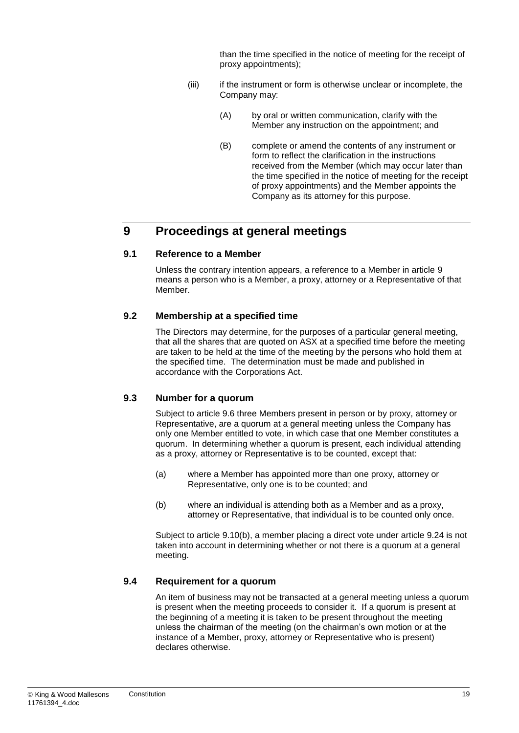than the time specified in the notice of meeting for the receipt of proxy appointments);

(iii) if the instrument or form is otherwise unclear or incomplete, the Company may:

(A) by oral or written communication, clarify with the Member any instruction on the appointment; and

(B) complete or amend the contents of any instrument or form to reflect the clarification in the instructions received from the Member (which may occur later than the time specified in the notice of meeting for the receipt of proxy appointments) and the Member appoints the Company as its attorney for this purpose.

# 9 Proceedings at general meetings

## 9.1 Reference to a Member

Unless the contrary intention appears, a reference to a Member in article 9 means a person who is a Member, a proxy, attorney or a Representative of that Member.

## 9.2 Membership at a specified time

The Directors may determine, for the purposes of a particular general meeting, that all the shares that are quoted on ASX at a specified time before the meeting are taken to be held at the time of the meeting by the persons who hold them at the specified time. The determination must be made and published in accordance with the Corporations Act.

## 9.3 Number for a quorum

Subject to article 9.6 three Members present in person or by proxy, attorney or Representative, are a quorum at a general meeting unless the Company has only one Member entitled to vote, in which case that one Member constitutes a quorum. In determining whether a quorum is present, each individual attending as a proxy, attorney or Representative is to be counted, except that:

(a) where a Member has appointed more than one proxy, attorney or Representative, only one is to be counted; and

(b) where an individual is attending both as a Member and as a proxy, attorney or Representative, that individual is to be counted only once.

Subject to article 9.10(b), a member placing a direct vote under article 9.24 is not taken into account in determining whether or not there is a quorum at a general meeting.

## 9.4 Requirement for a quorum

An item of business may not be transacted at a general meeting unless a quorum is present when the meeting proceeds to consider it. If a quorum is present at the beginning of a meeting it is taken to be present throughout the meeting unless the chairman of the meeting (on the chairman's own motion or at the instance of a Member, proxy, attorney or Representative who is present) declares otherwise.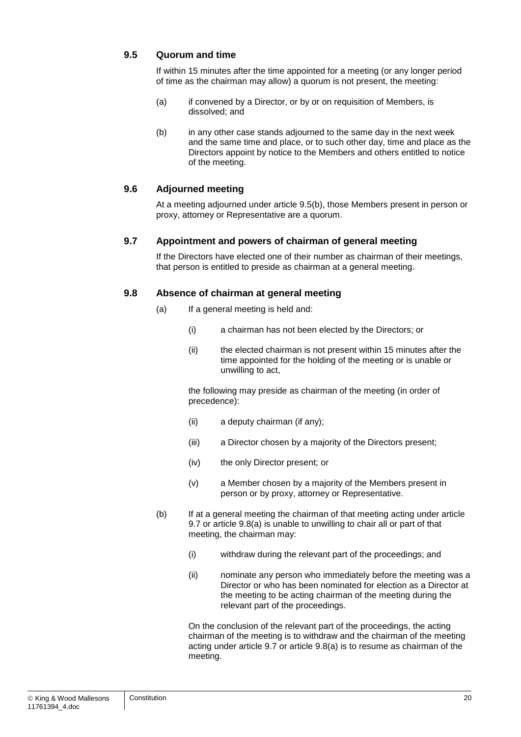### 9.5 Quorum and time

If within 15 minutes after the time appointed for a meeting (or any longer period of time as the chairman may allow) a quorum is not present, the meeting:

(a) if convened by a Director, or by or on requisition of Members, is dissolved; and

(b) in any other case stands adjourned to the same day in the next week and the same time and place, or to such other day, time and place as the Directors appoint by notice to the Members and others entitled to notice of the meeting.

### 9.6 Adjourned meeting

At a meeting adjourned under article 9.5(b), those Members present in person or proxy, attorney or Representative are a quorum.

### 9.7 Appointment and powers of chairman of general meeting

If the Directors have elected one of their number as chairman of their meetings, that person is entitled to preside as chairman at a general meeting.

### 9.8 Absence of chairman at general meeting

(a) If a general meeting is held and:

  (i) a chairman has not been elected by the Directors; or

  (ii) the elected chairman is not present within 15 minutes after the time appointed for the holding of the meeting or is unable or unwilling to act,

  the following may preside as chairman of the meeting (in order of precedence):

  (ii) a deputy chairman (if any);

  (iii) a Director chosen by a majority of the Directors present;

  (iv) the only Director present; or

  (v) a Member chosen by a majority of the Members present in person or by proxy, attorney or Representative.

(b) If at a general meeting the chairman of that meeting acting under article 9.7 or article 9.8(a) is unable to unwilling to chair all or part of that meeting, the chairman may:

  (i) withdraw during the relevant part of the proceedings; and

  (ii) nominate any person who immediately before the meeting was a Director or who has been nominated for election as a Director at the meeting to be acting chairman of the meeting during the relevant part of the proceedings.

  On the conclusion of the relevant part of the proceedings, the acting chairman of the meeting is to withdraw and the chairman of the meeting acting under article 9.7 or article 9.8(a) is to resume as chairman of the meeting.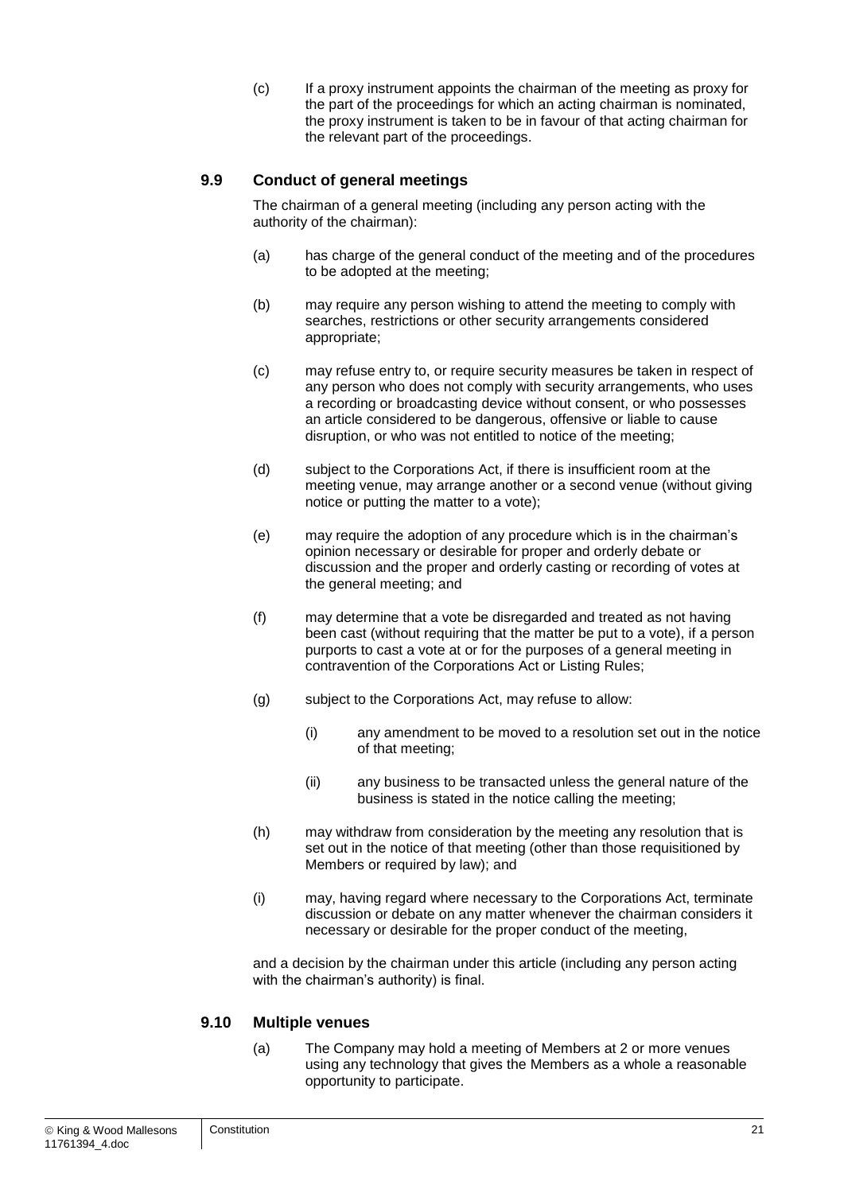(c) If a proxy instrument appoints the chairman of the meeting as proxy for the part of the proceedings for which an acting chairman is nominated, the proxy instrument is taken to be in favour of that acting chairman for the relevant part of the proceedings.

### 9.9 Conduct of general meetings

The chairman of a general meeting (including any person acting with the authority of the chairman):

(a) has charge of the general conduct of the meeting and of the procedures to be adopted at the meeting;

(b) may require any person wishing to attend the meeting to comply with searches, restrictions or other security arrangements considered appropriate;

(c) may refuse entry to, or require security measures be taken in respect of any person who does not comply with security arrangements, who uses a recording or broadcasting device without consent, or who possesses an article considered to be dangerous, offensive or liable to cause disruption, or who was not entitled to notice of the meeting;

(d) subject to the Corporations Act, if there is insufficient room at the meeting venue, may arrange another or a second venue (without giving notice or putting the matter to a vote);

(e) may require the adoption of any procedure which is in the chairman's opinion necessary or desirable for proper and orderly debate or discussion and the proper and orderly casting or recording of votes at the general meeting; and

(f) may determine that a vote be disregarded and treated as not having been cast (without requiring that the matter be put to a vote), if a person purports to cast a vote at or for the purposes of a general meeting in contravention of the Corporations Act or Listing Rules;

(g) subject to the Corporations Act, may refuse to allow:

(i) any amendment to be moved to a resolution set out in the notice of that meeting;

(ii) any business to be transacted unless the general nature of the business is stated in the notice calling the meeting;

(h) may withdraw from consideration by the meeting any resolution that is set out in the notice of that meeting (other than those requisitioned by Members or required by law); and

(i) may, having regard where necessary to the Corporations Act, terminate discussion or debate on any matter whenever the chairman considers it necessary or desirable for the proper conduct of the meeting,

and a decision by the chairman under this article (including any person acting with the chairman's authority) is final.

### 9.10 Multiple venues

(a) The Company may hold a meeting of Members at 2 or more venues using any technology that gives the Members as a whole a reasonable opportunity to participate.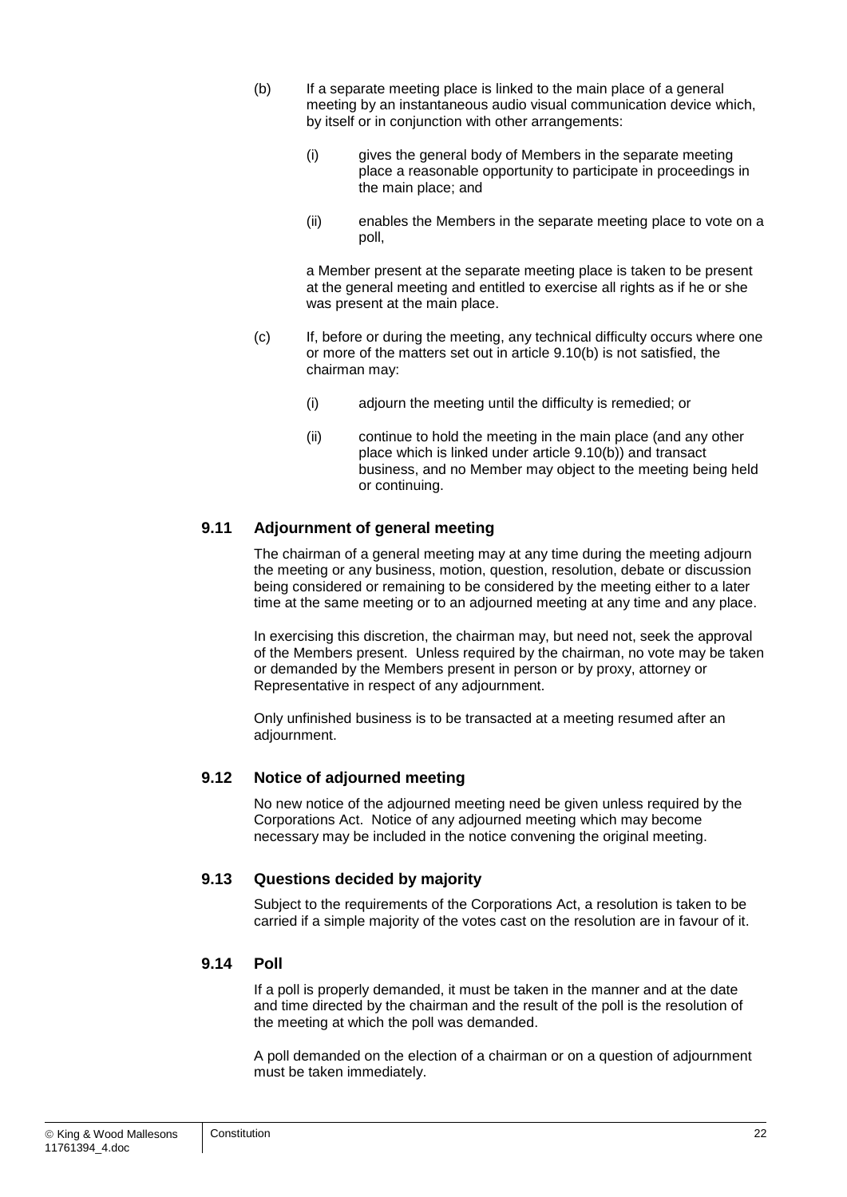(b) If a separate meeting place is linked to the main place of a general meeting by an instantaneous audio visual communication device which, by itself or in conjunction with other arrangements:

  (i) gives the general body of Members in the separate meeting place a reasonable opportunity to participate in proceedings in the main place; and

  (ii) enables the Members in the separate meeting place to vote on a poll,

  a Member present at the separate meeting place is taken to be present at the general meeting and entitled to exercise all rights as if he or she was present at the main place.

(c) If, before or during the meeting, any technical difficulty occurs where one or more of the matters set out in article 9.10(b) is not satisfied, the chairman may:

  (i) adjourn the meeting until the difficulty is remedied; or

  (ii) continue to hold the meeting in the main place (and any other place which is linked under article 9.10(b)) and transact business, and no Member may object to the meeting being held or continuing.

### 9.11 Adjournment of general meeting

The chairman of a general meeting may at any time during the meeting adjourn the meeting or any business, motion, question, resolution, debate or discussion being considered or remaining to be considered by the meeting either to a later time at the same meeting or to an adjourned meeting at any time and any place.

In exercising this discretion, the chairman may, but need not, seek the approval of the Members present. Unless required by the chairman, no vote may be taken or demanded by the Members present in person or by proxy, attorney or Representative in respect of any adjournment.

Only unfinished business is to be transacted at a meeting resumed after an adjournment.

### 9.12 Notice of adjourned meeting

No new notice of the adjourned meeting need be given unless required by the Corporations Act. Notice of any adjourned meeting which may become necessary may be included in the notice convening the original meeting.

### 9.13 Questions decided by majority

Subject to the requirements of the Corporations Act, a resolution is taken to be carried if a simple majority of the votes cast on the resolution are in favour of it.

### 9.14 Poll

If a poll is properly demanded, it must be taken in the manner and at the date and time directed by the chairman and the result of the poll is the resolution of the meeting at which the poll was demanded.

A poll demanded on the election of a chairman or on a question of adjournment must be taken immediately.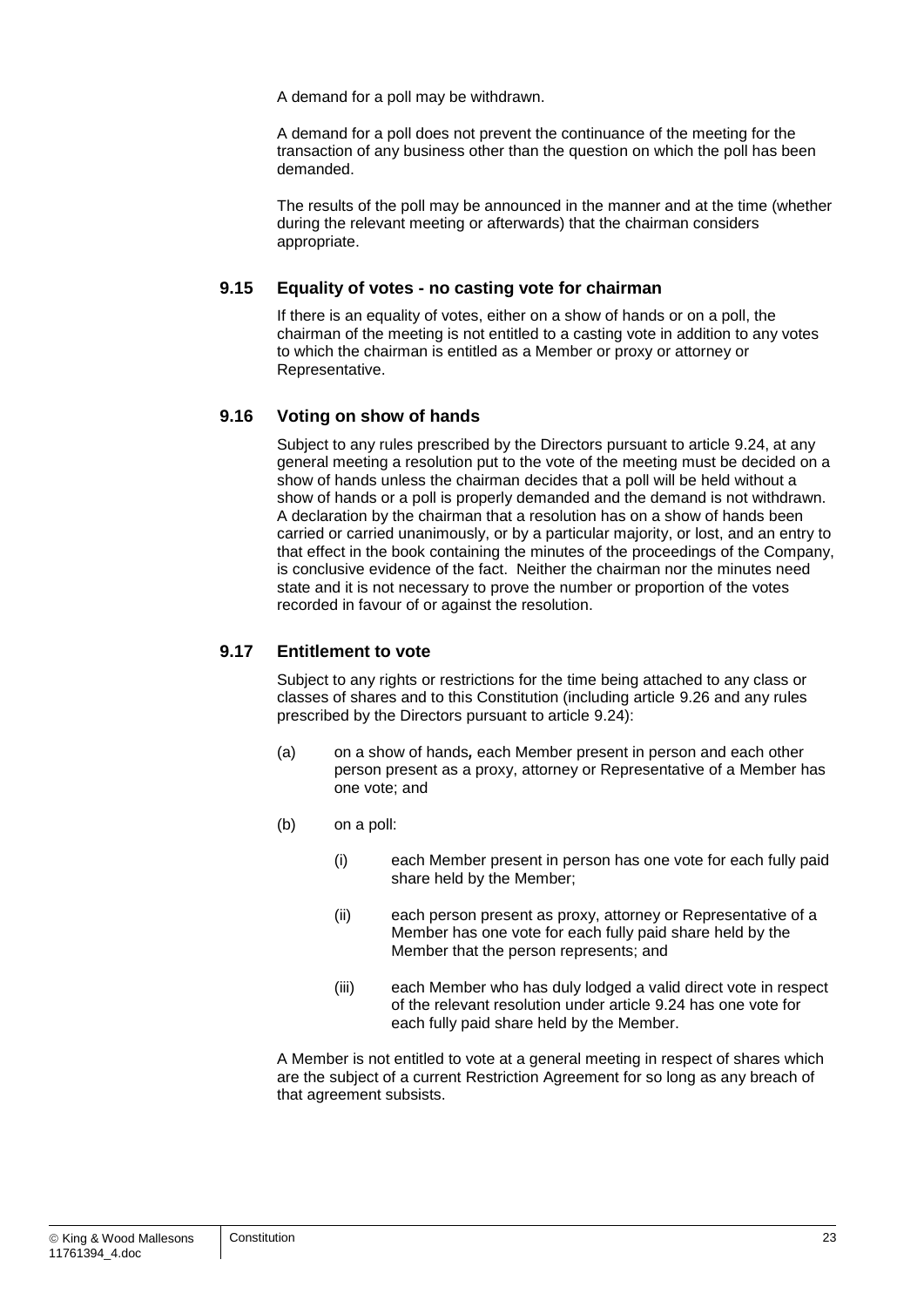A demand for a poll may be withdrawn.

A demand for a poll does not prevent the continuance of the meeting for the transaction of any business other than the question on which the poll has been demanded.

The results of the poll may be announced in the manner and at the time (whether during the relevant meeting or afterwards) that the chairman considers appropriate.

### 9.15 Equality of votes - no casting vote for chairman

If there is an equality of votes, either on a show of hands or on a poll, the chairman of the meeting is not entitled to a casting vote in addition to any votes to which the chairman is entitled as a Member or proxy or attorney or Representative.

### 9.16 Voting on show of hands

Subject to any rules prescribed by the Directors pursuant to article 9.24, at any general meeting a resolution put to the vote of the meeting must be decided on a show of hands unless the chairman decides that a poll will be held without a show of hands or a poll is properly demanded and the demand is not withdrawn. A declaration by the chairman that a resolution has on a show of hands been carried or carried unanimously, or by a particular majority, or lost, and an entry to that effect in the book containing the minutes of the proceedings of the Company, is conclusive evidence of the fact. Neither the chairman nor the minutes need state and it is not necessary to prove the number or proportion of the votes recorded in favour of or against the resolution.

### 9.17 Entitlement to vote

Subject to any rights or restrictions for the time being attached to any class or classes of shares and to this Constitution (including article 9.26 and any rules prescribed by the Directors pursuant to article 9.24):

(a) on a show of hands, each Member present in person and each other person present as a proxy, attorney or Representative of a Member has one vote; and

(b) on a poll:

  (i) each Member present in person has one vote for each fully paid share held by the Member;

  (ii) each person present as proxy, attorney or Representative of a Member has one vote for each fully paid share held by the Member that the person represents; and

  (iii) each Member who has duly lodged a valid direct vote in respect of the relevant resolution under article 9.24 has one vote for each fully paid share held by the Member.

A Member is not entitled to vote at a general meeting in respect of shares which are the subject of a current Restriction Agreement for so long as any breach of that agreement subsists.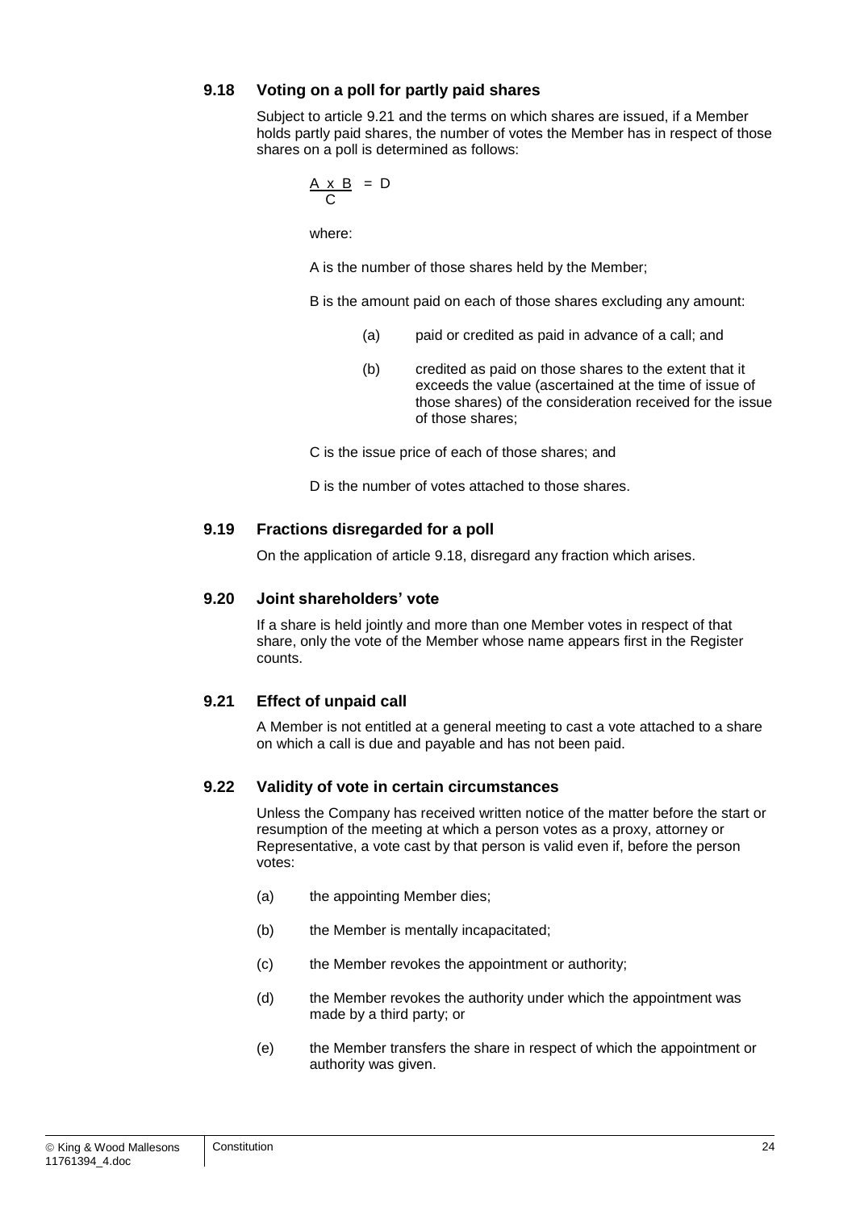### 9.18 Voting on a poll for partly paid shares

Subject to article 9.21 and the terms on which shares are issued, if a Member holds partly paid shares, the number of votes the Member has in respect of those shares on a poll is determined as follows:

$$\frac{A \times B}{C} = D$$

where:

A is the number of those shares held by the Member;

B is the amount paid on each of those shares excluding any amount:

(a) paid or credited as paid in advance of a call; and

(b) credited as paid on those shares to the extent that it exceeds the value (ascertained at the time of issue of those shares) of the consideration received for the issue of those shares;

C is the issue price of each of those shares; and

D is the number of votes attached to those shares.

### 9.19 Fractions disregarded for a poll

On the application of article 9.18, disregard any fraction which arises.

### 9.20 Joint shareholders' vote

If a share is held jointly and more than one Member votes in respect of that share, only the vote of the Member whose name appears first in the Register counts.

### 9.21 Effect of unpaid call

A Member is not entitled at a general meeting to cast a vote attached to a share on which a call is due and payable and has not been paid.

### 9.22 Validity of vote in certain circumstances

Unless the Company has received written notice of the matter before the start or resumption of the meeting at which a person votes as a proxy, attorney or Representative, a vote cast by that person is valid even if, before the person votes:

(a) the appointing Member dies;

(b) the Member is mentally incapacitated;

(c) the Member revokes the appointment or authority;

(d) the Member revokes the authority under which the appointment was made by a third party; or

(e) the Member transfers the share in respect of which the appointment or authority was given.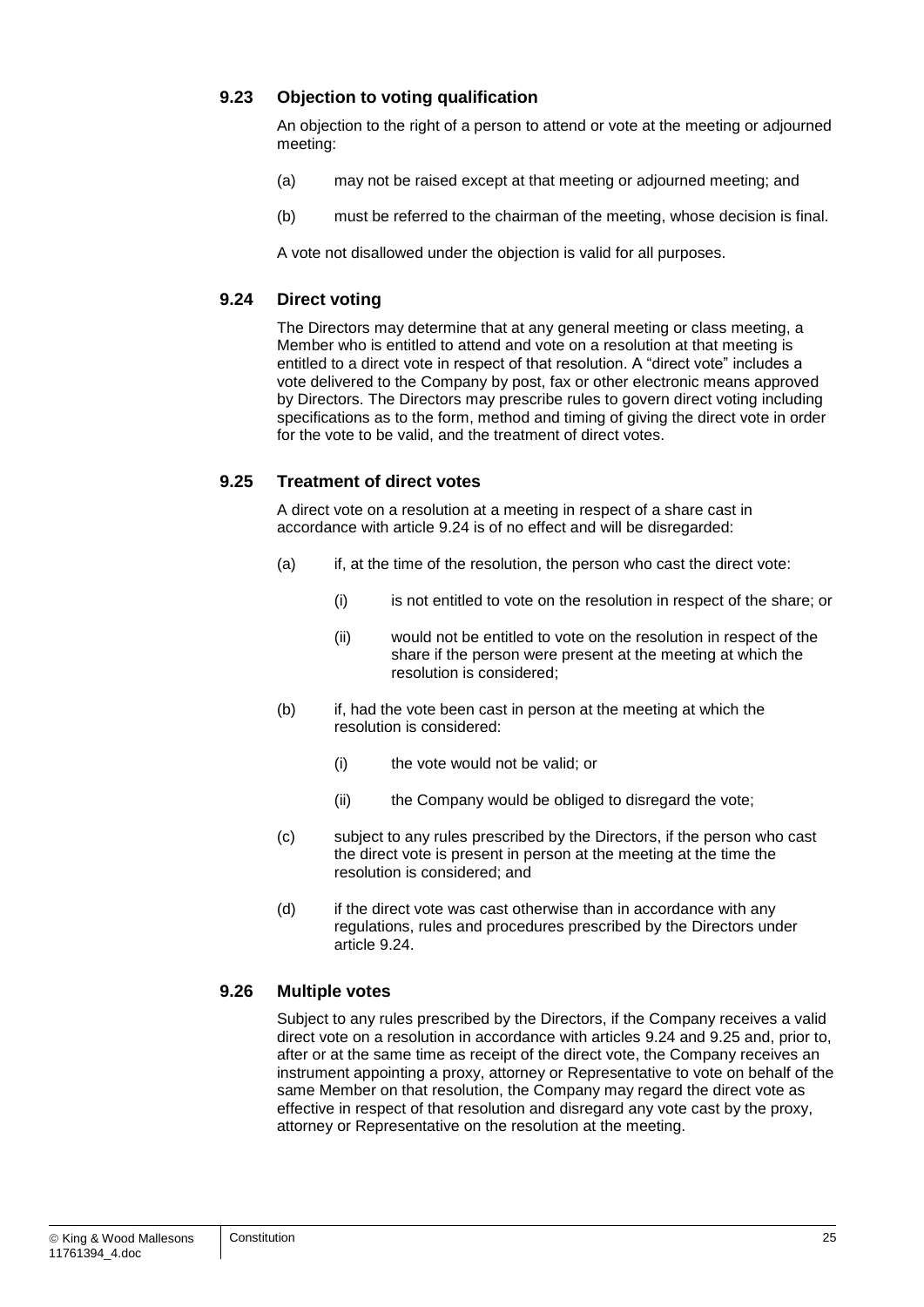### 9.23 Objection to voting qualification

An objection to the right of a person to attend or vote at the meeting or adjourned meeting:

(a) may not be raised except at that meeting or adjourned meeting; and

(b) must be referred to the chairman of the meeting, whose decision is final.

A vote not disallowed under the objection is valid for all purposes.

### 9.24 Direct voting

The Directors may determine that at any general meeting or class meeting, a Member who is entitled to attend and vote on a resolution at that meeting is entitled to a direct vote in respect of that resolution. A "direct vote" includes a vote delivered to the Company by post, fax or other electronic means approved by Directors. The Directors may prescribe rules to govern direct voting including specifications as to the form, method and timing of giving the direct vote in order for the vote to be valid, and the treatment of direct votes.

### 9.25 Treatment of direct votes

A direct vote on a resolution at a meeting in respect of a share cast in accordance with article 9.24 is of no effect and will be disregarded:

(a) if, at the time of the resolution, the person who cast the direct vote:

  (i) is not entitled to vote on the resolution in respect of the share; or

  (ii) would not be entitled to vote on the resolution in respect of the share if the person were present at the meeting at which the resolution is considered;

(b) if, had the vote been cast in person at the meeting at which the resolution is considered:

  (i) the vote would not be valid; or

  (ii) the Company would be obliged to disregard the vote;

(c) subject to any rules prescribed by the Directors, if the person who cast the direct vote is present in person at the meeting at the time the resolution is considered; and

(d) if the direct vote was cast otherwise than in accordance with any regulations, rules and procedures prescribed by the Directors under article 9.24.

### 9.26 Multiple votes

Subject to any rules prescribed by the Directors, if the Company receives a valid direct vote on a resolution in accordance with articles 9.24 and 9.25 and, prior to, after or at the same time as receipt of the direct vote, the Company receives an instrument appointing a proxy, attorney or Representative to vote on behalf of the same Member on that resolution, the Company may regard the direct vote as effective in respect of that resolution and disregard any vote cast by the proxy, attorney or Representative on the resolution at the meeting.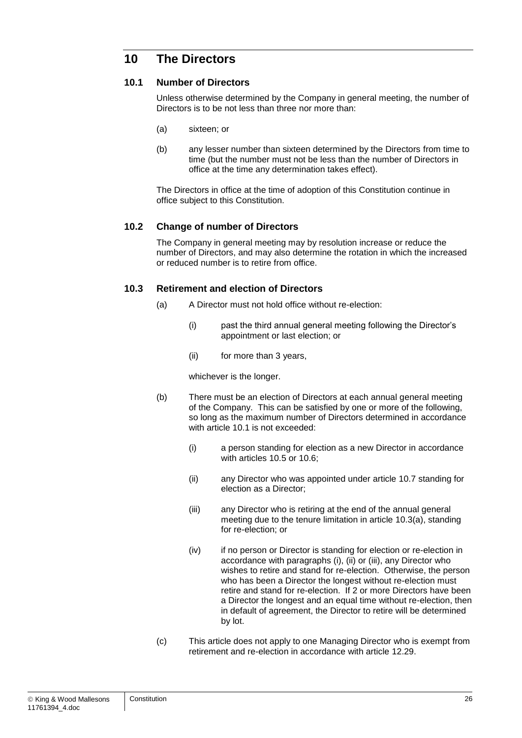## 10 The Directors

### 10.1 Number of Directors

Unless otherwise determined by the Company in general meeting, the number of Directors is to be not less than three nor more than:

(a) sixteen; or

(b) any lesser number than sixteen determined by the Directors from time to time (but the number must not be less than the number of Directors in office at the time any determination takes effect).

The Directors in office at the time of adoption of this Constitution continue in office subject to this Constitution.

### 10.2 Change of number of Directors

The Company in general meeting may by resolution increase or reduce the number of Directors, and may also determine the rotation in which the increased or reduced number is to retire from office.

### 10.3 Retirement and election of Directors

(a) A Director must not hold office without re-election:

(i) past the third annual general meeting following the Director's appointment or last election; or

(ii) for more than 3 years,

whichever is the longer.

(b) There must be an election of Directors at each annual general meeting of the Company. This can be satisfied by one or more of the following, so long as the maximum number of Directors determined in accordance with article 10.1 is not exceeded:

(i) a person standing for election as a new Director in accordance with articles 10.5 or 10.6;

(ii) any Director who was appointed under article 10.7 standing for election as a Director;

(iii) any Director who is retiring at the end of the annual general meeting due to the tenure limitation in article 10.3(a), standing for re-election; or

(iv) if no person or Director is standing for election or re-election in accordance with paragraphs (i), (ii) or (iii), any Director who wishes to retire and stand for re-election. Otherwise, the person who has been a Director the longest without re-election must retire and stand for re-election. If 2 or more Directors have been a Director the longest and an equal time without re-election, then in default of agreement, the Director to retire will be determined by lot.

(c) This article does not apply to one Managing Director who is exempt from retirement and re-election in accordance with article 12.29.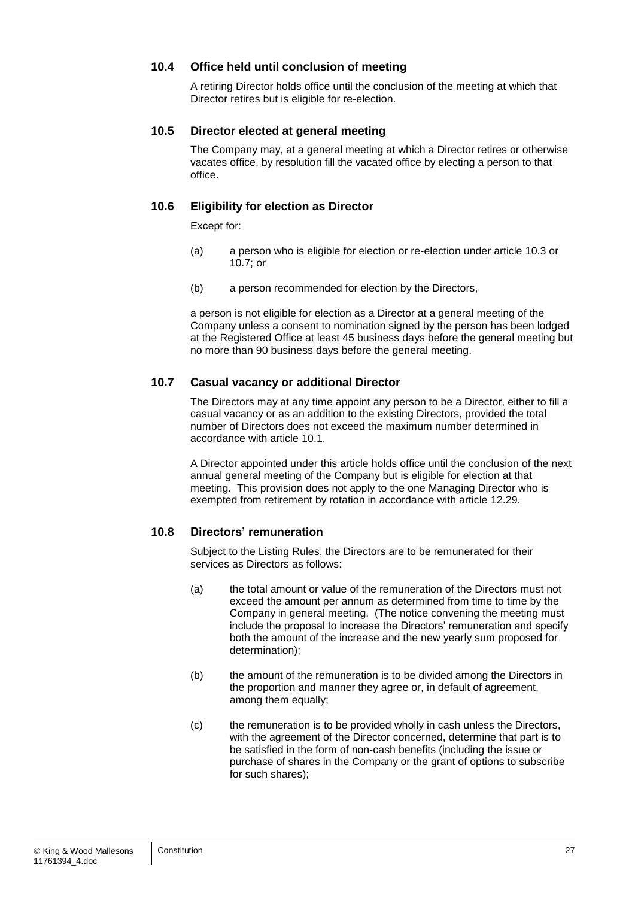### 10.4 Office held until conclusion of meeting

A retiring Director holds office until the conclusion of the meeting at which that Director retires but is eligible for re-election.

### 10.5 Director elected at general meeting

The Company may, at a general meeting at which a Director retires or otherwise vacates office, by resolution fill the vacated office by electing a person to that office.

### 10.6 Eligibility for election as Director

Except for:

(a) a person who is eligible for election or re-election under article 10.3 or 10.7; or

(b) a person recommended for election by the Directors,

a person is not eligible for election as a Director at a general meeting of the Company unless a consent to nomination signed by the person has been lodged at the Registered Office at least 45 business days before the general meeting but no more than 90 business days before the general meeting.

### 10.7 Casual vacancy or additional Director

The Directors may at any time appoint any person to be a Director, either to fill a casual vacancy or as an addition to the existing Directors, provided the total number of Directors does not exceed the maximum number determined in accordance with article 10.1.

A Director appointed under this article holds office until the conclusion of the next annual general meeting of the Company but is eligible for election at that meeting. This provision does not apply to the one Managing Director who is exempted from retirement by rotation in accordance with article 12.29.

### 10.8 Directors' remuneration

Subject to the Listing Rules, the Directors are to be remunerated for their services as Directors as follows:

(a) the total amount or value of the remuneration of the Directors must not exceed the amount per annum as determined from time to time by the Company in general meeting. (The notice convening the meeting must include the proposal to increase the Directors' remuneration and specify both the amount of the increase and the new yearly sum proposed for determination);

(b) the amount of the remuneration is to be divided among the Directors in the proportion and manner they agree or, in default of agreement, among them equally;

(c) the remuneration is to be provided wholly in cash unless the Directors, with the agreement of the Director concerned, determine that part is to be satisfied in the form of non-cash benefits (including the issue or purchase of shares in the Company or the grant of options to subscribe for such shares);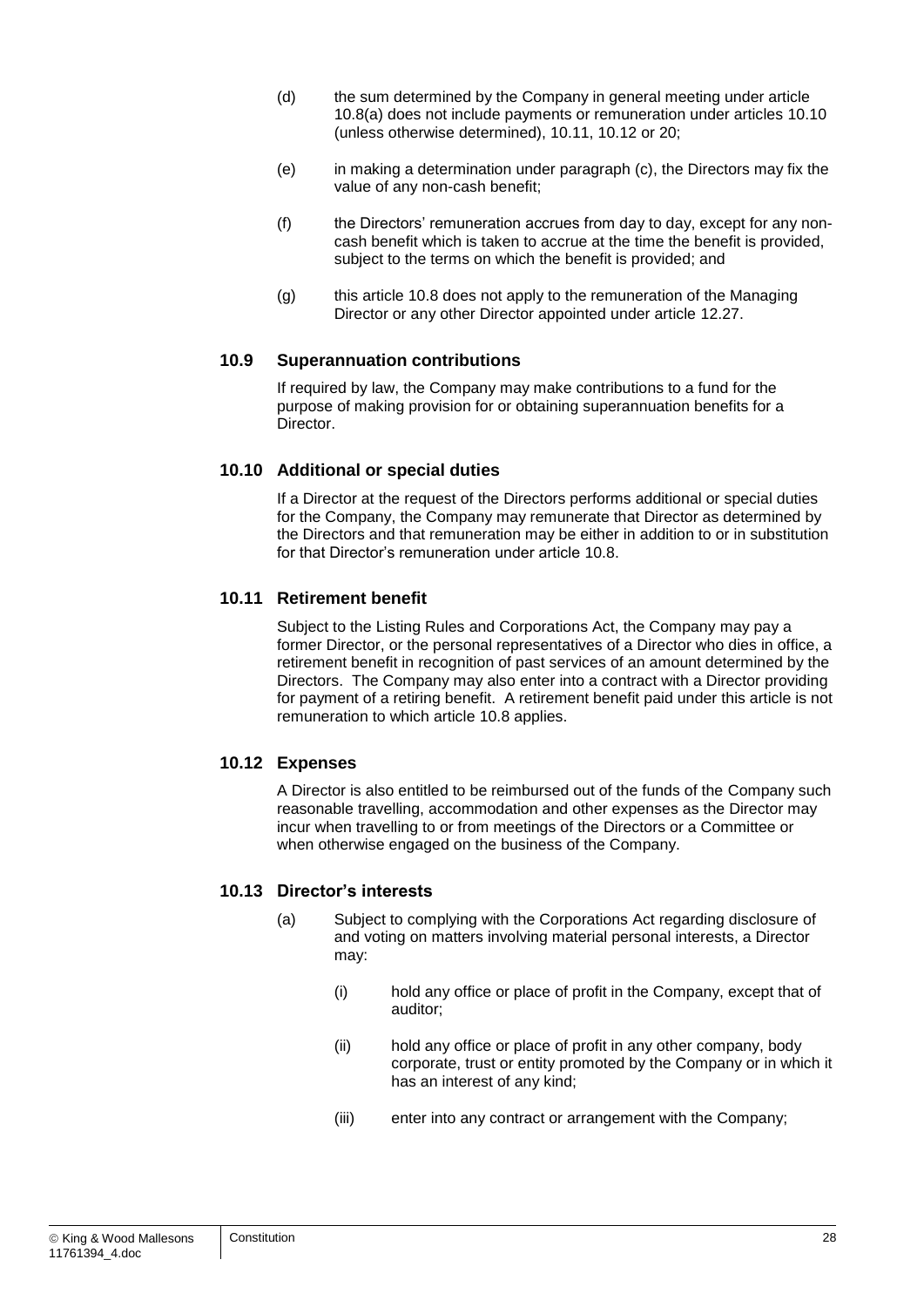(d) the sum determined by the Company in general meeting under article 10.8(a) does not include payments or remuneration under articles 10.10 (unless otherwise determined), 10.11, 10.12 or 20;

(e) in making a determination under paragraph (c), the Directors may fix the value of any non-cash benefit;

(f) the Directors' remuneration accrues from day to day, except for any non-cash benefit which is taken to accrue at the time the benefit is provided, subject to the terms on which the benefit is provided; and

(g) this article 10.8 does not apply to the remuneration of the Managing Director or any other Director appointed under article 12.27.

### 10.9 Superannuation contributions

If required by law, the Company may make contributions to a fund for the purpose of making provision for or obtaining superannuation benefits for a Director.

### 10.10 Additional or special duties

If a Director at the request of the Directors performs additional or special duties for the Company, the Company may remunerate that Director as determined by the Directors and that remuneration may be either in addition to or in substitution for that Director's remuneration under article 10.8.

### 10.11 Retirement benefit

Subject to the Listing Rules and Corporations Act, the Company may pay a former Director, or the personal representatives of a Director who dies in office, a retirement benefit in recognition of past services of an amount determined by the Directors. The Company may also enter into a contract with a Director providing for payment of a retiring benefit. A retirement benefit paid under this article is not remuneration to which article 10.8 applies.

### 10.12 Expenses

A Director is also entitled to be reimbursed out of the funds of the Company such reasonable travelling, accommodation and other expenses as the Director may incur when travelling to or from meetings of the Directors or a Committee or when otherwise engaged on the business of the Company.

### 10.13 Director's interests

(a) Subject to complying with the Corporations Act regarding disclosure of and voting on matters involving material personal interests, a Director may:

(i) hold any office or place of profit in the Company, except that of auditor;

(ii) hold any office or place of profit in any other company, body corporate, trust or entity promoted by the Company or in which it has an interest of any kind;

(iii) enter into any contract or arrangement with the Company;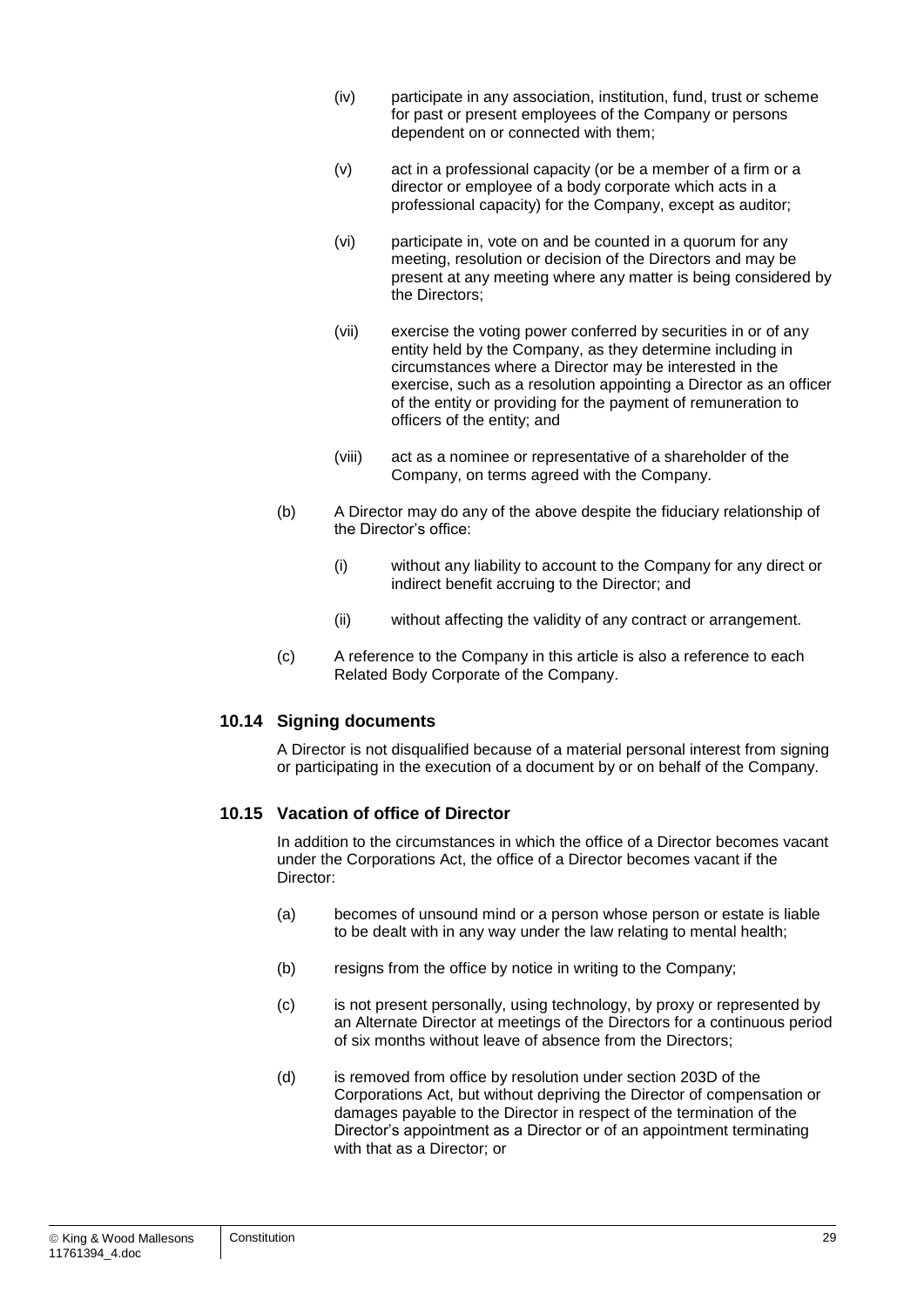(iv) participate in any association, institution, fund, trust or scheme for past or present employees of the Company or persons dependent on or connected with them;

(v) act in a professional capacity (or be a member of a firm or a director or employee of a body corporate which acts in a professional capacity) for the Company, except as auditor;

(vi) participate in, vote on and be counted in a quorum for any meeting, resolution or decision of the Directors and may be present at any meeting where any matter is being considered by the Directors;

(vii) exercise the voting power conferred by securities in or of any entity held by the Company, as they determine including in circumstances where a Director may be interested in the exercise, such as a resolution appointing a Director as an officer of the entity or providing for the payment of remuneration to officers of the entity; and

(viii) act as a nominee or representative of a shareholder of the Company, on terms agreed with the Company.

(b) A Director may do any of the above despite the fiduciary relationship of the Director's office:

(i) without any liability to account to the Company for any direct or indirect benefit accruing to the Director; and

(ii) without affecting the validity of any contract or arrangement.

(c) A reference to the Company in this article is also a reference to each Related Body Corporate of the Company.

### 10.14 Signing documents

A Director is not disqualified because of a material personal interest from signing or participating in the execution of a document by or on behalf of the Company.

### 10.15 Vacation of office of Director

In addition to the circumstances in which the office of a Director becomes vacant under the Corporations Act, the office of a Director becomes vacant if the Director:

(a) becomes of unsound mind or a person whose person or estate is liable to be dealt with in any way under the law relating to mental health;

(b) resigns from the office by notice in writing to the Company;

(c) is not present personally, using technology, by proxy or represented by an Alternate Director at meetings of the Directors for a continuous period of six months without leave of absence from the Directors;

(d) is removed from office by resolution under section 203D of the Corporations Act, but without depriving the Director of compensation or damages payable to the Director in respect of the termination of the Director's appointment as a Director or of an appointment terminating with that as a Director; or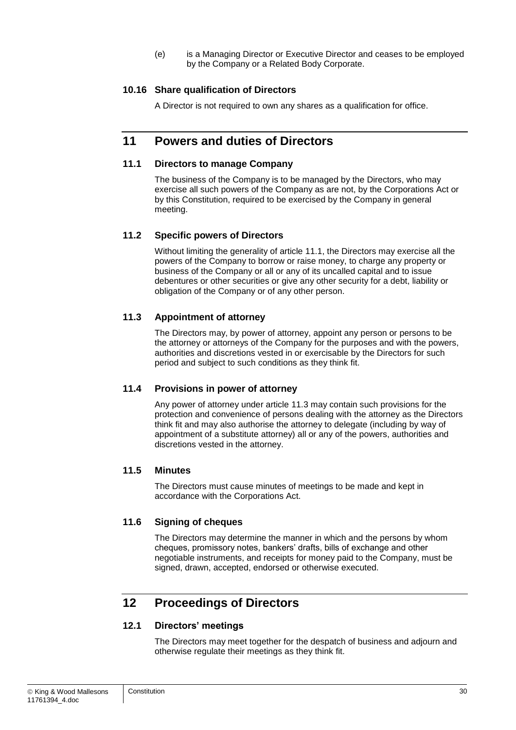(e) is a Managing Director or Executive Director and ceases to be employed by the Company or a Related Body Corporate.

### 10.16 Share qualification of Directors

A Director is not required to own any shares as a qualification for office.

## 11 Powers and duties of Directors

### 11.1 Directors to manage Company

The business of the Company is to be managed by the Directors, who may exercise all such powers of the Company as are not, by the Corporations Act or by this Constitution, required to be exercised by the Company in general meeting.

### 11.2 Specific powers of Directors

Without limiting the generality of article 11.1, the Directors may exercise all the powers of the Company to borrow or raise money, to charge any property or business of the Company or all or any of its uncalled capital and to issue debentures or other securities or give any other security for a debt, liability or obligation of the Company or of any other person.

### 11.3 Appointment of attorney

The Directors may, by power of attorney, appoint any person or persons to be the attorney or attorneys of the Company for the purposes and with the powers, authorities and discretions vested in or exercisable by the Directors for such period and subject to such conditions as they think fit.

### 11.4 Provisions in power of attorney

Any power of attorney under article 11.3 may contain such provisions for the protection and convenience of persons dealing with the attorney as the Directors think fit and may also authorise the attorney to delegate (including by way of appointment of a substitute attorney) all or any of the powers, authorities and discretions vested in the attorney.

### 11.5 Minutes

The Directors must cause minutes of meetings to be made and kept in accordance with the Corporations Act.

### 11.6 Signing of cheques

The Directors may determine the manner in which and the persons by whom cheques, promissory notes, bankers' drafts, bills of exchange and other negotiable instruments, and receipts for money paid to the Company, must be signed, drawn, accepted, endorsed or otherwise executed.

## 12 Proceedings of Directors

### 12.1 Directors' meetings

The Directors may meet together for the despatch of business and adjourn and otherwise regulate their meetings as they think fit.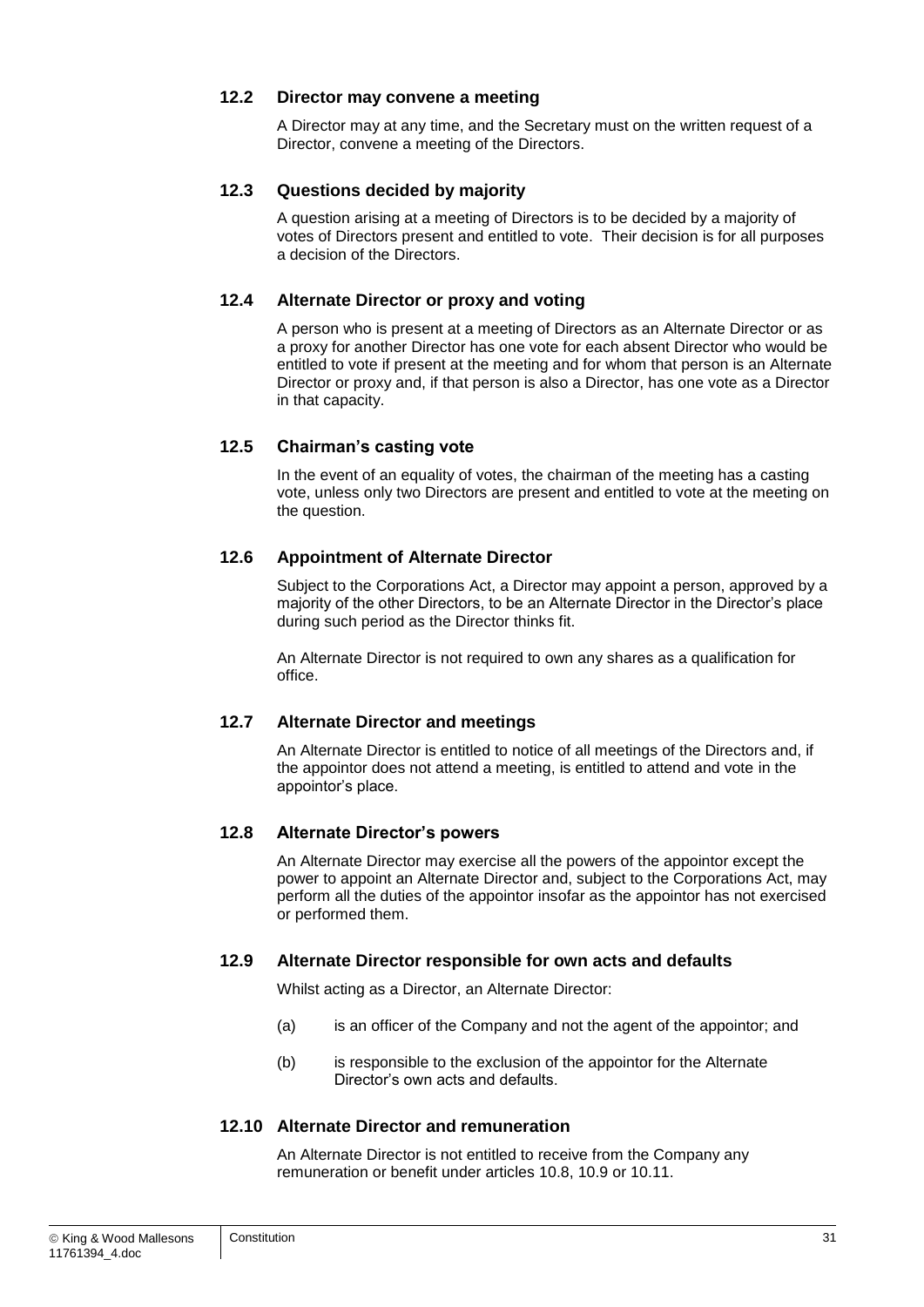### 12.2 Director may convene a meeting

A Director may at any time, and the Secretary must on the written request of a Director, convene a meeting of the Directors.

### 12.3 Questions decided by majority

A question arising at a meeting of Directors is to be decided by a majority of votes of Directors present and entitled to vote. Their decision is for all purposes a decision of the Directors.

### 12.4 Alternate Director or proxy and voting

A person who is present at a meeting of Directors as an Alternate Director or as a proxy for another Director has one vote for each absent Director who would be entitled to vote if present at the meeting and for whom that person is an Alternate Director or proxy and, if that person is also a Director, has one vote as a Director in that capacity.

### 12.5 Chairman's casting vote

In the event of an equality of votes, the chairman of the meeting has a casting vote, unless only two Directors are present and entitled to vote at the meeting on the question.

### 12.6 Appointment of Alternate Director

Subject to the Corporations Act, a Director may appoint a person, approved by a majority of the other Directors, to be an Alternate Director in the Director's place during such period as the Director thinks fit.

An Alternate Director is not required to own any shares as a qualification for office.

### 12.7 Alternate Director and meetings

An Alternate Director is entitled to notice of all meetings of the Directors and, if the appointor does not attend a meeting, is entitled to attend and vote in the appointor's place.

### 12.8 Alternate Director's powers

An Alternate Director may exercise all the powers of the appointor except the power to appoint an Alternate Director and, subject to the Corporations Act, may perform all the duties of the appointor insofar as the appointor has not exercised or performed them.

### 12.9 Alternate Director responsible for own acts and defaults

Whilst acting as a Director, an Alternate Director:

(a) is an officer of the Company and not the agent of the appointor; and

(b) is responsible to the exclusion of the appointor for the Alternate Director's own acts and defaults.

### 12.10 Alternate Director and remuneration

An Alternate Director is not entitled to receive from the Company any remuneration or benefit under articles 10.8, 10.9 or 10.11.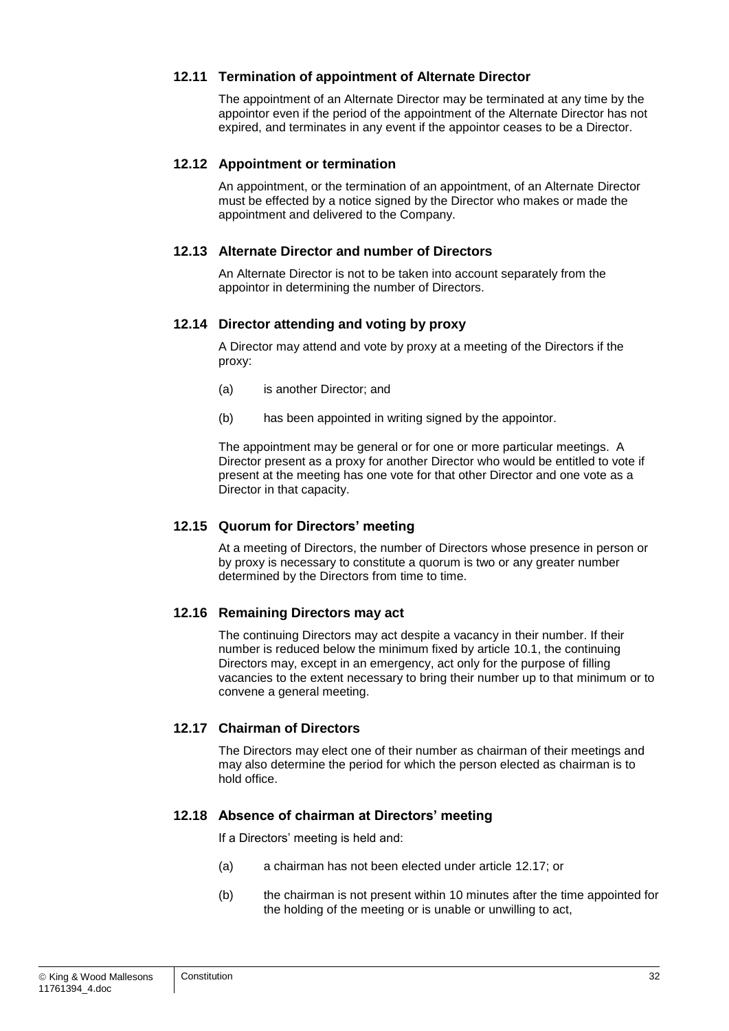### 12.11 Termination of appointment of Alternate Director

The appointment of an Alternate Director may be terminated at any time by the appointor even if the period of the appointment of the Alternate Director has not expired, and terminates in any event if the appointor ceases to be a Director.

### 12.12 Appointment or termination

An appointment, or the termination of an appointment, of an Alternate Director must be effected by a notice signed by the Director who makes or made the appointment and delivered to the Company.

### 12.13 Alternate Director and number of Directors

An Alternate Director is not to be taken into account separately from the appointor in determining the number of Directors.

### 12.14 Director attending and voting by proxy

A Director may attend and vote by proxy at a meeting of the Directors if the proxy:

(a) is another Director; and

(b) has been appointed in writing signed by the appointor.

The appointment may be general or for one or more particular meetings. A Director present as a proxy for another Director who would be entitled to vote if present at the meeting has one vote for that other Director and one vote as a Director in that capacity.

### 12.15 Quorum for Directors' meeting

At a meeting of Directors, the number of Directors whose presence in person or by proxy is necessary to constitute a quorum is two or any greater number determined by the Directors from time to time.

### 12.16 Remaining Directors may act

The continuing Directors may act despite a vacancy in their number. If their number is reduced below the minimum fixed by article 10.1, the continuing Directors may, except in an emergency, act only for the purpose of filling vacancies to the extent necessary to bring their number up to that minimum or to convene a general meeting.

### 12.17 Chairman of Directors

The Directors may elect one of their number as chairman of their meetings and may also determine the period for which the person elected as chairman is to hold office.

### 12.18 Absence of chairman at Directors' meeting

If a Directors' meeting is held and:

(a) a chairman has not been elected under article 12.17; or

(b) the chairman is not present within 10 minutes after the time appointed for the holding of the meeting or is unable or unwilling to act,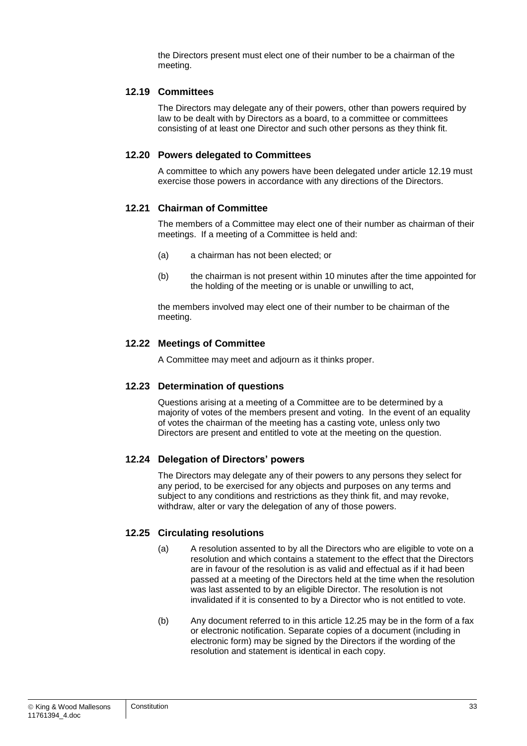the Directors present must elect one of their number to be a chairman of the meeting.

### 12.19 Committees

The Directors may delegate any of their powers, other than powers required by law to be dealt with by Directors as a board, to a committee or committees consisting of at least one Director and such other persons as they think fit.

### 12.20 Powers delegated to Committees

A committee to which any powers have been delegated under article 12.19 must exercise those powers in accordance with any directions of the Directors.

### 12.21 Chairman of Committee

The members of a Committee may elect one of their number as chairman of their meetings. If a meeting of a Committee is held and:

(a) a chairman has not been elected; or

(b) the chairman is not present within 10 minutes after the time appointed for the holding of the meeting or is unable or unwilling to act,

the members involved may elect one of their number to be chairman of the meeting.

### 12.22 Meetings of Committee

A Committee may meet and adjourn as it thinks proper.

### 12.23 Determination of questions

Questions arising at a meeting of a Committee are to be determined by a majority of votes of the members present and voting. In the event of an equality of votes the chairman of the meeting has a casting vote, unless only two Directors are present and entitled to vote at the meeting on the question.

### 12.24 Delegation of Directors' powers

The Directors may delegate any of their powers to any persons they select for any period, to be exercised for any objects and purposes on any terms and subject to any conditions and restrictions as they think fit, and may revoke, withdraw, alter or vary the delegation of any of those powers.

### 12.25 Circulating resolutions

(a) A resolution assented to by all the Directors who are eligible to vote on a resolution and which contains a statement to the effect that the Directors are in favour of the resolution is as valid and effectual as if it had been passed at a meeting of the Directors held at the time when the resolution was last assented to by an eligible Director. The resolution is not invalidated if it is consented to by a Director who is not entitled to vote.

(b) Any document referred to in this article 12.25 may be in the form of a fax or electronic notification. Separate copies of a document (including in electronic form) may be signed by the Directors if the wording of the resolution and statement is identical in each copy.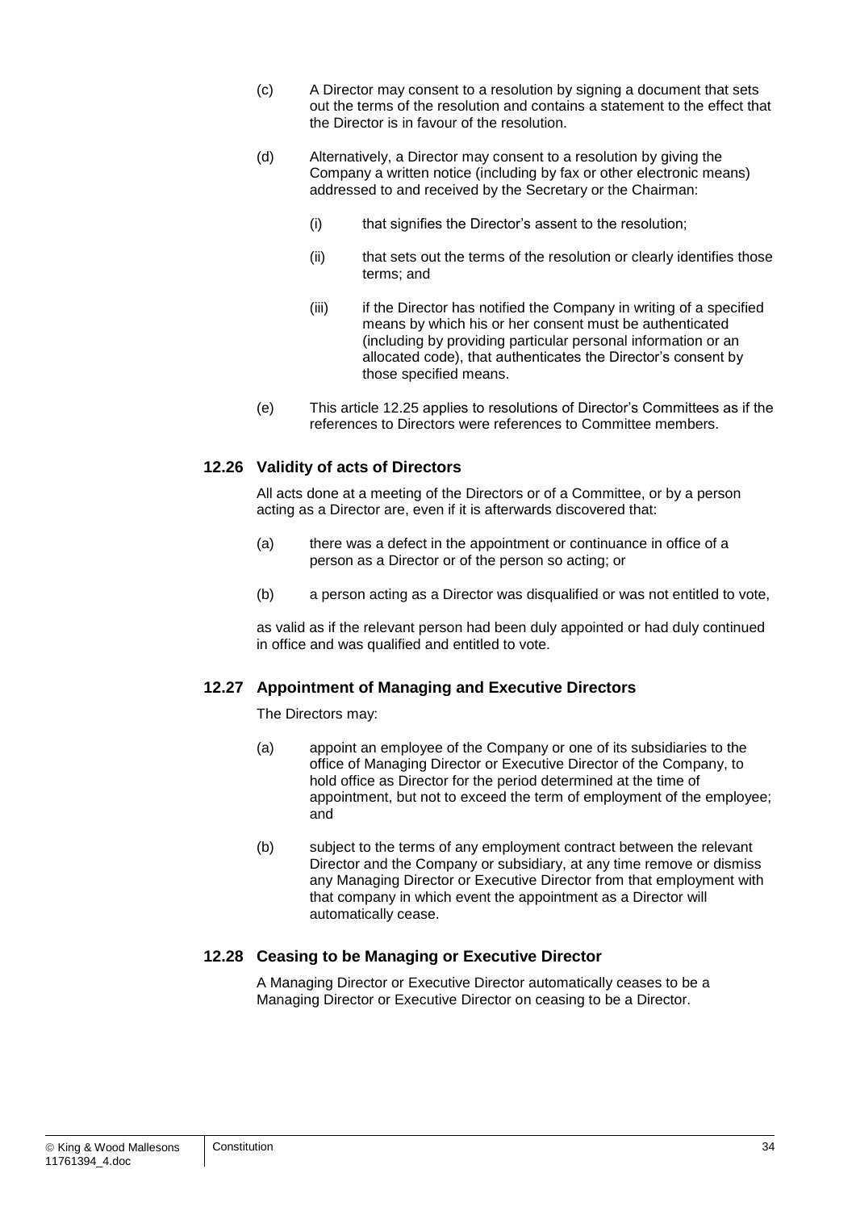(c) A Director may consent to a resolution by signing a document that sets out the terms of the resolution and contains a statement to the effect that the Director is in favour of the resolution.

(d) Alternatively, a Director may consent to a resolution by giving the Company a written notice (including by fax or other electronic means) addressed to and received by the Secretary or the Chairman:

(i) that signifies the Director's assent to the resolution;

(ii) that sets out the terms of the resolution or clearly identifies those terms; and

(iii) if the Director has notified the Company in writing of a specified means by which his or her consent must be authenticated (including by providing particular personal information or an allocated code), that authenticates the Director's consent by those specified means.

(e) This article 12.25 applies to resolutions of Director's Committees as if the references to Directors were references to Committee members.

### 12.26 Validity of acts of Directors

All acts done at a meeting of the Directors or of a Committee, or by a person acting as a Director are, even if it is afterwards discovered that:

(a) there was a defect in the appointment or continuance in office of a person as a Director or of the person so acting; or

(b) a person acting as a Director was disqualified or was not entitled to vote,

as valid as if the relevant person had been duly appointed or had duly continued in office and was qualified and entitled to vote.

### 12.27 Appointment of Managing and Executive Directors

The Directors may:

(a) appoint an employee of the Company or one of its subsidiaries to the office of Managing Director or Executive Director of the Company, to hold office as Director for the period determined at the time of appointment, but not to exceed the term of employment of the employee; and

(b) subject to the terms of any employment contract between the relevant Director and the Company or subsidiary, at any time remove or dismiss any Managing Director or Executive Director from that employment with that company in which event the appointment as a Director will automatically cease.

### 12.28 Ceasing to be Managing or Executive Director

A Managing Director or Executive Director automatically ceases to be a Managing Director or Executive Director on ceasing to be a Director.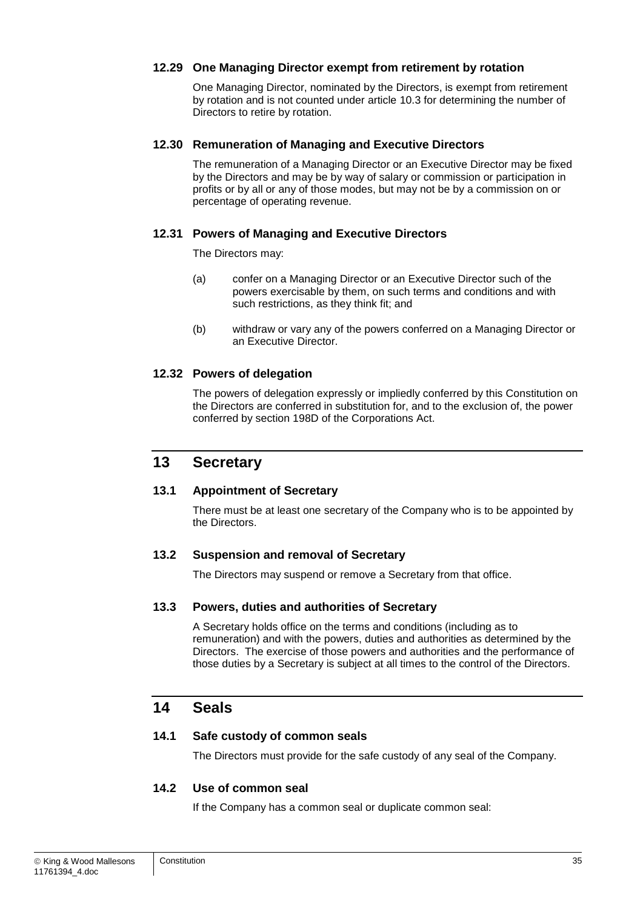### 12.29 One Managing Director exempt from retirement by rotation

One Managing Director, nominated by the Directors, is exempt from retirement by rotation and is not counted under article 10.3 for determining the number of Directors to retire by rotation.

### 12.30 Remuneration of Managing and Executive Directors

The remuneration of a Managing Director or an Executive Director may be fixed by the Directors and may be by way of salary or commission or participation in profits or by all or any of those modes, but may not be by a commission on or percentage of operating revenue.

### 12.31 Powers of Managing and Executive Directors

The Directors may:

(a) confer on a Managing Director or an Executive Director such of the powers exercisable by them, on such terms and conditions and with such restrictions, as they think fit; and

(b) withdraw or vary any of the powers conferred on a Managing Director or an Executive Director.

### 12.32 Powers of delegation

The powers of delegation expressly or impliedly conferred by this Constitution on the Directors are conferred in substitution for, and to the exclusion of, the power conferred by section 198D of the Corporations Act.

## 13 Secretary

### 13.1 Appointment of Secretary

There must be at least one secretary of the Company who is to be appointed by the Directors.

### 13.2 Suspension and removal of Secretary

The Directors may suspend or remove a Secretary from that office.

### 13.3 Powers, duties and authorities of Secretary

A Secretary holds office on the terms and conditions (including as to remuneration) and with the powers, duties and authorities as determined by the Directors. The exercise of those powers and authorities and the performance of those duties by a Secretary is subject at all times to the control of the Directors.

## 14 Seals

### 14.1 Safe custody of common seals

The Directors must provide for the safe custody of any seal of the Company.

### 14.2 Use of common seal

If the Company has a common seal or duplicate common seal: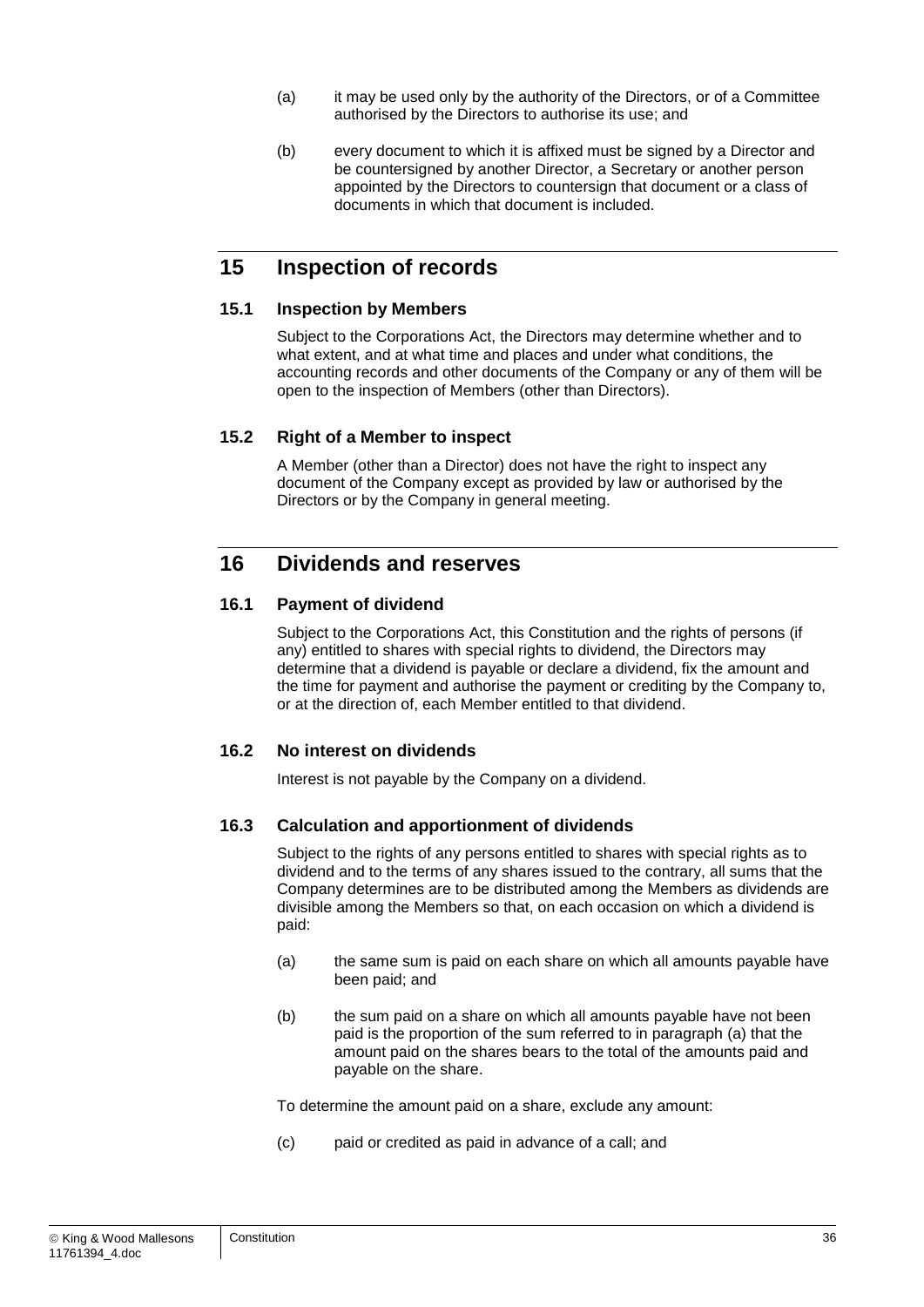(a) it may be used only by the authority of the Directors, or of a Committee authorised by the Directors to authorise its use; and

(b) every document to which it is affixed must be signed by a Director and be countersigned by another Director, a Secretary or another person appointed by the Directors to countersign that document or a class of documents in which that document is included.

# 15 Inspection of records

## 15.1 Inspection by Members

Subject to the Corporations Act, the Directors may determine whether and to what extent, and at what time and places and under what conditions, the accounting records and other documents of the Company or any of them will be open to the inspection of Members (other than Directors).

## 15.2 Right of a Member to inspect

A Member (other than a Director) does not have the right to inspect any document of the Company except as provided by law or authorised by the Directors or by the Company in general meeting.

# 16 Dividends and reserves

## 16.1 Payment of dividend

Subject to the Corporations Act, this Constitution and the rights of persons (if any) entitled to shares with special rights to dividend, the Directors may determine that a dividend is payable or declare a dividend, fix the amount and the time for payment and authorise the payment or crediting by the Company to, or at the direction of, each Member entitled to that dividend.

## 16.2 No interest on dividends

Interest is not payable by the Company on a dividend.

## 16.3 Calculation and apportionment of dividends

Subject to the rights of any persons entitled to shares with special rights as to dividend and to the terms of any shares issued to the contrary, all sums that the Company determines are to be distributed among the Members as dividends are divisible among the Members so that, on each occasion on which a dividend is paid:

(a) the same sum is paid on each share on which all amounts payable have been paid; and

(b) the sum paid on a share on which all amounts payable have not been paid is the proportion of the sum referred to in paragraph (a) that the amount paid on the shares bears to the total of the amounts paid and payable on the share.

To determine the amount paid on a share, exclude any amount:

(c) paid or credited as paid in advance of a call; and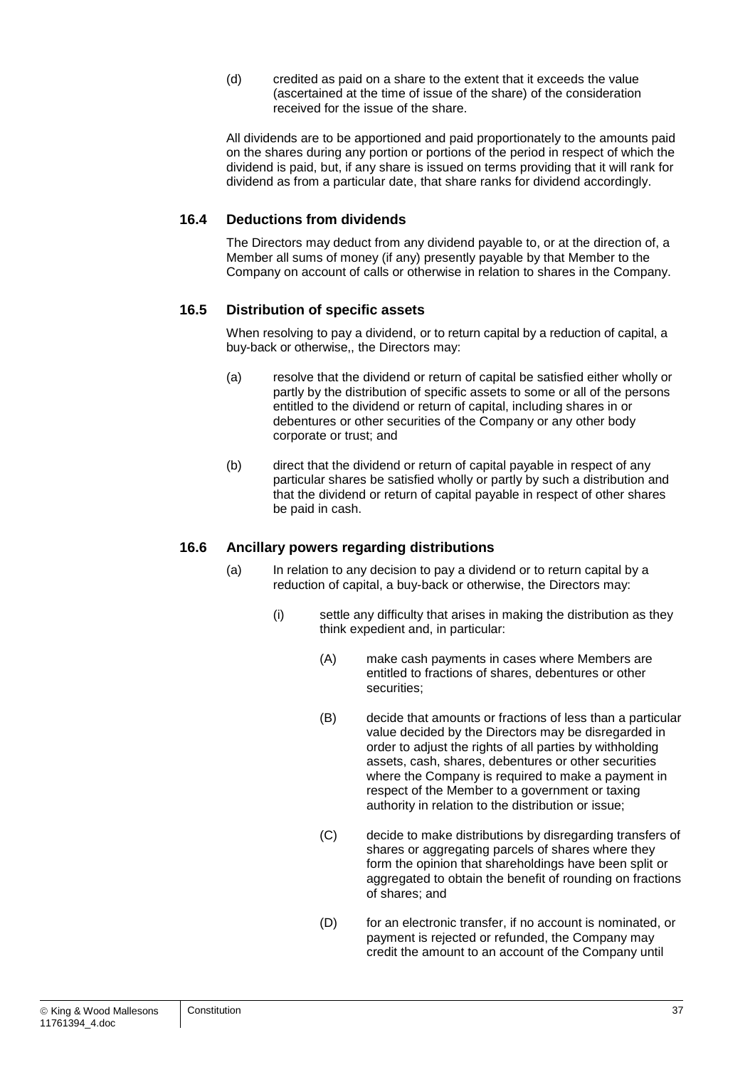(d) credited as paid on a share to the extent that it exceeds the value (ascertained at the time of issue of the share) of the consideration received for the issue of the share.

All dividends are to be apportioned and paid proportionately to the amounts paid on the shares during any portion or portions of the period in respect of which the dividend is paid, but, if any share is issued on terms providing that it will rank for dividend as from a particular date, that share ranks for dividend accordingly.

### 16.4 Deductions from dividends

The Directors may deduct from any dividend payable to, or at the direction of, a Member all sums of money (if any) presently payable by that Member to the Company on account of calls or otherwise in relation to shares in the Company.

### 16.5 Distribution of specific assets

When resolving to pay a dividend, or to return capital by a reduction of capital, a buy-back or otherwise,, the Directors may:

(a) resolve that the dividend or return of capital be satisfied either wholly or partly by the distribution of specific assets to some or all of the persons entitled to the dividend or return of capital, including shares in or debentures or other securities of the Company or any other body corporate or trust; and

(b) direct that the dividend or return of capital payable in respect of any particular shares be satisfied wholly or partly by such a distribution and that the dividend or return of capital payable in respect of other shares be paid in cash.

### 16.6 Ancillary powers regarding distributions

(a) In relation to any decision to pay a dividend or to return capital by a reduction of capital, a buy-back or otherwise, the Directors may:

(i) settle any difficulty that arises in making the distribution as they think expedient and, in particular:

(A) make cash payments in cases where Members are entitled to fractions of shares, debentures or other securities;

(B) decide that amounts or fractions of less than a particular value decided by the Directors may be disregarded in order to adjust the rights of all parties by withholding assets, cash, shares, debentures or other securities where the Company is required to make a payment in respect of the Member to a government or taxing authority in relation to the distribution or issue;

(C) decide to make distributions by disregarding transfers of shares or aggregating parcels of shares where they form the opinion that shareholdings have been split or aggregated to obtain the benefit of rounding on fractions of shares; and

(D) for an electronic transfer, if no account is nominated, or payment is rejected or refunded, the Company may credit the amount to an account of the Company until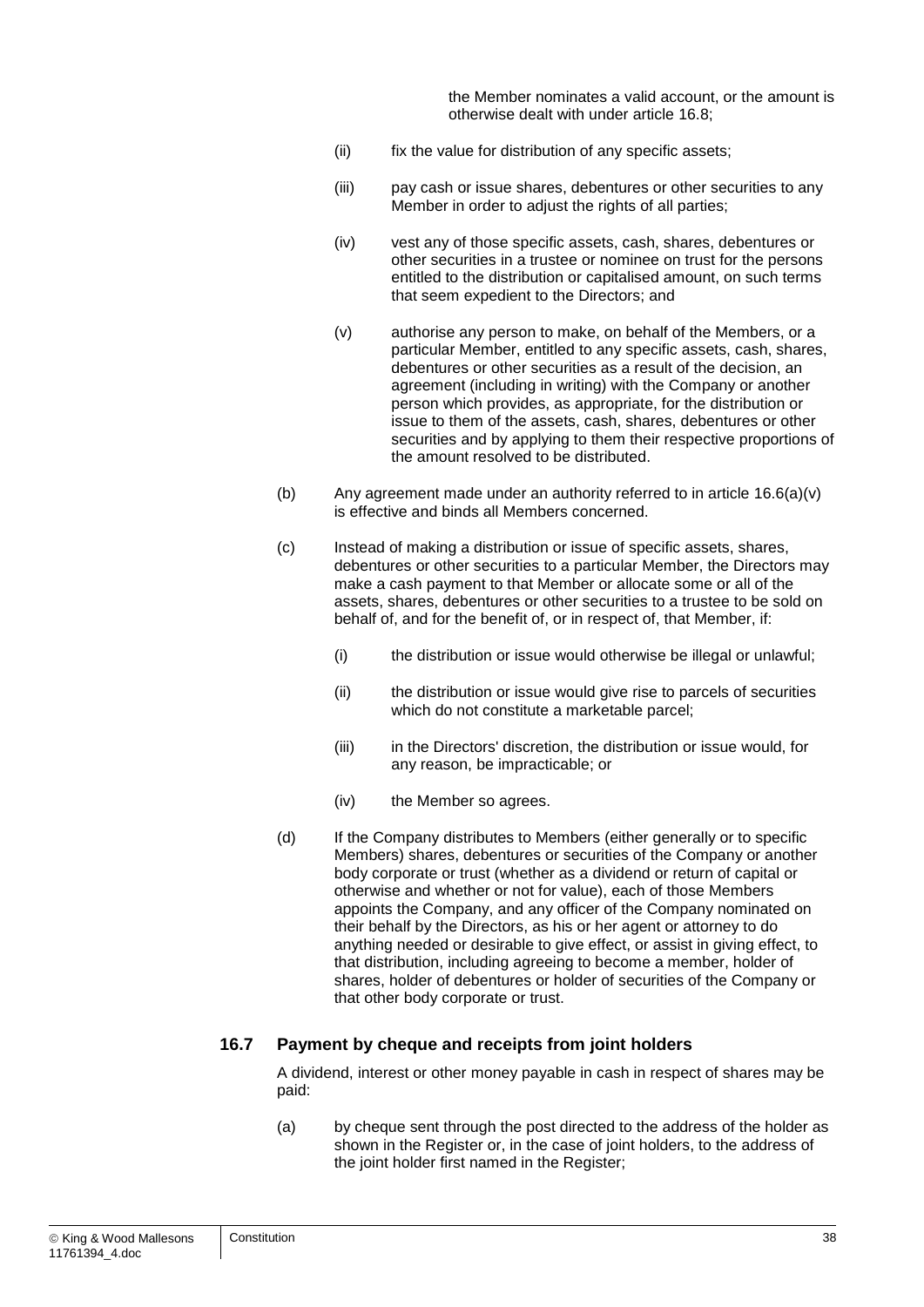the Member nominates a valid account, or the amount is otherwise dealt with under article 16.8;

(ii) fix the value for distribution of any specific assets;

(iii) pay cash or issue shares, debentures or other securities to any Member in order to adjust the rights of all parties;

(iv) vest any of those specific assets, cash, shares, debentures or other securities in a trustee or nominee on trust for the persons entitled to the distribution or capitalised amount, on such terms that seem expedient to the Directors; and

(v) authorise any person to make, on behalf of the Members, or a particular Member, entitled to any specific assets, cash, shares, debentures or other securities as a result of the decision, an agreement (including in writing) with the Company or another person which provides, as appropriate, for the distribution or issue to them of the assets, cash, shares, debentures or other securities and by applying to them their respective proportions of the amount resolved to be distributed.

(b) Any agreement made under an authority referred to in article 16.6(a)(v) is effective and binds all Members concerned.

(c) Instead of making a distribution or issue of specific assets, shares, debentures or other securities to a particular Member, the Directors may make a cash payment to that Member or allocate some or all of the assets, shares, debentures or other securities to a trustee to be sold on behalf of, and for the benefit of, or in respect of, that Member, if:

(i) the distribution or issue would otherwise be illegal or unlawful;

(ii) the distribution or issue would give rise to parcels of securities which do not constitute a marketable parcel;

(iii) in the Directors' discretion, the distribution or issue would, for any reason, be impracticable; or

(iv) the Member so agrees.

(d) If the Company distributes to Members (either generally or to specific Members) shares, debentures or securities of the Company or another body corporate or trust (whether as a dividend or return of capital or otherwise and whether or not for value), each of those Members appoints the Company, and any officer of the Company nominated on their behalf by the Directors, as his or her agent or attorney to do anything needed or desirable to give effect, or assist in giving effect, to that distribution, including agreeing to become a member, holder of shares, holder of debentures or holder of securities of the Company or that other body corporate or trust.

## 16.7 Payment by cheque and receipts from joint holders

A dividend, interest or other money payable in cash in respect of shares may be paid:

(a) by cheque sent through the post directed to the address of the holder as shown in the Register or, in the case of joint holders, to the address of the joint holder first named in the Register;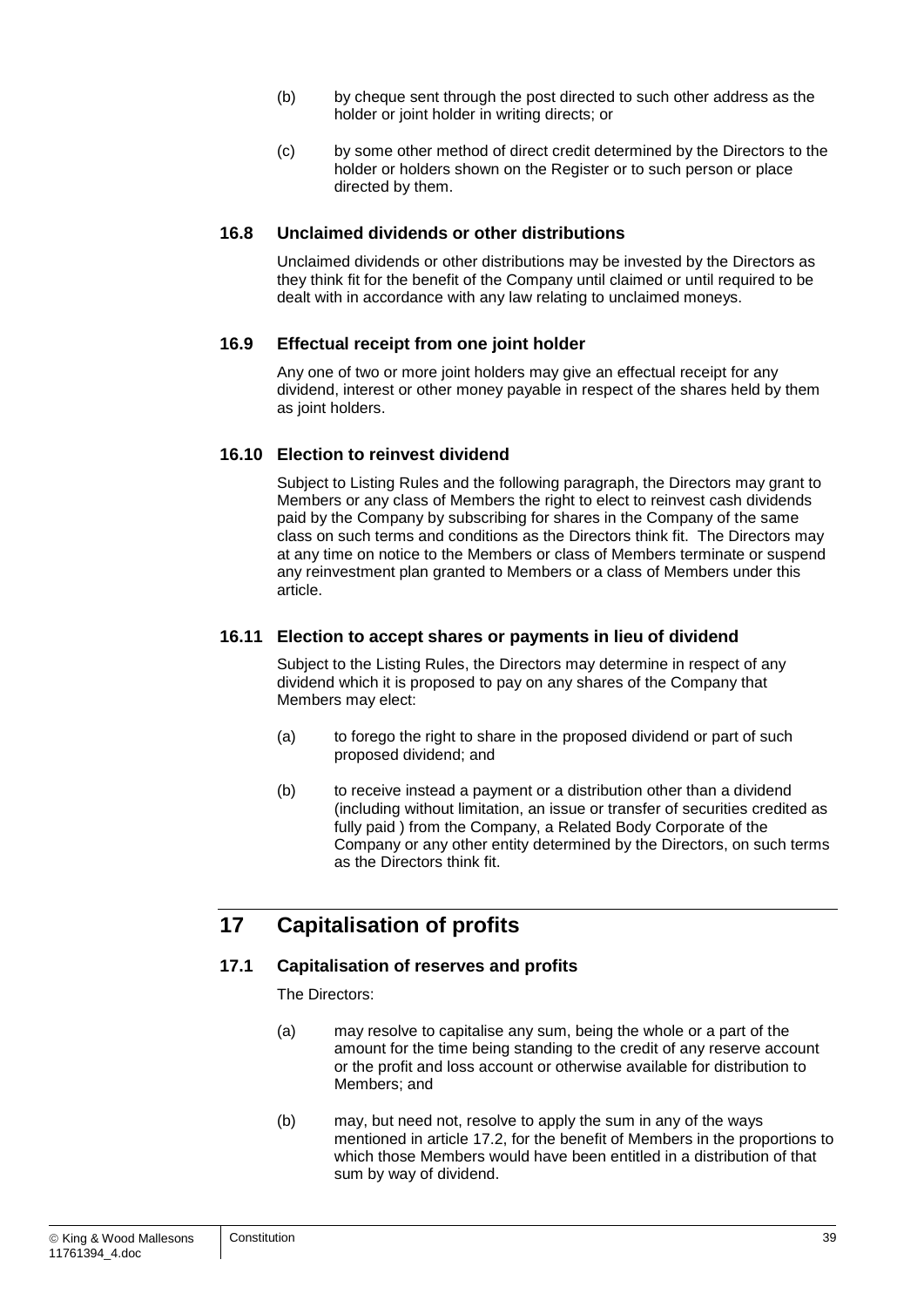(b) by cheque sent through the post directed to such other address as the holder or joint holder in writing directs; or

(c) by some other method of direct credit determined by the Directors to the holder or holders shown on the Register or to such person or place directed by them.

### 16.8 Unclaimed dividends or other distributions

Unclaimed dividends or other distributions may be invested by the Directors as they think fit for the benefit of the Company until claimed or until required to be dealt with in accordance with any law relating to unclaimed moneys.

### 16.9 Effectual receipt from one joint holder

Any one of two or more joint holders may give an effectual receipt for any dividend, interest or other money payable in respect of the shares held by them as joint holders.

### 16.10 Election to reinvest dividend

Subject to Listing Rules and the following paragraph, the Directors may grant to Members or any class of Members the right to elect to reinvest cash dividends paid by the Company by subscribing for shares in the Company of the same class on such terms and conditions as the Directors think fit. The Directors may at any time on notice to the Members or class of Members terminate or suspend any reinvestment plan granted to Members or a class of Members under this article.

### 16.11 Election to accept shares or payments in lieu of dividend

Subject to the Listing Rules, the Directors may determine in respect of any dividend which it is proposed to pay on any shares of the Company that Members may elect:

(a) to forego the right to share in the proposed dividend or part of such proposed dividend; and

(b) to receive instead a payment or a distribution other than a dividend (including without limitation, an issue or transfer of securities credited as fully paid ) from the Company, a Related Body Corporate of the Company or any other entity determined by the Directors, on such terms as the Directors think fit.

## 17 Capitalisation of profits

### 17.1 Capitalisation of reserves and profits

The Directors:

(a) may resolve to capitalise any sum, being the whole or a part of the amount for the time being standing to the credit of any reserve account or the profit and loss account or otherwise available for distribution to Members; and

(b) may, but need not, resolve to apply the sum in any of the ways mentioned in article 17.2, for the benefit of Members in the proportions to which those Members would have been entitled in a distribution of that sum by way of dividend.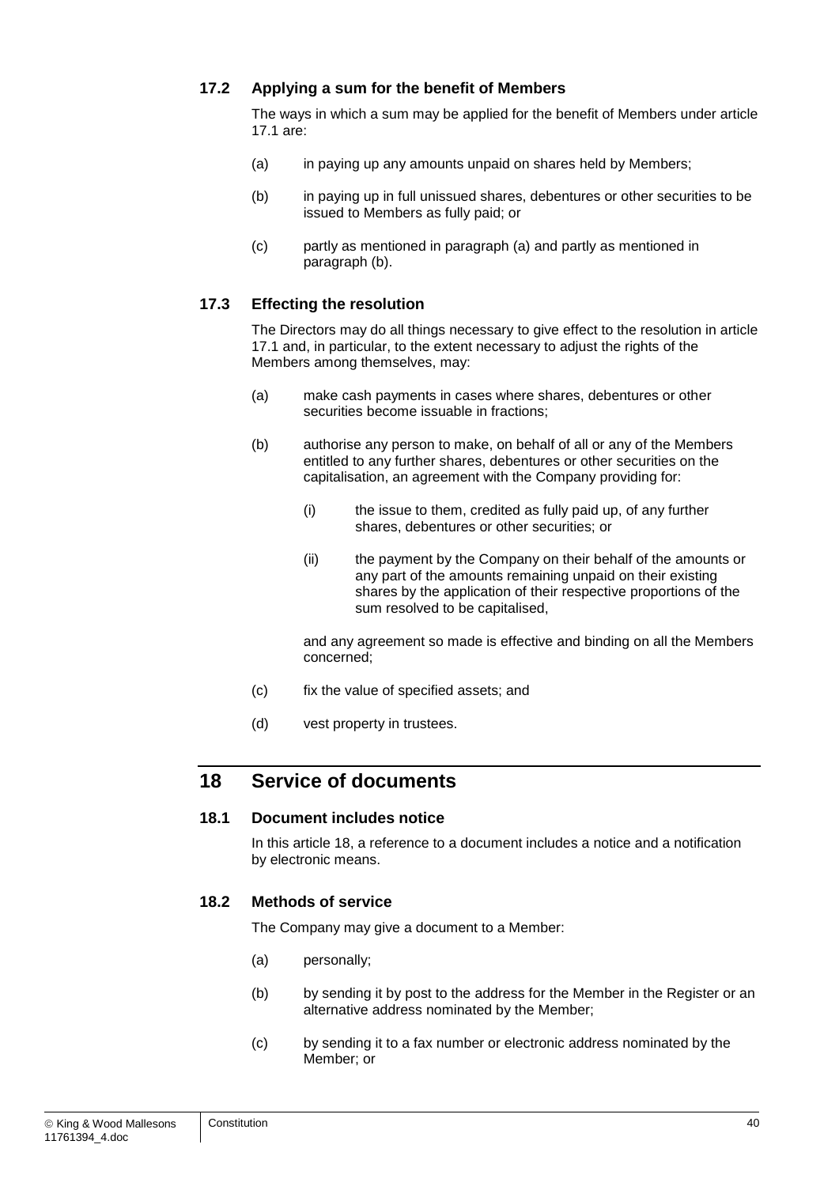### 17.2 Applying a sum for the benefit of Members

The ways in which a sum may be applied for the benefit of Members under article 17.1 are:

(a) in paying up any amounts unpaid on shares held by Members;

(b) in paying up in full unissued shares, debentures or other securities to be issued to Members as fully paid; or

(c) partly as mentioned in paragraph (a) and partly as mentioned in paragraph (b).

### 17.3 Effecting the resolution

The Directors may do all things necessary to give effect to the resolution in article 17.1 and, in particular, to the extent necessary to adjust the rights of the Members among themselves, may:

(a) make cash payments in cases where shares, debentures or other securities become issuable in fractions;

(b) authorise any person to make, on behalf of all or any of the Members entitled to any further shares, debentures or other securities on the capitalisation, an agreement with the Company providing for:

(i) the issue to them, credited as fully paid up, of any further shares, debentures or other securities; or

(ii) the payment by the Company on their behalf of the amounts or any part of the amounts remaining unpaid on their existing shares by the application of their respective proportions of the sum resolved to be capitalised,

and any agreement so made is effective and binding on all the Members concerned;

(c) fix the value of specified assets; and

(d) vest property in trustees.

## 18 Service of documents

### 18.1 Document includes notice

In this article 18, a reference to a document includes a notice and a notification by electronic means.

### 18.2 Methods of service

The Company may give a document to a Member:

(a) personally;

(b) by sending it by post to the address for the Member in the Register or an alternative address nominated by the Member;

(c) by sending it to a fax number or electronic address nominated by the Member; or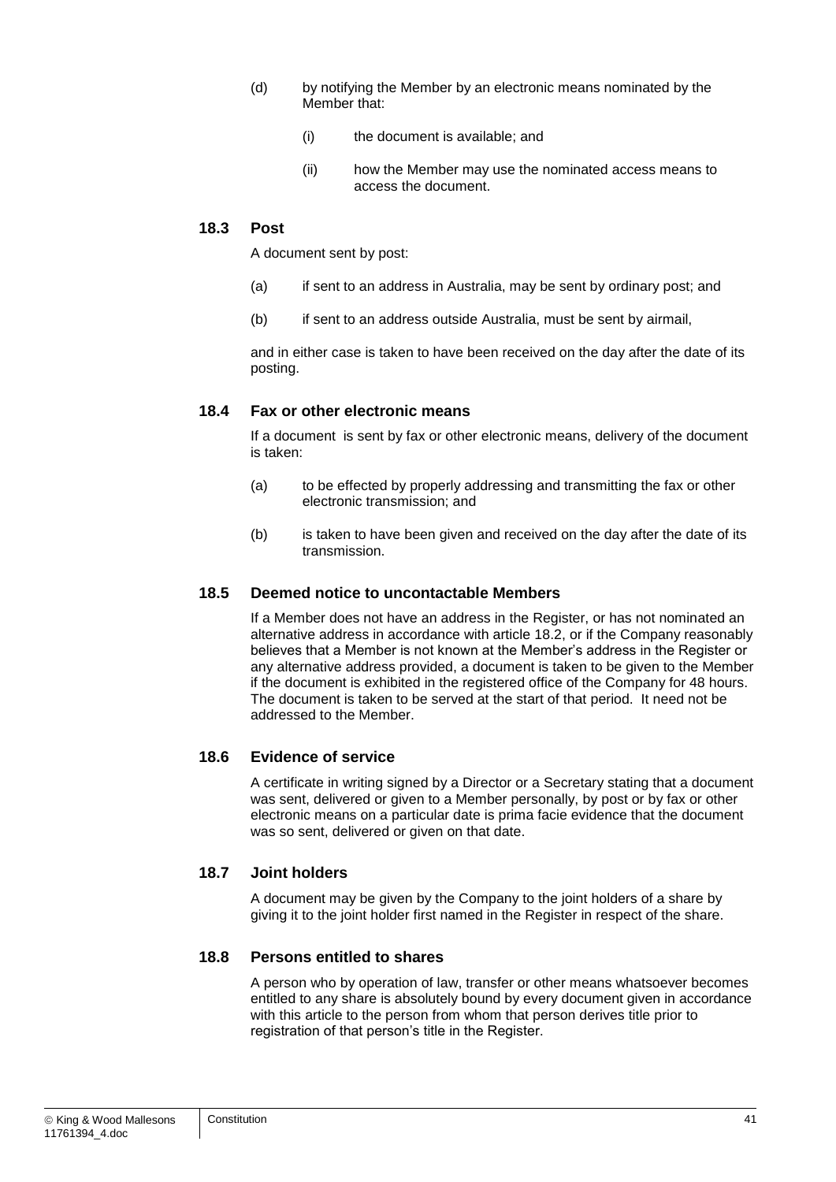(d) by notifying the Member by an electronic means nominated by the Member that:

(i) the document is available; and

(ii) how the Member may use the nominated access means to access the document.

### 18.3 Post

A document sent by post:

(a) if sent to an address in Australia, may be sent by ordinary post; and

(b) if sent to an address outside Australia, must be sent by airmail,

and in either case is taken to have been received on the day after the date of its posting.

### 18.4 Fax or other electronic means

If a document is sent by fax or other electronic means, delivery of the document is taken:

(a) to be effected by properly addressing and transmitting the fax or other electronic transmission; and

(b) is taken to have been given and received on the day after the date of its transmission.

### 18.5 Deemed notice to uncontactable Members

If a Member does not have an address in the Register, or has not nominated an alternative address in accordance with article 18.2, or if the Company reasonably believes that a Member is not known at the Member's address in the Register or any alternative address provided, a document is taken to be given to the Member if the document is exhibited in the registered office of the Company for 48 hours. The document is taken to be served at the start of that period. It need not be addressed to the Member.

### 18.6 Evidence of service

A certificate in writing signed by a Director or a Secretary stating that a document was sent, delivered or given to a Member personally, by post or by fax or other electronic means on a particular date is prima facie evidence that the document was so sent, delivered or given on that date.

### 18.7 Joint holders

A document may be given by the Company to the joint holders of a share by giving it to the joint holder first named in the Register in respect of the share.

### 18.8 Persons entitled to shares

A person who by operation of law, transfer or other means whatsoever becomes entitled to any share is absolutely bound by every document given in accordance with this article to the person from whom that person derives title prior to registration of that person's title in the Register.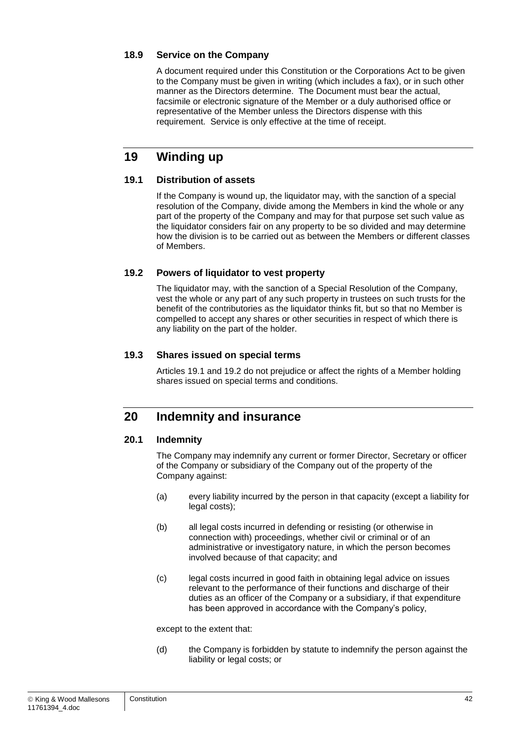### 18.9 Service on the Company

A document required under this Constitution or the Corporations Act to be given to the Company must be given in writing (which includes a fax), or in such other manner as the Directors determine. The Document must bear the actual, facsimile or electronic signature of the Member or a duly authorised office or representative of the Member unless the Directors dispense with this requirement. Service is only effective at the time of receipt.

## 19 Winding up

### 19.1 Distribution of assets

If the Company is wound up, the liquidator may, with the sanction of a special resolution of the Company, divide among the Members in kind the whole or any part of the property of the Company and may for that purpose set such value as the liquidator considers fair on any property to be so divided and may determine how the division is to be carried out as between the Members or different classes of Members.

### 19.2 Powers of liquidator to vest property

The liquidator may, with the sanction of a Special Resolution of the Company, vest the whole or any part of any such property in trustees on such trusts for the benefit of the contributories as the liquidator thinks fit, but so that no Member is compelled to accept any shares or other securities in respect of which there is any liability on the part of the holder.

### 19.3 Shares issued on special terms

Articles 19.1 and 19.2 do not prejudice or affect the rights of a Member holding shares issued on special terms and conditions.

## 20 Indemnity and insurance

### 20.1 Indemnity

The Company may indemnify any current or former Director, Secretary or officer of the Company or subsidiary of the Company out of the property of the Company against:

(a) every liability incurred by the person in that capacity (except a liability for legal costs);

(b) all legal costs incurred in defending or resisting (or otherwise in connection with) proceedings, whether civil or criminal or of an administrative or investigatory nature, in which the person becomes involved because of that capacity; and

(c) legal costs incurred in good faith in obtaining legal advice on issues relevant to the performance of their functions and discharge of their duties as an officer of the Company or a subsidiary, if that expenditure has been approved in accordance with the Company's policy,

except to the extent that:

(d) the Company is forbidden by statute to indemnify the person against the liability or legal costs; or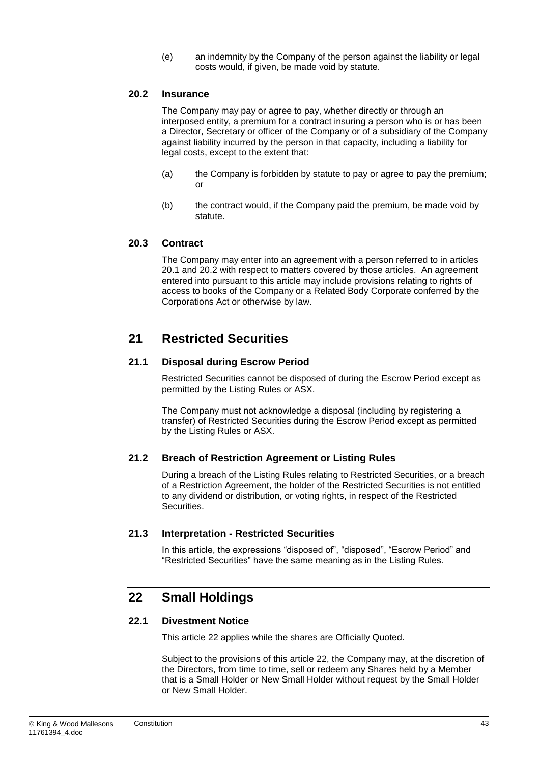(e) an indemnity by the Company of the person against the liability or legal costs would, if given, be made void by statute.

### 20.2 Insurance

The Company may pay or agree to pay, whether directly or through an interposed entity, a premium for a contract insuring a person who is or has been a Director, Secretary or officer of the Company or of a subsidiary of the Company against liability incurred by the person in that capacity, including a liability for legal costs, except to the extent that:

(a) the Company is forbidden by statute to pay or agree to pay the premium; or

(b) the contract would, if the Company paid the premium, be made void by statute.

### 20.3 Contract

The Company may enter into an agreement with a person referred to in articles 20.1 and 20.2 with respect to matters covered by those articles. An agreement entered into pursuant to this article may include provisions relating to rights of access to books of the Company or a Related Body Corporate conferred by the Corporations Act or otherwise by law.

## 21 Restricted Securities

### 21.1 Disposal during Escrow Period

Restricted Securities cannot be disposed of during the Escrow Period except as permitted by the Listing Rules or ASX.

The Company must not acknowledge a disposal (including by registering a transfer) of Restricted Securities during the Escrow Period except as permitted by the Listing Rules or ASX.

### 21.2 Breach of Restriction Agreement or Listing Rules

During a breach of the Listing Rules relating to Restricted Securities, or a breach of a Restriction Agreement, the holder of the Restricted Securities is not entitled to any dividend or distribution, or voting rights, in respect of the Restricted Securities.

### 21.3 Interpretation - Restricted Securities

In this article, the expressions “disposed of”, “disposed”, “Escrow Period” and “Restricted Securities” have the same meaning as in the Listing Rules.

## 22 Small Holdings

### 22.1 Divestment Notice

This article 22 applies while the shares are Officially Quoted.

Subject to the provisions of this article 22, the Company may, at the discretion of the Directors, from time to time, sell or redeem any Shares held by a Member that is a Small Holder or New Small Holder without request by the Small Holder or New Small Holder.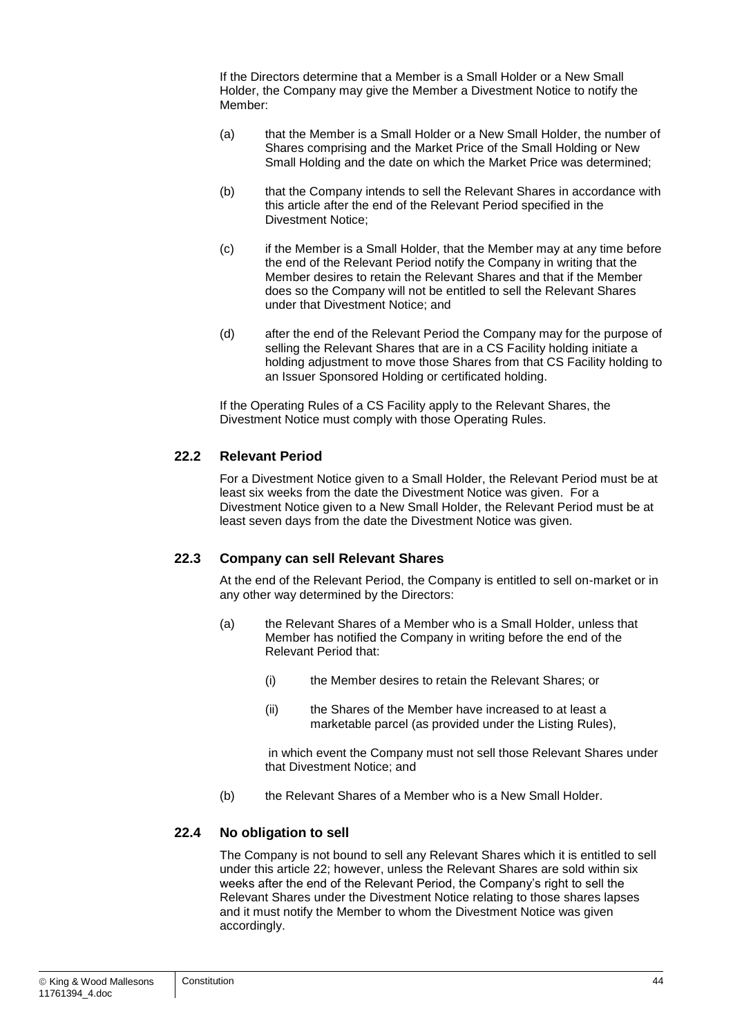If the Directors determine that a Member is a Small Holder or a New Small Holder, the Company may give the Member a Divestment Notice to notify the Member:

(a) that the Member is a Small Holder or a New Small Holder, the number of Shares comprising and the Market Price of the Small Holding or New Small Holding and the date on which the Market Price was determined;

(b) that the Company intends to sell the Relevant Shares in accordance with this article after the end of the Relevant Period specified in the Divestment Notice;

(c) if the Member is a Small Holder, that the Member may at any time before the end of the Relevant Period notify the Company in writing that the Member desires to retain the Relevant Shares and that if the Member does so the Company will not be entitled to sell the Relevant Shares under that Divestment Notice; and

(d) after the end of the Relevant Period the Company may for the purpose of selling the Relevant Shares that are in a CS Facility holding initiate a holding adjustment to move those Shares from that CS Facility holding to an Issuer Sponsored Holding or certificated holding.

If the Operating Rules of a CS Facility apply to the Relevant Shares, the Divestment Notice must comply with those Operating Rules.

### 22.2 Relevant Period

For a Divestment Notice given to a Small Holder, the Relevant Period must be at least six weeks from the date the Divestment Notice was given. For a Divestment Notice given to a New Small Holder, the Relevant Period must be at least seven days from the date the Divestment Notice was given.

### 22.3 Company can sell Relevant Shares

At the end of the Relevant Period, the Company is entitled to sell on-market or in any other way determined by the Directors:

(a) the Relevant Shares of a Member who is a Small Holder, unless that Member has notified the Company in writing before the end of the Relevant Period that:

  (i) the Member desires to retain the Relevant Shares; or

  (ii) the Shares of the Member have increased to at least a marketable parcel (as provided under the Listing Rules),

  in which event the Company must not sell those Relevant Shares under that Divestment Notice; and

(b) the Relevant Shares of a Member who is a New Small Holder.

### 22.4 No obligation to sell

The Company is not bound to sell any Relevant Shares which it is entitled to sell under this article 22; however, unless the Relevant Shares are sold within six weeks after the end of the Relevant Period, the Company's right to sell the Relevant Shares under the Divestment Notice relating to those shares lapses and it must notify the Member to whom the Divestment Notice was given accordingly.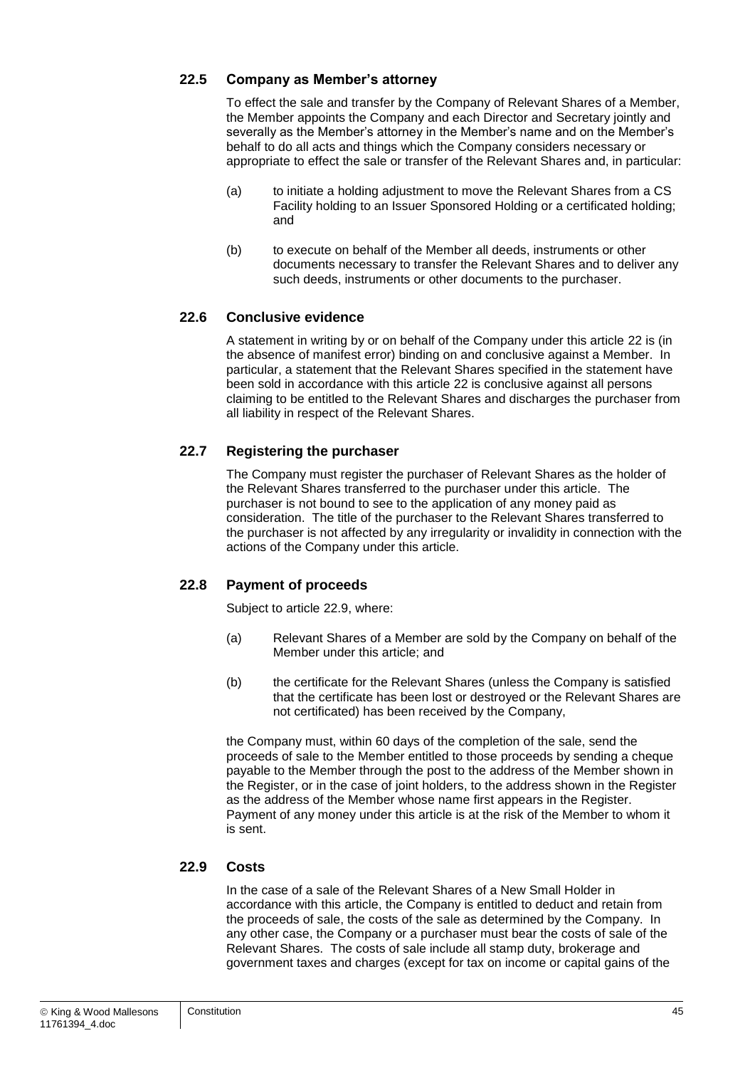### 22.5 Company as Member's attorney

To effect the sale and transfer by the Company of Relevant Shares of a Member, the Member appoints the Company and each Director and Secretary jointly and severally as the Member's attorney in the Member's name and on the Member's behalf to do all acts and things which the Company considers necessary or appropriate to effect the sale or transfer of the Relevant Shares and, in particular:

(a) to initiate a holding adjustment to move the Relevant Shares from a CS Facility holding to an Issuer Sponsored Holding or a certificated holding; and

(b) to execute on behalf of the Member all deeds, instruments or other documents necessary to transfer the Relevant Shares and to deliver any such deeds, instruments or other documents to the purchaser.

### 22.6 Conclusive evidence

A statement in writing by or on behalf of the Company under this article 22 is (in the absence of manifest error) binding on and conclusive against a Member. In particular, a statement that the Relevant Shares specified in the statement have been sold in accordance with this article 22 is conclusive against all persons claiming to be entitled to the Relevant Shares and discharges the purchaser from all liability in respect of the Relevant Shares.

### 22.7 Registering the purchaser

The Company must register the purchaser of Relevant Shares as the holder of the Relevant Shares transferred to the purchaser under this article. The purchaser is not bound to see to the application of any money paid as consideration. The title of the purchaser to the Relevant Shares transferred to the purchaser is not affected by any irregularity or invalidity in connection with the actions of the Company under this article.

### 22.8 Payment of proceeds

Subject to article 22.9, where:

(a) Relevant Shares of a Member are sold by the Company on behalf of the Member under this article; and

(b) the certificate for the Relevant Shares (unless the Company is satisfied that the certificate has been lost or destroyed or the Relevant Shares are not certificated) has been received by the Company,

the Company must, within 60 days of the completion of the sale, send the proceeds of sale to the Member entitled to those proceeds by sending a cheque payable to the Member through the post to the address of the Member shown in the Register, or in the case of joint holders, to the address shown in the Register as the address of the Member whose name first appears in the Register. Payment of any money under this article is at the risk of the Member to whom it is sent.

### 22.9 Costs

In the case of a sale of the Relevant Shares of a New Small Holder in accordance with this article, the Company is entitled to deduct and retain from the proceeds of sale, the costs of the sale as determined by the Company. In any other case, the Company or a purchaser must bear the costs of sale of the Relevant Shares. The costs of sale include all stamp duty, brokerage and government taxes and charges (except for tax on income or capital gains of the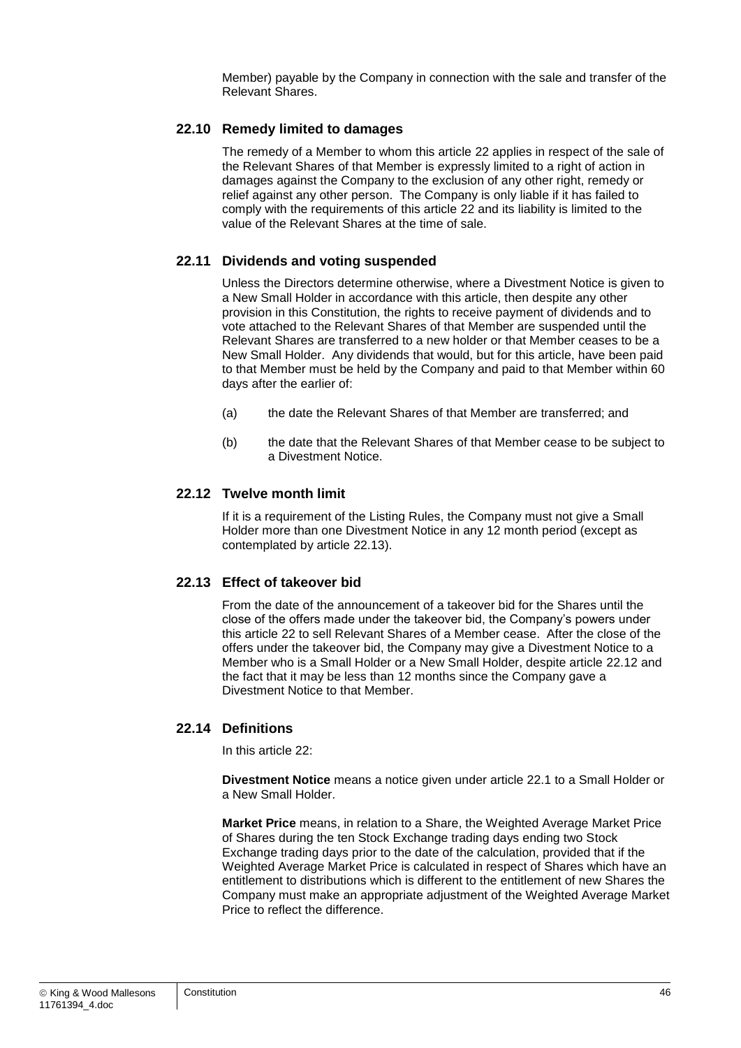Member) payable by the Company in connection with the sale and transfer of the Relevant Shares.

### 22.10 Remedy limited to damages

The remedy of a Member to whom this article 22 applies in respect of the sale of the Relevant Shares of that Member is expressly limited to a right of action in damages against the Company to the exclusion of any other right, remedy or relief against any other person. The Company is only liable if it has failed to comply with the requirements of this article 22 and its liability is limited to the value of the Relevant Shares at the time of sale.

### 22.11 Dividends and voting suspended

Unless the Directors determine otherwise, where a Divestment Notice is given to a New Small Holder in accordance with this article, then despite any other provision in this Constitution, the rights to receive payment of dividends and to vote attached to the Relevant Shares of that Member are suspended until the Relevant Shares are transferred to a new holder or that Member ceases to be a New Small Holder. Any dividends that would, but for this article, have been paid to that Member must be held by the Company and paid to that Member within 60 days after the earlier of:

(a) the date the Relevant Shares of that Member are transferred; and

(b) the date that the Relevant Shares of that Member cease to be subject to a Divestment Notice.

### 22.12 Twelve month limit

If it is a requirement of the Listing Rules, the Company must not give a Small Holder more than one Divestment Notice in any 12 month period (except as contemplated by article 22.13).

### 22.13 Effect of takeover bid

From the date of the announcement of a takeover bid for the Shares until the close of the offers made under the takeover bid, the Company's powers under this article 22 to sell Relevant Shares of a Member cease. After the close of the offers under the takeover bid, the Company may give a Divestment Notice to a Member who is a Small Holder or a New Small Holder, despite article 22.12 and the fact that it may be less than 12 months since the Company gave a Divestment Notice to that Member.

### 22.14 Definitions

In this article 22:

**Divestment Notice** means a notice given under article 22.1 to a Small Holder or a New Small Holder.

**Market Price** means, in relation to a Share, the Weighted Average Market Price of Shares during the ten Stock Exchange trading days ending two Stock Exchange trading days prior to the date of the calculation, provided that if the Weighted Average Market Price is calculated in respect of Shares which have an entitlement to distributions which is different to the entitlement of new Shares the Company must make an appropriate adjustment of the Weighted Average Market Price to reflect the difference.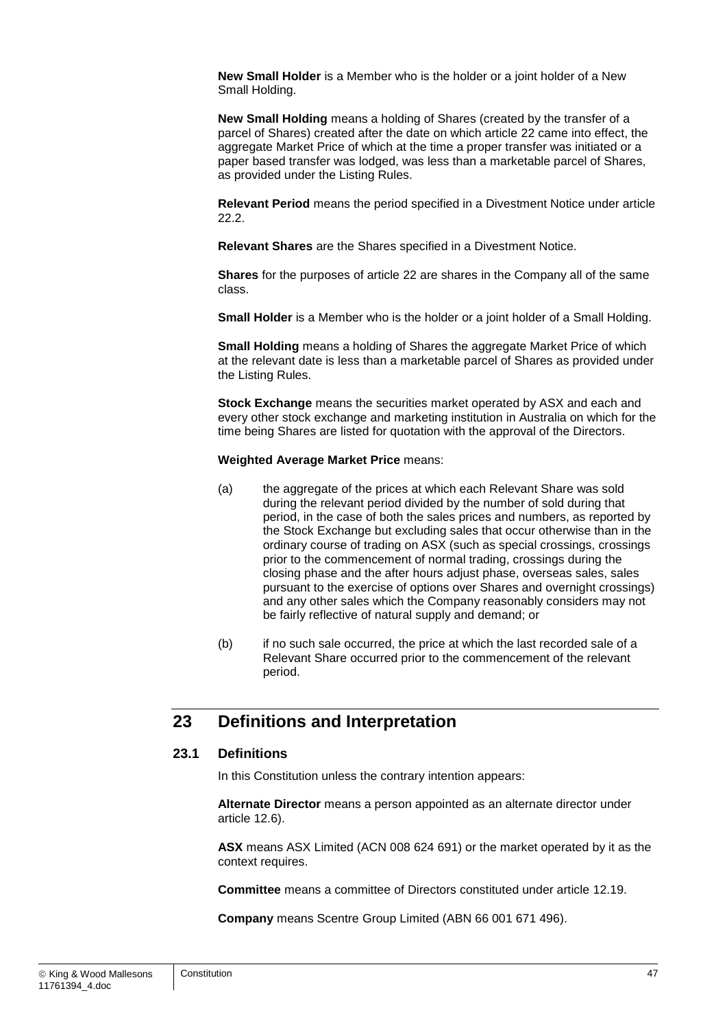**New Small Holder** is a Member who is the holder or a joint holder of a New Small Holding.

**New Small Holding** means a holding of Shares (created by the transfer of a parcel of Shares) created after the date on which article 22 came into effect, the aggregate Market Price of which at the time a proper transfer was initiated or a paper based transfer was lodged, was less than a marketable parcel of Shares, as provided under the Listing Rules.

**Relevant Period** means the period specified in a Divestment Notice under article 22.2.

**Relevant Shares** are the Shares specified in a Divestment Notice.

**Shares** for the purposes of article 22 are shares in the Company all of the same class.

**Small Holder** is a Member who is the holder or a joint holder of a Small Holding.

**Small Holding** means a holding of Shares the aggregate Market Price of which at the relevant date is less than a marketable parcel of Shares as provided under the Listing Rules.

**Stock Exchange** means the securities market operated by ASX and each and every other stock exchange and marketing institution in Australia on which for the time being Shares are listed for quotation with the approval of the Directors.

**Weighted Average Market Price** means:

(a) the aggregate of the prices at which each Relevant Share was sold during the relevant period divided by the number of sold during that period, in the case of both the sales prices and numbers, as reported by the Stock Exchange but excluding sales that occur otherwise than in the ordinary course of trading on ASX (such as special crossings, crossings prior to the commencement of normal trading, crossings during the closing phase and the after hours adjust phase, overseas sales, sales pursuant to the exercise of options over Shares and overnight crossings) and any other sales which the Company reasonably considers may not be fairly reflective of natural supply and demand; or

(b) if no such sale occurred, the price at which the last recorded sale of a Relevant Share occurred prior to the commencement of the relevant period.

## 23 Definitions and Interpretation

### 23.1 Definitions

In this Constitution unless the contrary intention appears:

**Alternate Director** means a person appointed as an alternate director under article 12.6).

**ASX** means ASX Limited (ACN 008 624 691) or the market operated by it as the context requires.

**Committee** means a committee of Directors constituted under article 12.19.

**Company** means Scentre Group Limited (ABN 66 001 671 496).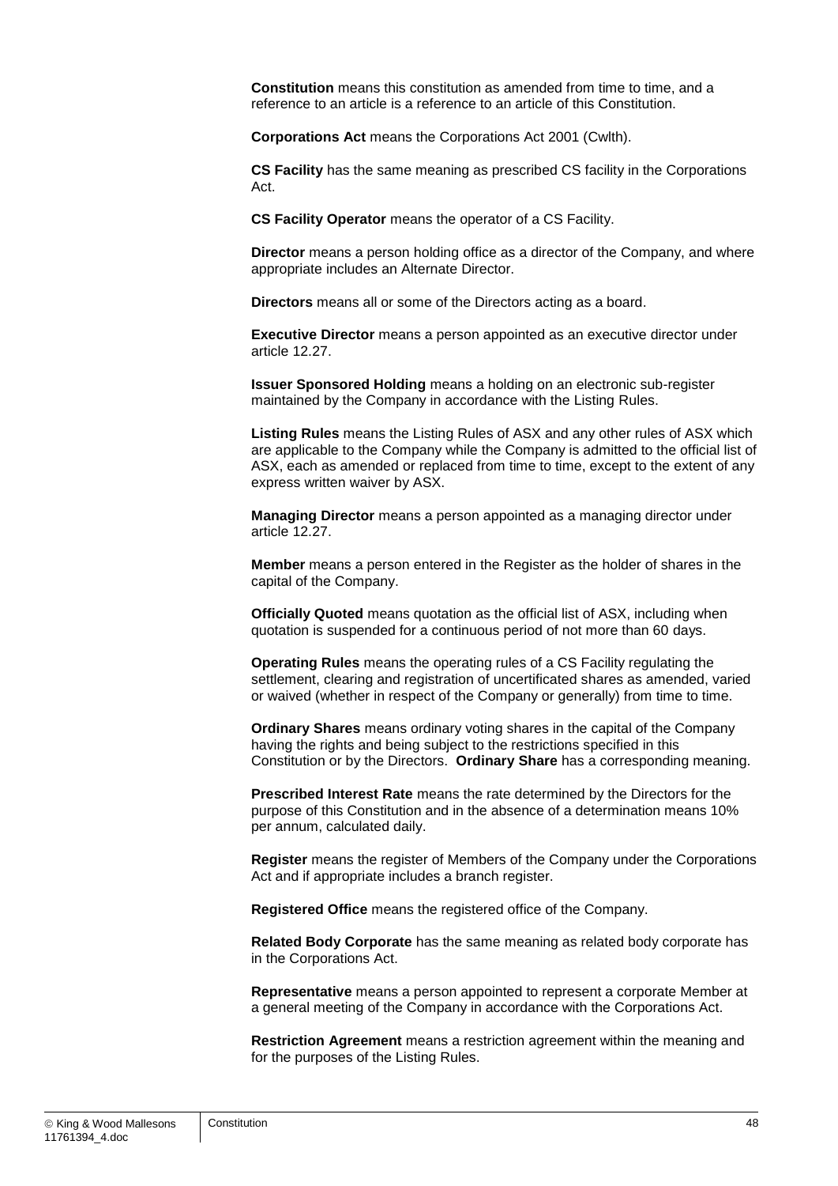**Constitution** means this constitution as amended from time to time, and a reference to an article is a reference to an article of this Constitution.

**Corporations Act** means the Corporations Act 2001 (Cwlth).

**CS Facility** has the same meaning as prescribed CS facility in the Corporations Act.

**CS Facility Operator** means the operator of a CS Facility.

**Director** means a person holding office as a director of the Company, and where appropriate includes an Alternate Director.

**Directors** means all or some of the Directors acting as a board.

**Executive Director** means a person appointed as an executive director under article 12.27.

**Issuer Sponsored Holding** means a holding on an electronic sub-register maintained by the Company in accordance with the Listing Rules.

**Listing Rules** means the Listing Rules of ASX and any other rules of ASX which are applicable to the Company while the Company is admitted to the official list of ASX, each as amended or replaced from time to time, except to the extent of any express written waiver by ASX.

**Managing Director** means a person appointed as a managing director under article 12.27.

**Member** means a person entered in the Register as the holder of shares in the capital of the Company.

**Officially Quoted** means quotation as the official list of ASX, including when quotation is suspended for a continuous period of not more than 60 days.

**Operating Rules** means the operating rules of a CS Facility regulating the settlement, clearing and registration of uncertificated shares as amended, varied or waived (whether in respect of the Company or generally) from time to time.

**Ordinary Shares** means ordinary voting shares in the capital of the Company having the rights and being subject to the restrictions specified in this Constitution or by the Directors. **Ordinary Share** has a corresponding meaning.

**Prescribed Interest Rate** means the rate determined by the Directors for the purpose of this Constitution and in the absence of a determination means 10% per annum, calculated daily.

**Register** means the register of Members of the Company under the Corporations Act and if appropriate includes a branch register.

**Registered Office** means the registered office of the Company.

**Related Body Corporate** has the same meaning as related body corporate has in the Corporations Act.

**Representative** means a person appointed to represent a corporate Member at a general meeting of the Company in accordance with the Corporations Act.

**Restriction Agreement** means a restriction agreement within the meaning and for the purposes of the Listing Rules.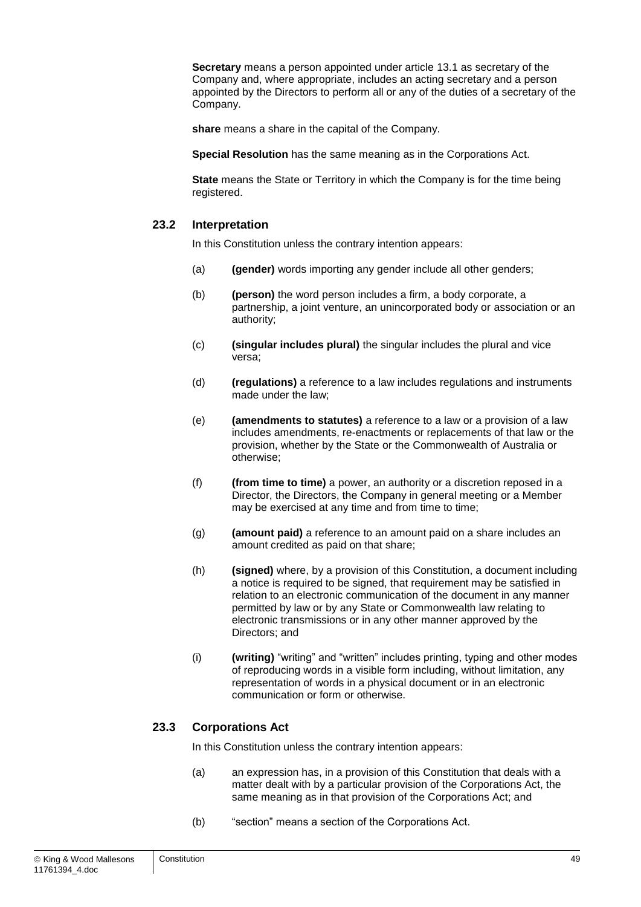**Secretary** means a person appointed under article 13.1 as secretary of the Company and, where appropriate, includes an acting secretary and a person appointed by the Directors to perform all or any of the duties of a secretary of the Company.

**share** means a share in the capital of the Company.

**Special Resolution** has the same meaning as in the Corporations Act.

**State** means the State or Territory in which the Company is for the time being registered.

### 23.2 Interpretation

In this Constitution unless the contrary intention appears:

(a) **(gender)** words importing any gender include all other genders;

(b) **(person)** the word person includes a firm, a body corporate, a partnership, a joint venture, an unincorporated body or association or an authority;

(c) **(singular includes plural)** the singular includes the plural and vice versa;

(d) **(regulations)** a reference to a law includes regulations and instruments made under the law;

(e) **(amendments to statutes)** a reference to a law or a provision of a law includes amendments, re-enactments or replacements of that law or the provision, whether by the State or the Commonwealth of Australia or otherwise;

(f) **(from time to time)** a power, an authority or a discretion reposed in a Director, the Directors, the Company in general meeting or a Member may be exercised at any time and from time to time;

(g) **(amount paid)** a reference to an amount paid on a share includes an amount credited as paid on that share;

(h) **(signed)** where, by a provision of this Constitution, a document including a notice is required to be signed, that requirement may be satisfied in relation to an electronic communication of the document in any manner permitted by law or by any State or Commonwealth law relating to electronic transmissions or in any other manner approved by the Directors; and

(i) **(writing)** "writing" and "written" includes printing, typing and other modes of reproducing words in a visible form including, without limitation, any representation of words in a physical document or in an electronic communication or form or otherwise.

### 23.3 Corporations Act

In this Constitution unless the contrary intention appears:

(a) an expression has, in a provision of this Constitution that deals with a matter dealt with by a particular provision of the Corporations Act, the same meaning as in that provision of the Corporations Act; and

(b) "section" means a section of the Corporations Act.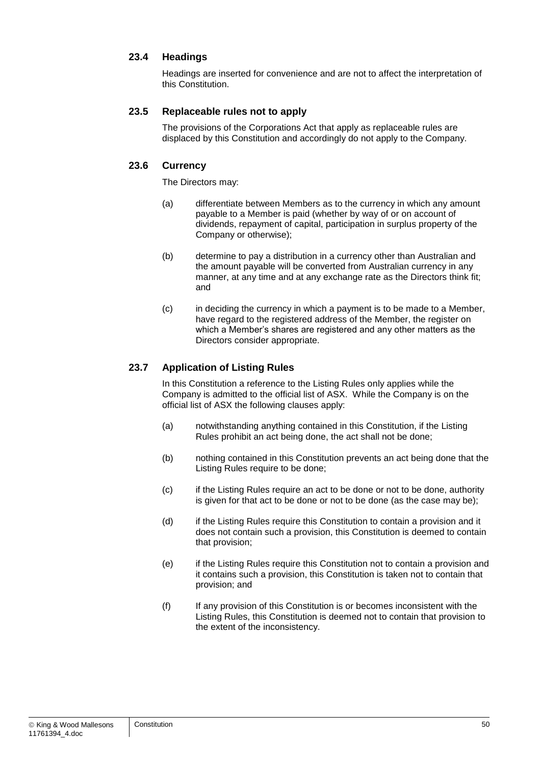## 23.4 Headings

Headings are inserted for convenience and are not to affect the interpretation of this Constitution.

## 23.5 Replaceable rules not to apply

The provisions of the Corporations Act that apply as replaceable rules are displaced by this Constitution and accordingly do not apply to the Company.

## 23.6 Currency

The Directors may:

(a) differentiate between Members as to the currency in which any amount payable to a Member is paid (whether by way of or on account of dividends, repayment of capital, participation in surplus property of the Company or otherwise);

(b) determine to pay a distribution in a currency other than Australian and the amount payable will be converted from Australian currency in any manner, at any time and at any exchange rate as the Directors think fit; and

(c) in deciding the currency in which a payment is to be made to a Member, have regard to the registered address of the Member, the register on which a Member's shares are registered and any other matters as the Directors consider appropriate.

## 23.7 Application of Listing Rules

In this Constitution a reference to the Listing Rules only applies while the Company is admitted to the official list of ASX. While the Company is on the official list of ASX the following clauses apply:

(a) notwithstanding anything contained in this Constitution, if the Listing Rules prohibit an act being done, the act shall not be done;

(b) nothing contained in this Constitution prevents an act being done that the Listing Rules require to be done;

(c) if the Listing Rules require an act to be done or not to be done, authority is given for that act to be done or not to be done (as the case may be);

(d) if the Listing Rules require this Constitution to contain a provision and it does not contain such a provision, this Constitution is deemed to contain that provision;

(e) if the Listing Rules require this Constitution not to contain a provision and it contains such a provision, this Constitution is taken not to contain that provision; and

(f) If any provision of this Constitution is or becomes inconsistent with the Listing Rules, this Constitution is deemed not to contain that provision to the extent of the inconsistency.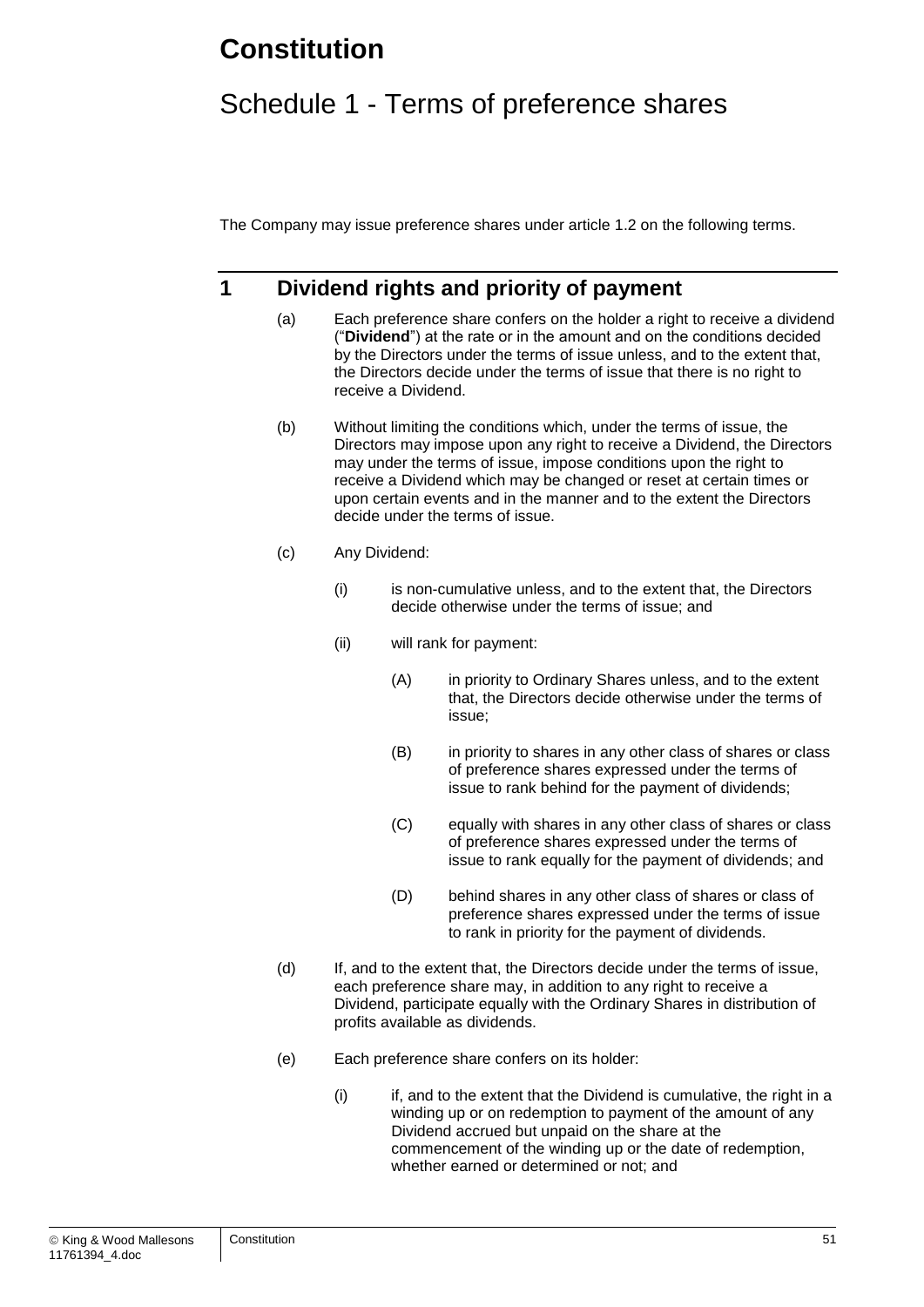# Constitution

## Schedule 1 - Terms of preference shares

The Company may issue preference shares under article 1.2 on the following terms.

### 1 Dividend rights and priority of payment

(a) Each preference share confers on the holder a right to receive a dividend ("**Dividend**") at the rate or in the amount and on the conditions decided by the Directors under the terms of issue unless, and to the extent that, the Directors decide under the terms of issue that there is no right to receive a Dividend.

(b) Without limiting the conditions which, under the terms of issue, the Directors may impose upon any right to receive a Dividend, the Directors may under the terms of issue, impose conditions upon the right to receive a Dividend which may be changed or reset at certain times or upon certain events and in the manner and to the extent the Directors decide under the terms of issue.

(c) Any Dividend:

(i) is non-cumulative unless, and to the extent that, the Directors decide otherwise under the terms of issue; and

(ii) will rank for payment:

(A) in priority to Ordinary Shares unless, and to the extent that, the Directors decide otherwise under the terms of issue;

(B) in priority to shares in any other class of shares or class of preference shares expressed under the terms of issue to rank behind for the payment of dividends;

(C) equally with shares in any other class of shares or class of preference shares expressed under the terms of issue to rank equally for the payment of dividends; and

(D) behind shares in any other class of shares or class of preference shares expressed under the terms of issue to rank in priority for the payment of dividends.

(d) If, and to the extent that, the Directors decide under the terms of issue, each preference share may, in addition to any right to receive a Dividend, participate equally with the Ordinary Shares in distribution of profits available as dividends.

(e) Each preference share confers on its holder:

(i) if, and to the extent that the Dividend is cumulative, the right in a winding up or on redemption to payment of the amount of any Dividend accrued but unpaid on the share at the commencement of the winding up or the date of redemption, whether earned or determined or not; and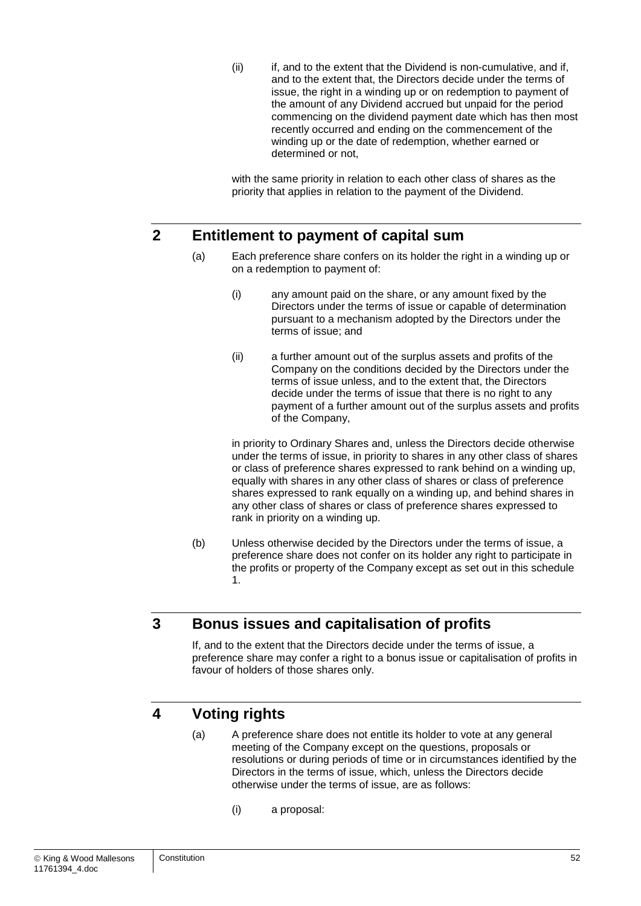(ii) if, and to the extent that the Dividend is non-cumulative, and if, and to the extent that, the Directors decide under the terms of issue, the right in a winding up or on redemption to payment of the amount of any Dividend accrued but unpaid for the period commencing on the dividend payment date which has then most recently occurred and ending on the commencement of the winding up or the date of redemption, whether earned or determined or not,

with the same priority in relation to each other class of shares as the priority that applies in relation to the payment of the Dividend.

## 2 Entitlement to payment of capital sum

(a) Each preference share confers on its holder the right in a winding up or on a redemption to payment of:

(i) any amount paid on the share, or any amount fixed by the Directors under the terms of issue or capable of determination pursuant to a mechanism adopted by the Directors under the terms of issue; and

(ii) a further amount out of the surplus assets and profits of the Company on the conditions decided by the Directors under the terms of issue unless, and to the extent that, the Directors decide under the terms of issue that there is no right to any payment of a further amount out of the surplus assets and profits of the Company,

in priority to Ordinary Shares and, unless the Directors decide otherwise under the terms of issue, in priority to shares in any other class of shares or class of preference shares expressed to rank behind on a winding up, equally with shares in any other class of shares or class of preference shares expressed to rank equally on a winding up, and behind shares in any other class of shares or class of preference shares expressed to rank in priority on a winding up.

(b) Unless otherwise decided by the Directors under the terms of issue, a preference share does not confer on its holder any right to participate in the profits or property of the Company except as set out in this schedule 1.

## 3 Bonus issues and capitalisation of profits

If, and to the extent that the Directors decide under the terms of issue, a preference share may confer a right to a bonus issue or capitalisation of profits in favour of holders of those shares only.

## 4 Voting rights

(a) A preference share does not entitle its holder to vote at any general meeting of the Company except on the questions, proposals or resolutions or during periods of time or in circumstances identified by the Directors in the terms of issue, which, unless the Directors decide otherwise under the terms of issue, are as follows:

(i) a proposal: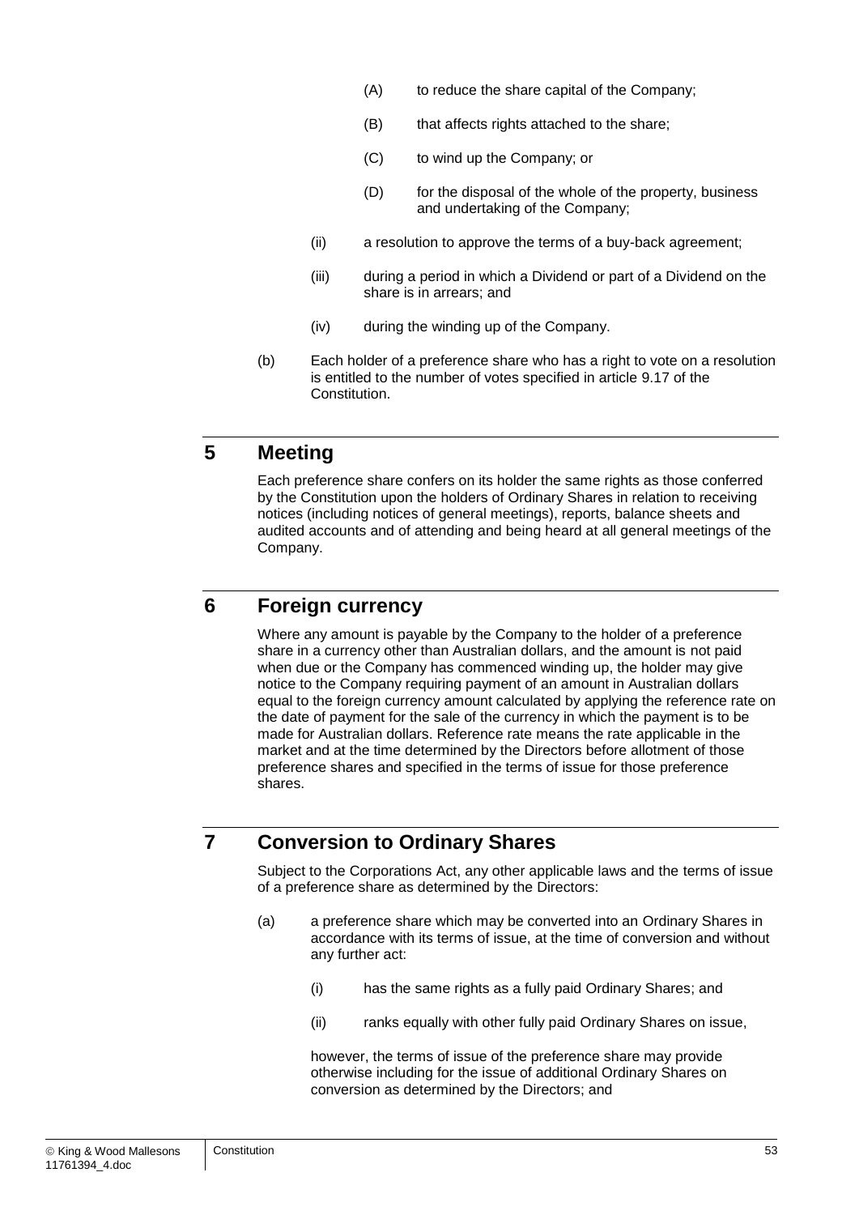(A) to reduce the share capital of the Company;

(B) that affects rights attached to the share;

(C) to wind up the Company; or

(D) for the disposal of the whole of the property, business and undertaking of the Company;

(ii) a resolution to approve the terms of a buy-back agreement;

(iii) during a period in which a Dividend or part of a Dividend on the share is in arrears; and

(iv) during the winding up of the Company.

(b) Each holder of a preference share who has a right to vote on a resolution is entitled to the number of votes specified in article 9.17 of the Constitution.

## 5 Meeting

Each preference share confers on its holder the same rights as those conferred by the Constitution upon the holders of Ordinary Shares in relation to receiving notices (including notices of general meetings), reports, balance sheets and audited accounts and of attending and being heard at all general meetings of the Company.

## 6 Foreign currency

Where any amount is payable by the Company to the holder of a preference share in a currency other than Australian dollars, and the amount is not paid when due or the Company has commenced winding up, the holder may give notice to the Company requiring payment of an amount in Australian dollars equal to the foreign currency amount calculated by applying the reference rate on the date of payment for the sale of the currency in which the payment is to be made for Australian dollars. Reference rate means the rate applicable in the market and at the time determined by the Directors before allotment of those preference shares and specified in the terms of issue for those preference shares.

## 7 Conversion to Ordinary Shares

Subject to the Corporations Act, any other applicable laws and the terms of issue of a preference share as determined by the Directors:

(a) a preference share which may be converted into an Ordinary Shares in accordance with its terms of issue, at the time of conversion and without any further act:

(i) has the same rights as a fully paid Ordinary Shares; and

(ii) ranks equally with other fully paid Ordinary Shares on issue,

however, the terms of issue of the preference share may provide otherwise including for the issue of additional Ordinary Shares on conversion as determined by the Directors; and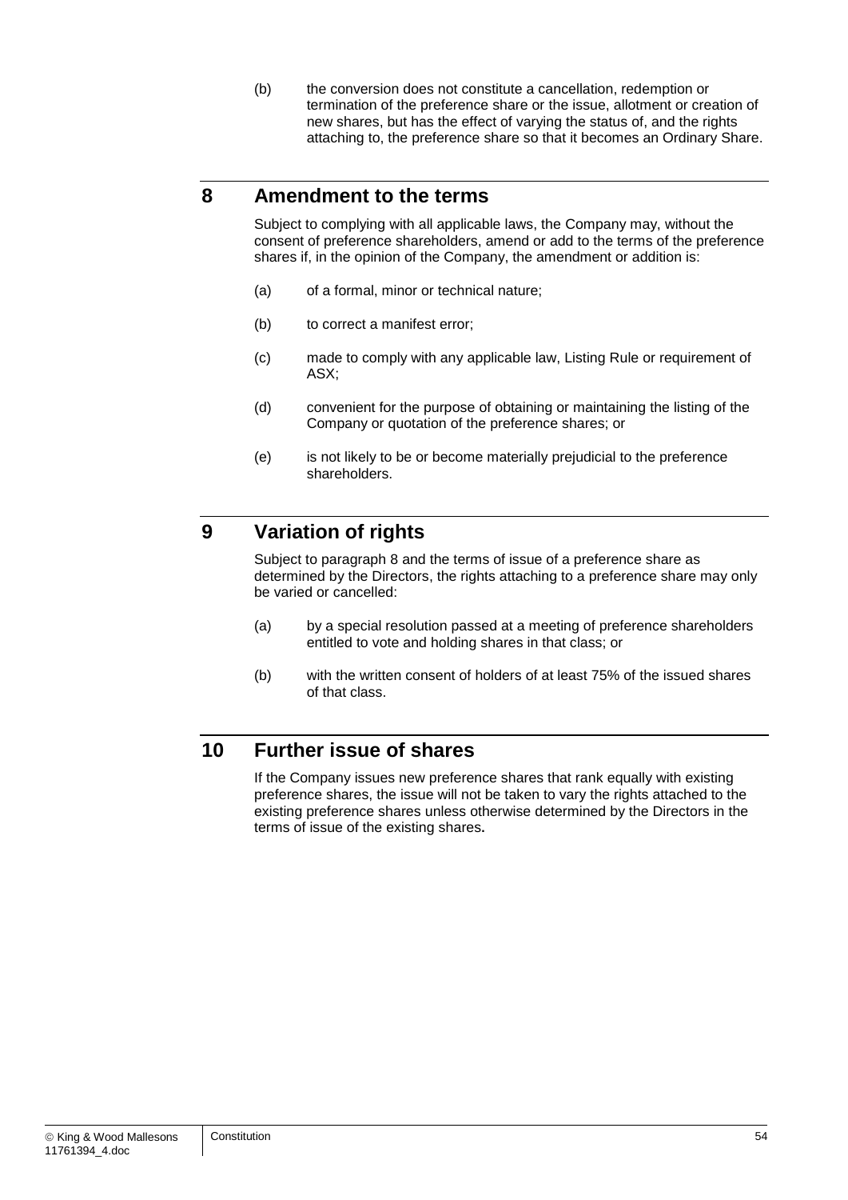(b) the conversion does not constitute a cancellation, redemption or termination of the preference share or the issue, allotment or creation of new shares, but has the effect of varying the status of, and the rights attaching to, the preference share so that it becomes an Ordinary Share.

## 8 Amendment to the terms

Subject to complying with all applicable laws, the Company may, without the consent of preference shareholders, amend or add to the terms of the preference shares if, in the opinion of the Company, the amendment or addition is:

(a) of a formal, minor or technical nature;

(b) to correct a manifest error;

(c) made to comply with any applicable law, Listing Rule or requirement of ASX;

(d) convenient for the purpose of obtaining or maintaining the listing of the Company or quotation of the preference shares; or

(e) is not likely to be or become materially prejudicial to the preference shareholders.

## 9 Variation of rights

Subject to paragraph 8 and the terms of issue of a preference share as determined by the Directors, the rights attaching to a preference share may only be varied or cancelled:

(a) by a special resolution passed at a meeting of preference shareholders entitled to vote and holding shares in that class; or

(b) with the written consent of holders of at least 75% of the issued shares of that class.

## 10 Further issue of shares

If the Company issues new preference shares that rank equally with existing preference shares, the issue will not be taken to vary the rights attached to the existing preference shares unless otherwise determined by the Directors in the terms of issue of the existing shares.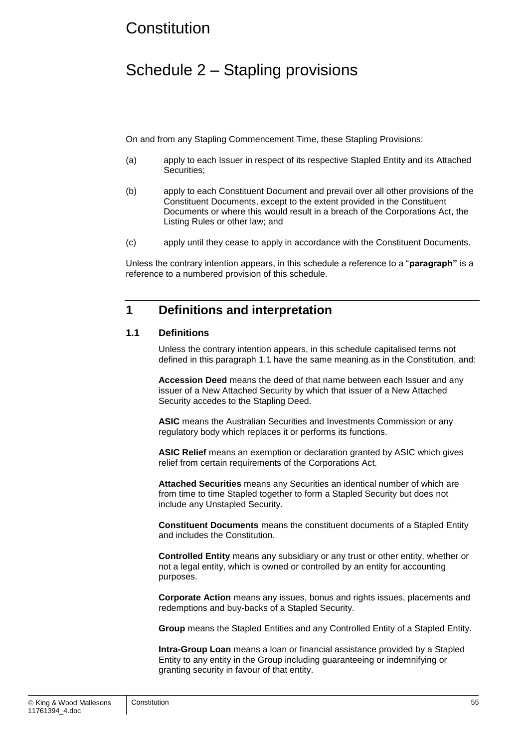# Constitution

# Schedule 2 – Stapling provisions

On and from any Stapling Commencement Time, these Stapling Provisions:

(a) apply to each Issuer in respect of its respective Stapled Entity and its Attached Securities;

(b) apply to each Constituent Document and prevail over all other provisions of the Constituent Documents, except to the extent provided in the Constituent Documents or where this would result in a breach of the Corporations Act, the Listing Rules or other law; and

(c) apply until they cease to apply in accordance with the Constituent Documents.

Unless the contrary intention appears, in this schedule a reference to a "**paragraph"** is a reference to a numbered provision of this schedule.

## 1 Definitions and interpretation

### 1.1 Definitions

Unless the contrary intention appears, in this schedule capitalised terms not defined in this paragraph 1.1 have the same meaning as in the Constitution, and:

**Accession Deed** means the deed of that name between each Issuer and any issuer of a New Attached Security by which that issuer of a New Attached Security accedes to the Stapling Deed.

**ASIC** means the Australian Securities and Investments Commission or any regulatory body which replaces it or performs its functions.

**ASIC Relief** means an exemption or declaration granted by ASIC which gives relief from certain requirements of the Corporations Act.

**Attached Securities** means any Securities an identical number of which are from time to time Stapled together to form a Stapled Security but does not include any Unstapled Security.

**Constituent Documents** means the constituent documents of a Stapled Entity and includes the Constitution.

**Controlled Entity** means any subsidiary or any trust or other entity, whether or not a legal entity, which is owned or controlled by an entity for accounting purposes.

**Corporate Action** means any issues, bonus and rights issues, placements and redemptions and buy-backs of a Stapled Security.

**Group** means the Stapled Entities and any Controlled Entity of a Stapled Entity.

**Intra-Group Loan** means a loan or financial assistance provided by a Stapled Entity to any entity in the Group including guaranteeing or indemnifying or granting security in favour of that entity.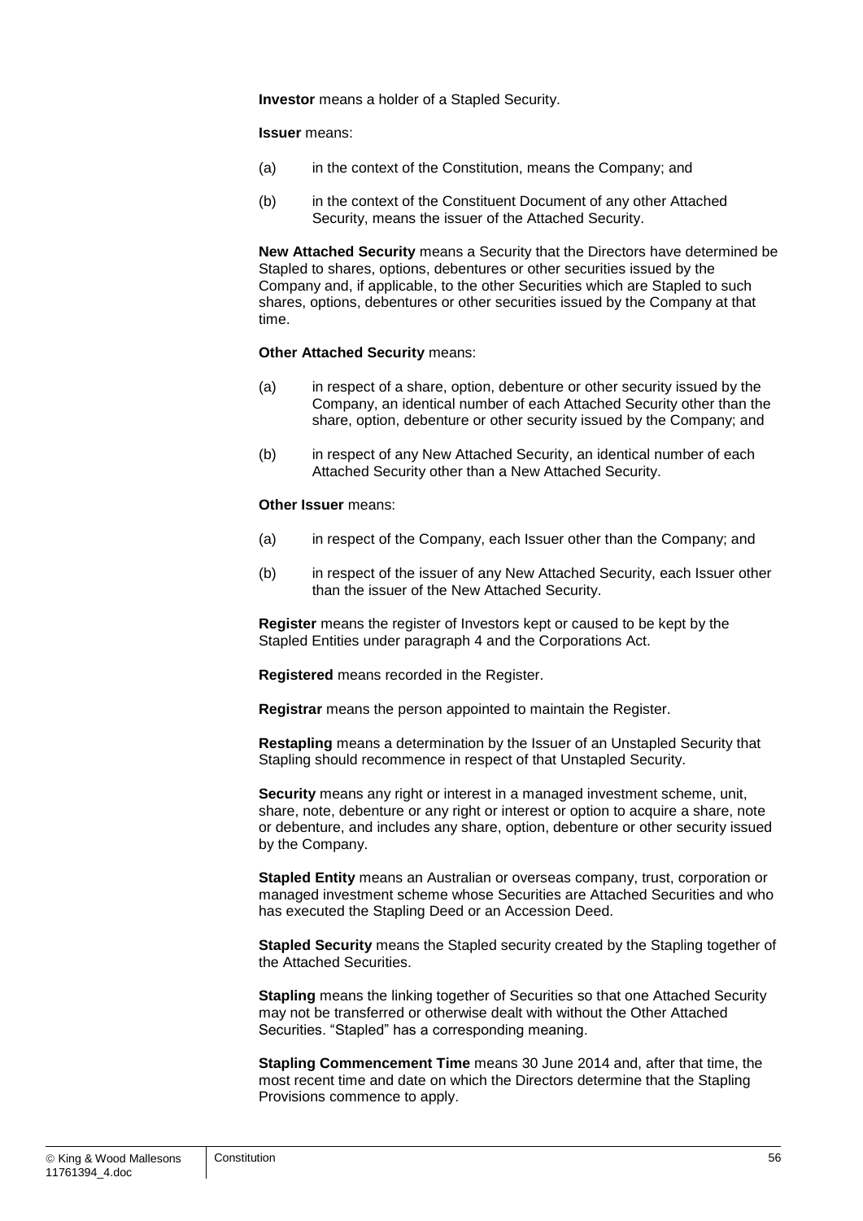**Investor** means a holder of a Stapled Security.

**Issuer** means:

(a) in the context of the Constitution, means the Company; and

(b) in the context of the Constituent Document of any other Attached Security, means the issuer of the Attached Security.

**New Attached Security** means a Security that the Directors have determined be Stapled to shares, options, debentures or other securities issued by the Company and, if applicable, to the other Securities which are Stapled to such shares, options, debentures or other securities issued by the Company at that time.

**Other Attached Security** means:

(a) in respect of a share, option, debenture or other security issued by the Company, an identical number of each Attached Security other than the share, option, debenture or other security issued by the Company; and

(b) in respect of any New Attached Security, an identical number of each Attached Security other than a New Attached Security.

**Other Issuer** means:

(a) in respect of the Company, each Issuer other than the Company; and

(b) in respect of the issuer of any New Attached Security, each Issuer other than the issuer of the New Attached Security.

**Register** means the register of Investors kept or caused to be kept by the Stapled Entities under paragraph 4 and the Corporations Act.

**Registered** means recorded in the Register.

**Registrar** means the person appointed to maintain the Register.

**Restapling** means a determination by the Issuer of an Unstapled Security that Stapling should recommence in respect of that Unstapled Security.

**Security** means any right or interest in a managed investment scheme, unit, share, note, debenture or any right or interest or option to acquire a share, note or debenture, and includes any share, option, debenture or other security issued by the Company.

**Stapled Entity** means an Australian or overseas company, trust, corporation or managed investment scheme whose Securities are Attached Securities and who has executed the Stapling Deed or an Accession Deed.

**Stapled Security** means the Stapled security created by the Stapling together of the Attached Securities.

**Stapling** means the linking together of Securities so that one Attached Security may not be transferred or otherwise dealt with without the Other Attached Securities. "Stapled" has a corresponding meaning.

**Stapling Commencement Time** means 30 June 2014 and, after that time, the most recent time and date on which the Directors determine that the Stapling Provisions commence to apply.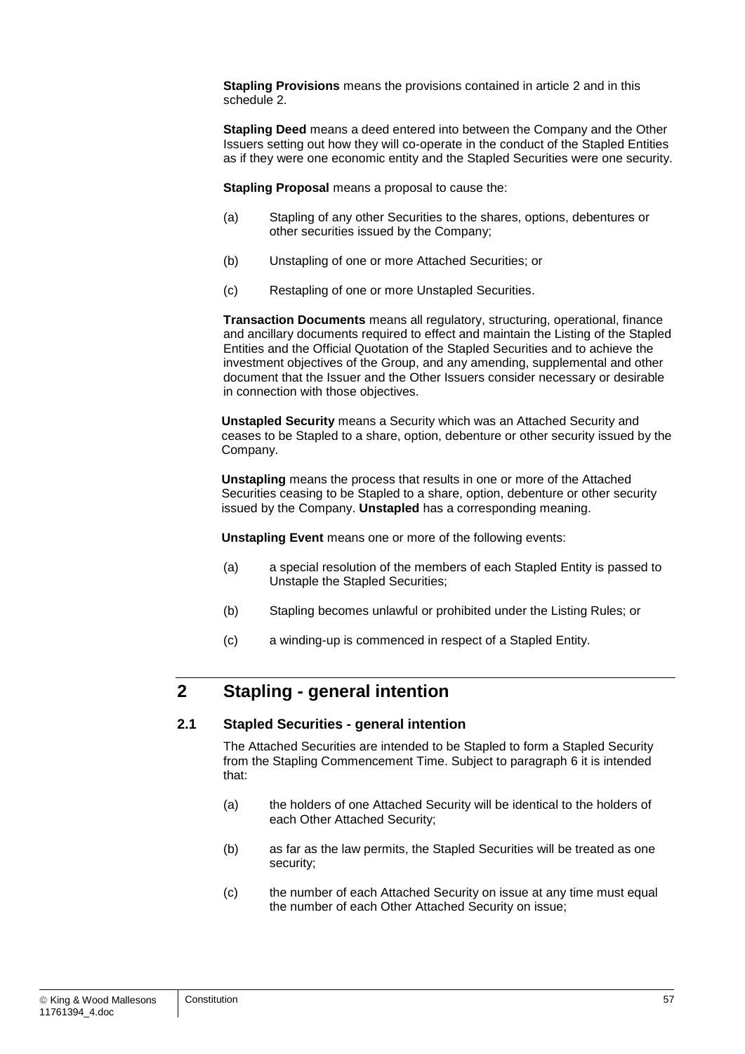**Stapling Provisions** means the provisions contained in article 2 and in this schedule 2.

**Stapling Deed** means a deed entered into between the Company and the Other Issuers setting out how they will co-operate in the conduct of the Stapled Entities as if they were one economic entity and the Stapled Securities were one security.

**Stapling Proposal** means a proposal to cause the:

(a) Stapling of any other Securities to the shares, options, debentures or other securities issued by the Company;

(b) Unstapling of one or more Attached Securities; or

(c) Restapling of one or more Unstapled Securities.

**Transaction Documents** means all regulatory, structuring, operational, finance and ancillary documents required to effect and maintain the Listing of the Stapled Entities and the Official Quotation of the Stapled Securities and to achieve the investment objectives of the Group, and any amending, supplemental and other document that the Issuer and the Other Issuers consider necessary or desirable in connection with those objectives.

**Unstapled Security** means a Security which was an Attached Security and ceases to be Stapled to a share, option, debenture or other security issued by the Company.

**Unstapling** means the process that results in one or more of the Attached Securities ceasing to be Stapled to a share, option, debenture or other security issued by the Company. **Unstapled** has a corresponding meaning.

**Unstapling Event** means one or more of the following events:

(a) a special resolution of the members of each Stapled Entity is passed to Unstaple the Stapled Securities;

(b) Stapling becomes unlawful or prohibited under the Listing Rules; or

(c) a winding-up is commenced in respect of a Stapled Entity.

## 2 Stapling - general intention

### 2.1 Stapled Securities - general intention

The Attached Securities are intended to be Stapled to form a Stapled Security from the Stapling Commencement Time. Subject to paragraph 6 it is intended that:

(a) the holders of one Attached Security will be identical to the holders of each Other Attached Security;

(b) as far as the law permits, the Stapled Securities will be treated as one security;

(c) the number of each Attached Security on issue at any time must equal the number of each Other Attached Security on issue;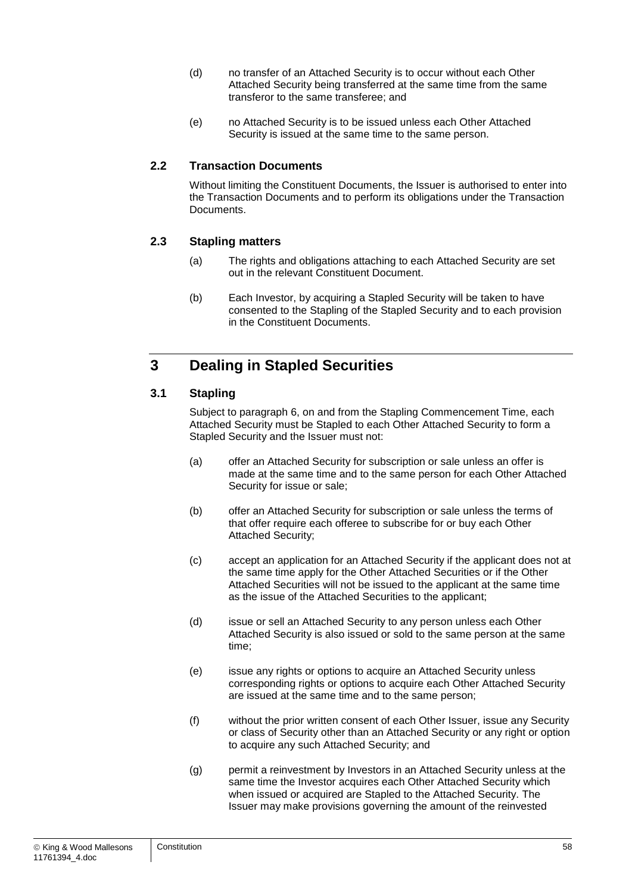(d) no transfer of an Attached Security is to occur without each Other Attached Security being transferred at the same time from the same transferor to the same transferee; and

(e) no Attached Security is to be issued unless each Other Attached Security is issued at the same time to the same person.

### 2.2 Transaction Documents

Without limiting the Constituent Documents, the Issuer is authorised to enter into the Transaction Documents and to perform its obligations under the Transaction Documents.

### 2.3 Stapling matters

(a) The rights and obligations attaching to each Attached Security are set out in the relevant Constituent Document.

(b) Each Investor, by acquiring a Stapled Security will be taken to have consented to the Stapling of the Stapled Security and to each provision in the Constituent Documents.

## 3 Dealing in Stapled Securities

### 3.1 Stapling

Subject to paragraph 6, on and from the Stapling Commencement Time, each Attached Security must be Stapled to each Other Attached Security to form a Stapled Security and the Issuer must not:

(a) offer an Attached Security for subscription or sale unless an offer is made at the same time and to the same person for each Other Attached Security for issue or sale;

(b) offer an Attached Security for subscription or sale unless the terms of that offer require each offeree to subscribe for or buy each Other Attached Security;

(c) accept an application for an Attached Security if the applicant does not at the same time apply for the Other Attached Securities or if the Other Attached Securities will not be issued to the applicant at the same time as the issue of the Attached Securities to the applicant;

(d) issue or sell an Attached Security to any person unless each Other Attached Security is also issued or sold to the same person at the same time;

(e) issue any rights or options to acquire an Attached Security unless corresponding rights or options to acquire each Other Attached Security are issued at the same time and to the same person;

(f) without the prior written consent of each Other Issuer, issue any Security or class of Security other than an Attached Security or any right or option to acquire any such Attached Security; and

(g) permit a reinvestment by Investors in an Attached Security unless at the same time the Investor acquires each Other Attached Security which when issued or acquired are Stapled to the Attached Security. The Issuer may make provisions governing the amount of the reinvested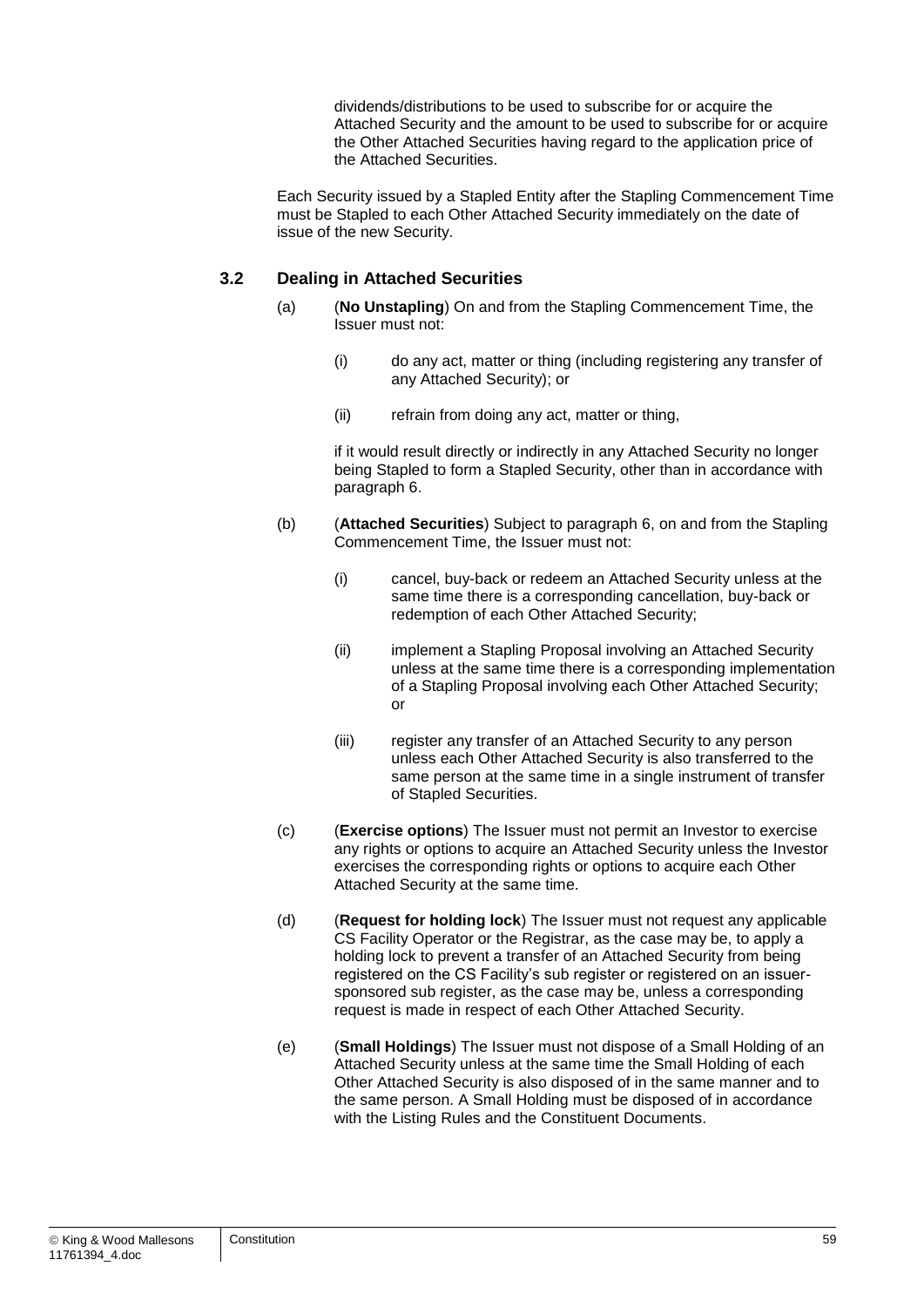dividends/distributions to be used to subscribe for or acquire the Attached Security and the amount to be used to subscribe for or acquire the Other Attached Securities having regard to the application price of the Attached Securities.

Each Security issued by a Stapled Entity after the Stapling Commencement Time must be Stapled to each Other Attached Security immediately on the date of issue of the new Security.

### 3.2 Dealing in Attached Securities

(a) (**No Unstapling**) On and from the Stapling Commencement Time, the Issuer must not:

(i) do any act, matter or thing (including registering any transfer of any Attached Security); or

(ii) refrain from doing any act, matter or thing,

if it would result directly or indirectly in any Attached Security no longer being Stapled to form a Stapled Security, other than in accordance with paragraph 6.

(b) (**Attached Securities**) Subject to paragraph 6, on and from the Stapling Commencement Time, the Issuer must not:

(i) cancel, buy-back or redeem an Attached Security unless at the same time there is a corresponding cancellation, buy-back or redemption of each Other Attached Security;

(ii) implement a Stapling Proposal involving an Attached Security unless at the same time there is a corresponding implementation of a Stapling Proposal involving each Other Attached Security; or

(iii) register any transfer of an Attached Security to any person unless each Other Attached Security is also transferred to the same person at the same time in a single instrument of transfer of Stapled Securities.

(c) (**Exercise options**) The Issuer must not permit an Investor to exercise any rights or options to acquire an Attached Security unless the Investor exercises the corresponding rights or options to acquire each Other Attached Security at the same time.

(d) (**Request for holding lock**) The Issuer must not request any applicable CS Facility Operator or the Registrar, as the case may be, to apply a holding lock to prevent a transfer of an Attached Security from being registered on the CS Facility's sub register or registered on an issuer-sponsored sub register, as the case may be, unless a corresponding request is made in respect of each Other Attached Security.

(e) (**Small Holdings**) The Issuer must not dispose of a Small Holding of an Attached Security unless at the same time the Small Holding of each Other Attached Security is also disposed of in the same manner and to the same person. A Small Holding must be disposed of in accordance with the Listing Rules and the Constituent Documents.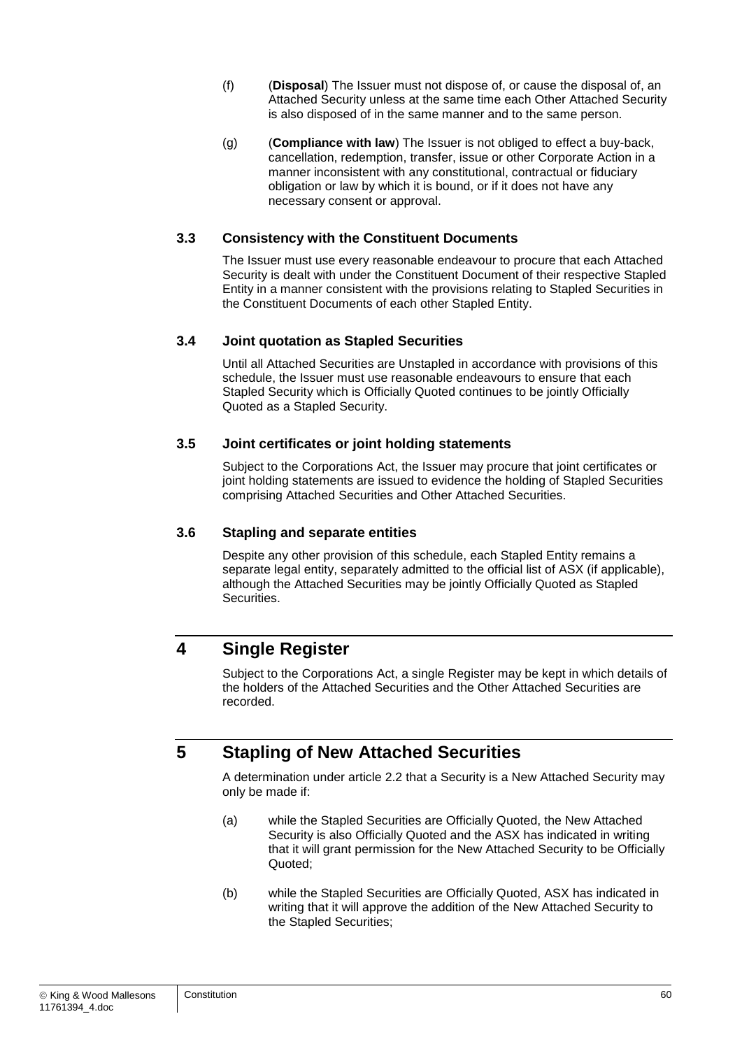(f) (**Disposal**) The Issuer must not dispose of, or cause the disposal of, an Attached Security unless at the same time each Other Attached Security is also disposed of in the same manner and to the same person.

(g) (**Compliance with law**) The Issuer is not obliged to effect a buy-back, cancellation, redemption, transfer, issue or other Corporate Action in a manner inconsistent with any constitutional, contractual or fiduciary obligation or law by which it is bound, or if it does not have any necessary consent or approval.

### 3.3 Consistency with the Constituent Documents

The Issuer must use every reasonable endeavour to procure that each Attached Security is dealt with under the Constituent Document of their respective Stapled Entity in a manner consistent with the provisions relating to Stapled Securities in the Constituent Documents of each other Stapled Entity.

### 3.4 Joint quotation as Stapled Securities

Until all Attached Securities are Unstapled in accordance with provisions of this schedule, the Issuer must use reasonable endeavours to ensure that each Stapled Security which is Officially Quoted continues to be jointly Officially Quoted as a Stapled Security.

### 3.5 Joint certificates or joint holding statements

Subject to the Corporations Act, the Issuer may procure that joint certificates or joint holding statements are issued to evidence the holding of Stapled Securities comprising Attached Securities and Other Attached Securities.

### 3.6 Stapling and separate entities

Despite any other provision of this schedule, each Stapled Entity remains a separate legal entity, separately admitted to the official list of ASX (if applicable), although the Attached Securities may be jointly Officially Quoted as Stapled Securities.

## 4 Single Register

Subject to the Corporations Act, a single Register may be kept in which details of the holders of the Attached Securities and the Other Attached Securities are recorded.

## 5 Stapling of New Attached Securities

A determination under article 2.2 that a Security is a New Attached Security may only be made if:

(a) while the Stapled Securities are Officially Quoted, the New Attached Security is also Officially Quoted and the ASX has indicated in writing that it will grant permission for the New Attached Security to be Officially Quoted;

(b) while the Stapled Securities are Officially Quoted, ASX has indicated in writing that it will approve the addition of the New Attached Security to the Stapled Securities;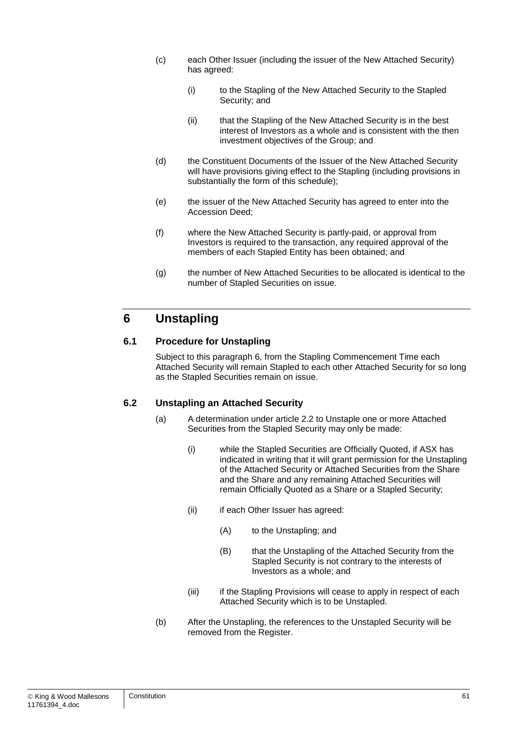(c) each Other Issuer (including the issuer of the New Attached Security) has agreed:

  (i) to the Stapling of the New Attached Security to the Stapled Security; and

  (ii) that the Stapling of the New Attached Security is in the best interest of Investors as a whole and is consistent with the then investment objectives of the Group; and

(d) the Constituent Documents of the Issuer of the New Attached Security will have provisions giving effect to the Stapling (including provisions in substantially the form of this schedule);

(e) the issuer of the New Attached Security has agreed to enter into the Accession Deed;

(f) where the New Attached Security is partly-paid, or approval from Investors is required to the transaction, any required approval of the members of each Stapled Entity has been obtained; and

(g) the number of New Attached Securities to be allocated is identical to the number of Stapled Securities on issue.

# 6 Unstapling

## 6.1 Procedure for Unstapling

Subject to this paragraph 6, from the Stapling Commencement Time each Attached Security will remain Stapled to each other Attached Security for so long as the Stapled Securities remain on issue.

## 6.2 Unstapling an Attached Security

(a) A determination under article 2.2 to Unstaple one or more Attached Securities from the Stapled Security may only be made:

  (i) while the Stapled Securities are Officially Quoted, if ASX has indicated in writing that it will grant permission for the Unstapling of the Attached Security or Attached Securities from the Share and the Share and any remaining Attached Securities will remain Officially Quoted as a Share or a Stapled Security;

  (ii) if each Other Issuer has agreed:

    (A) to the Unstapling; and

    (B) that the Unstapling of the Attached Security from the Stapled Security is not contrary to the interests of Investors as a whole; and

  (iii) if the Stapling Provisions will cease to apply in respect of each Attached Security which is to be Unstapled.

(b) After the Unstapling, the references to the Unstapled Security will be removed from the Register.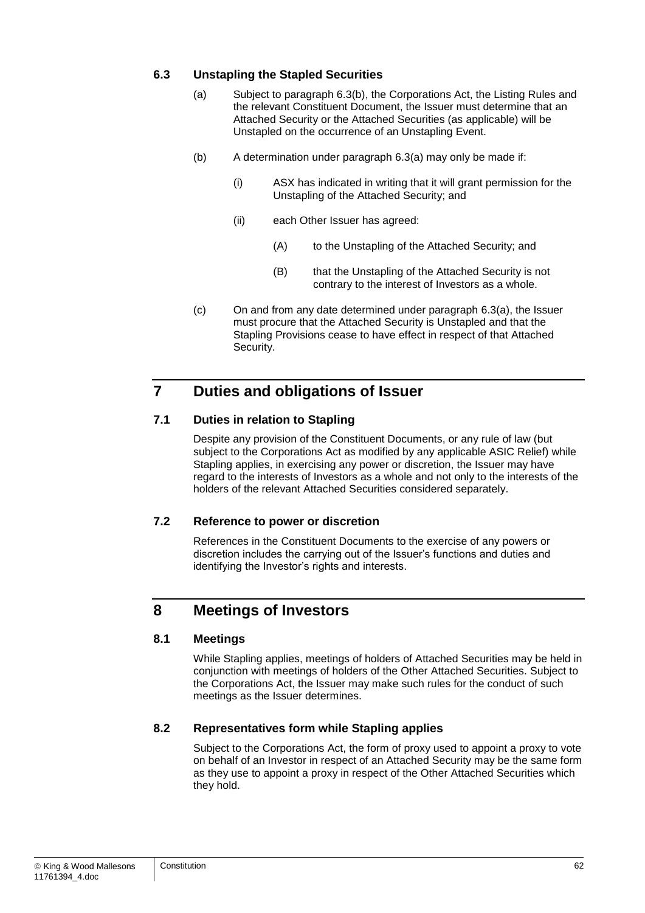### 6.3 Unstapling the Stapled Securities

(a) Subject to paragraph 6.3(b), the Corporations Act, the Listing Rules and the relevant Constituent Document, the Issuer must determine that an Attached Security or the Attached Securities (as applicable) will be Unstapled on the occurrence of an Unstapling Event.

(b) A determination under paragraph 6.3(a) may only be made if:

(i) ASX has indicated in writing that it will grant permission for the Unstapling of the Attached Security; and

(ii) each Other Issuer has agreed:

(A) to the Unstapling of the Attached Security; and

(B) that the Unstapling of the Attached Security is not contrary to the interest of Investors as a whole.

(c) On and from any date determined under paragraph 6.3(a), the Issuer must procure that the Attached Security is Unstapled and that the Stapling Provisions cease to have effect in respect of that Attached Security.

## 7 Duties and obligations of Issuer

### 7.1 Duties in relation to Stapling

Despite any provision of the Constituent Documents, or any rule of law (but subject to the Corporations Act as modified by any applicable ASIC Relief) while Stapling applies, in exercising any power or discretion, the Issuer may have regard to the interests of Investors as a whole and not only to the interests of the holders of the relevant Attached Securities considered separately.

### 7.2 Reference to power or discretion

References in the Constituent Documents to the exercise of any powers or discretion includes the carrying out of the Issuer's functions and duties and identifying the Investor's rights and interests.

## 8 Meetings of Investors

### 8.1 Meetings

While Stapling applies, meetings of holders of Attached Securities may be held in conjunction with meetings of holders of the Other Attached Securities. Subject to the Corporations Act, the Issuer may make such rules for the conduct of such meetings as the Issuer determines.

### 8.2 Representatives form while Stapling applies

Subject to the Corporations Act, the form of proxy used to appoint a proxy to vote on behalf of an Investor in respect of an Attached Security may be the same form as they use to appoint a proxy in respect of the Other Attached Securities which they hold.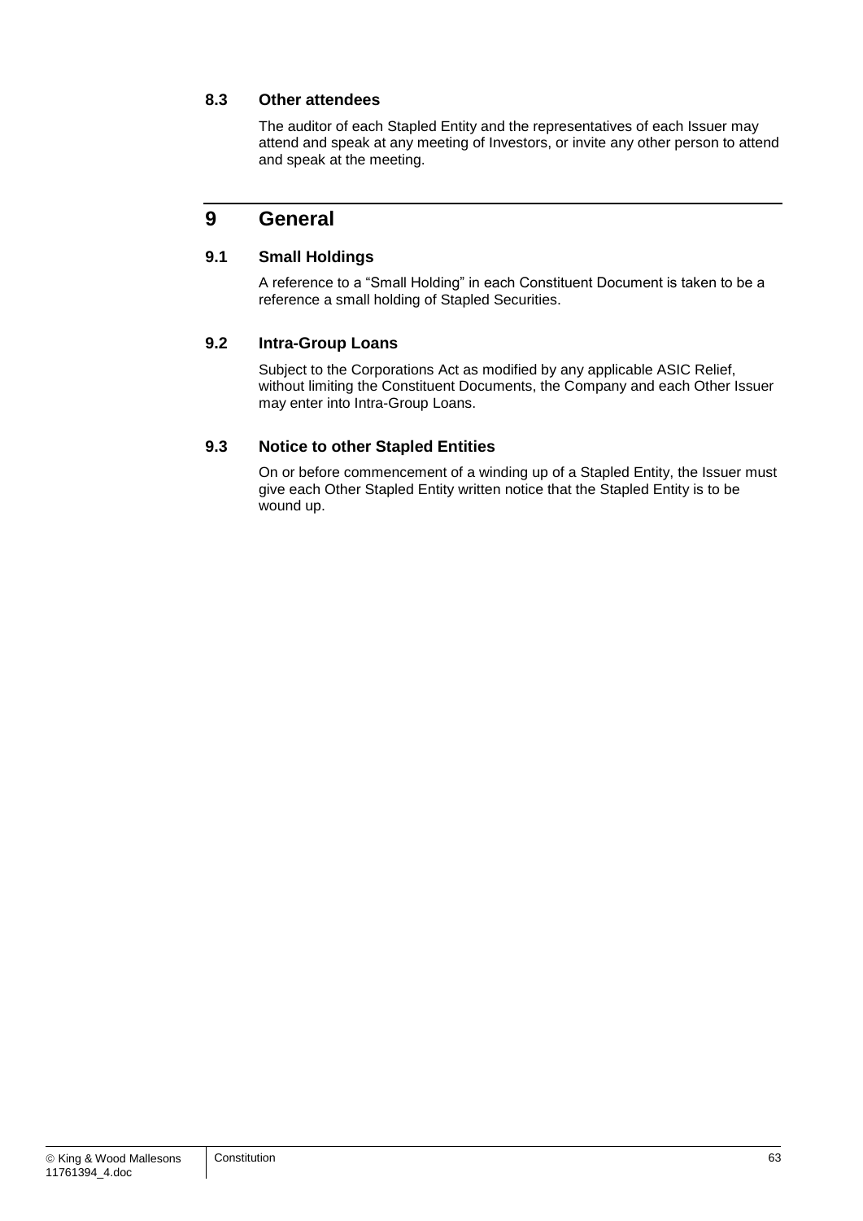### 8.3 Other attendees

The auditor of each Stapled Entity and the representatives of each Issuer may attend and speak at any meeting of Investors, or invite any other person to attend and speak at the meeting.

## 9 General

### 9.1 Small Holdings

A reference to a "Small Holding" in each Constituent Document is taken to be a reference a small holding of Stapled Securities.

### 9.2 Intra-Group Loans

Subject to the Corporations Act as modified by any applicable ASIC Relief, without limiting the Constituent Documents, the Company and each Other Issuer may enter into Intra-Group Loans.

### 9.3 Notice to other Stapled Entities

On or before commencement of a winding up of a Stapled Entity, the Issuer must give each Other Stapled Entity written notice that the Stapled Entity is to be wound up.